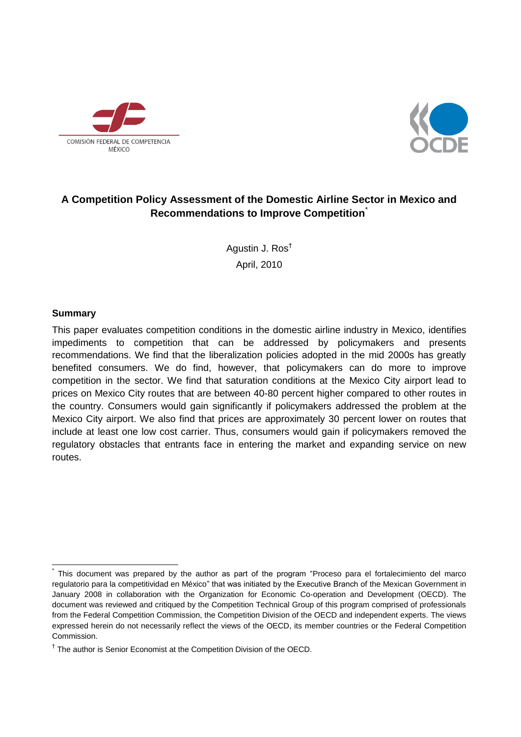COMISIÓN FEDERAL DE COMPETENCIA
MÉXICO

OCDE

# A Competition Policy Assessment of the Domestic Airline Sector in Mexico and Recommendations to Improve Competition[*]

Agustin J. Ros[†]

April, 2010

**Summary**

This paper evaluates competition conditions in the domestic airline industry in Mexico, identifies impediments to competition that can be addressed by policymakers and presents recommendations. We find that the liberalization policies adopted in the mid 2000s has greatly benefited consumers. We do find, however, that policymakers can do more to improve competition in the sector. We find that saturation conditions at the Mexico City airport lead to prices on Mexico City routes that are between 40-80 percent higher compared to other routes in the country. Consumers would gain significantly if policymakers addressed the problem at the Mexico City airport. We also find that prices are approximately 30 percent lower on routes that include at least one low cost carrier. Thus, consumers would gain if policymakers removed the regulatory obstacles that entrants face in entering the market and expanding service on new routes.

---

[*] This document was prepared by the author as part of the program "Proceso para el fortalecimiento del marco regulatorio para la competitividad en México" that was initiated by the Executive Branch of the Mexican Government in January 2008 in collaboration with the Organization for Economic Co-operation and Development (OECD). The document was reviewed and critiqued by the Competition Technical Group of this program comprised of professionals from the Federal Competition Commission, the Competition Division of the OECD and independent experts. The views expressed herein do not necessarily reflect the views of the OECD, its member countries or the Federal Competition Commission.

[†] The author is Senior Economist at the Competition Division of the OECD.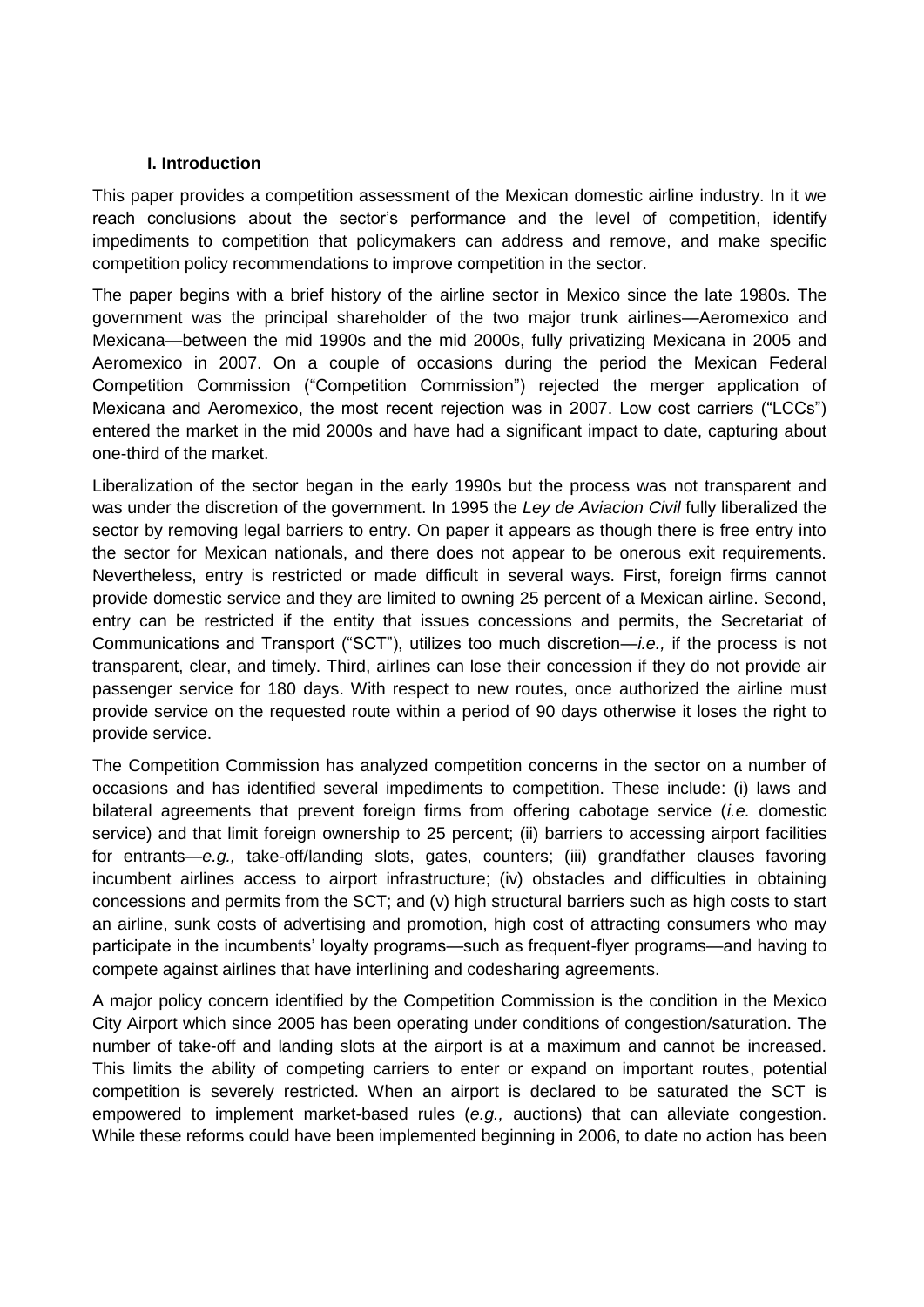## I. Introduction

This paper provides a competition assessment of the Mexican domestic airline industry. In it we reach conclusions about the sector's performance and the level of competition, identify impediments to competition that policymakers can address and remove, and make specific competition policy recommendations to improve competition in the sector.

The paper begins with a brief history of the airline sector in Mexico since the late 1980s. The government was the principal shareholder of the two major trunk airlines—Aeromexico and Mexicana—between the mid 1990s and the mid 2000s, fully privatizing Mexicana in 2005 and Aeromexico in 2007. On a couple of occasions during the period the Mexican Federal Competition Commission ("Competition Commission") rejected the merger application of Mexicana and Aeromexico, the most recent rejection was in 2007. Low cost carriers ("LCCs") entered the market in the mid 2000s and have had a significant impact to date, capturing about one-third of the market.

Liberalization of the sector began in the early 1990s but the process was not transparent and was under the discretion of the government. In 1995 the *Ley de Aviacion Civil* fully liberalized the sector by removing legal barriers to entry. On paper it appears as though there is free entry into the sector for Mexican nationals, and there does not appear to be onerous exit requirements. Nevertheless, entry is restricted or made difficult in several ways. First, foreign firms cannot provide domestic service and they are limited to owning 25 percent of a Mexican airline. Second, entry can be restricted if the entity that issues concessions and permits, the Secretariat of Communications and Transport ("SCT"), utilizes too much discretion—*i.e.,* if the process is not transparent, clear, and timely. Third, airlines can lose their concession if they do not provide air passenger service for 180 days. With respect to new routes, once authorized the airline must provide service on the requested route within a period of 90 days otherwise it loses the right to provide service.

The Competition Commission has analyzed competition concerns in the sector on a number of occasions and has identified several impediments to competition. These include: (i) laws and bilateral agreements that prevent foreign firms from offering cabotage service (*i.e.* domestic service) and that limit foreign ownership to 25 percent; (ii) barriers to accessing airport facilities for entrants—*e.g.,* take-off/landing slots, gates, counters; (iii) grandfather clauses favoring incumbent airlines access to airport infrastructure; (iv) obstacles and difficulties in obtaining concessions and permits from the SCT; and (v) high structural barriers such as high costs to start an airline, sunk costs of advertising and promotion, high cost of attracting consumers who may participate in the incumbents' loyalty programs—such as frequent-flyer programs—and having to compete against airlines that have interlining and codesharing agreements.

A major policy concern identified by the Competition Commission is the condition in the Mexico City Airport which since 2005 has been operating under conditions of congestion/saturation. The number of take-off and landing slots at the airport is at a maximum and cannot be increased. This limits the ability of competing carriers to enter or expand on important routes, potential competition is severely restricted. When an airport is declared to be saturated the SCT is empowered to implement market-based rules (*e.g.,* auctions) that can alleviate congestion. While these reforms could have been implemented beginning in 2006, to date no action has been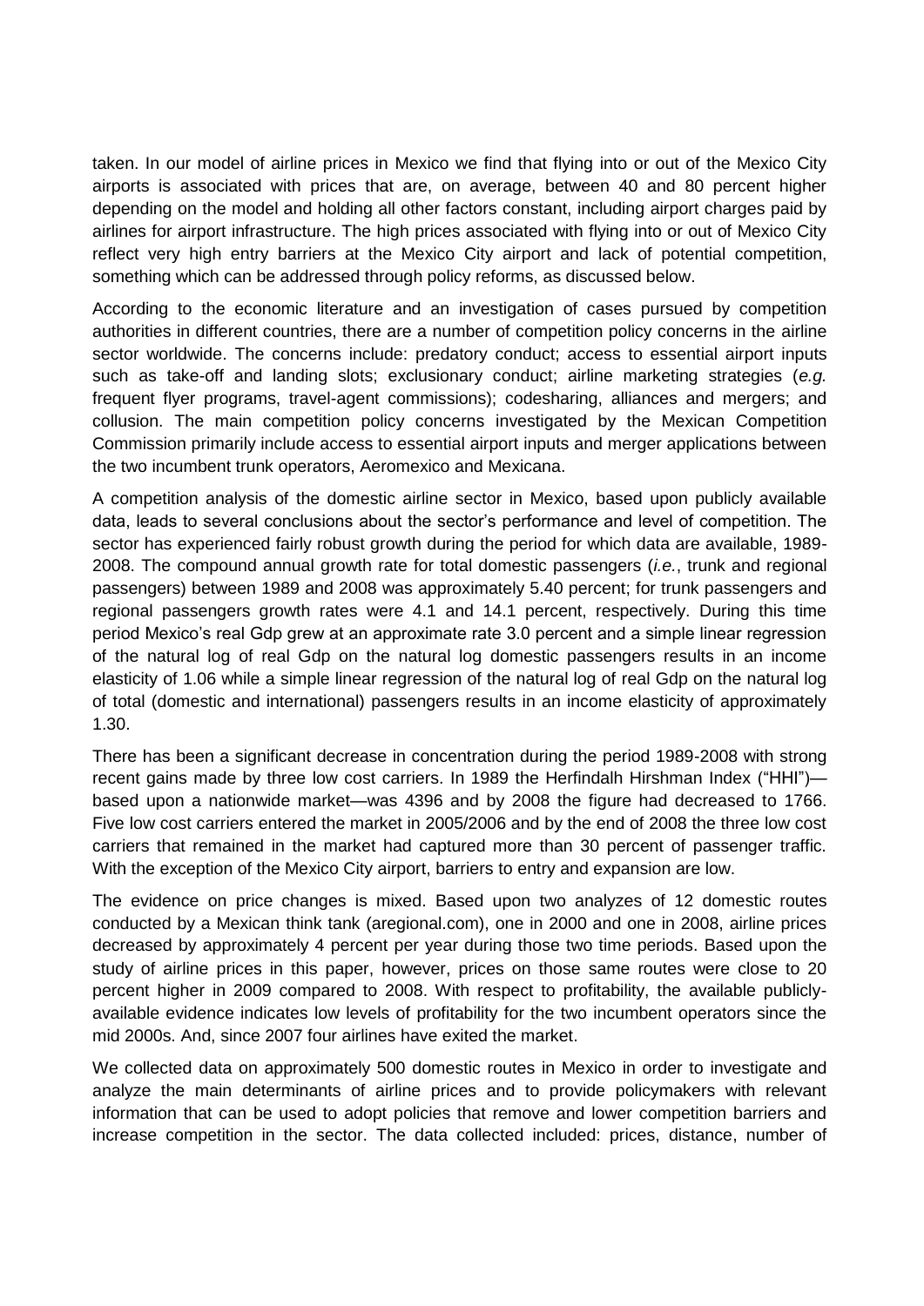taken. In our model of airline prices in Mexico we find that flying into or out of the Mexico City airports is associated with prices that are, on average, between 40 and 80 percent higher depending on the model and holding all other factors constant, including airport charges paid by airlines for airport infrastructure. The high prices associated with flying into or out of Mexico City reflect very high entry barriers at the Mexico City airport and lack of potential competition, something which can be addressed through policy reforms, as discussed below.

According to the economic literature and an investigation of cases pursued by competition authorities in different countries, there are a number of competition policy concerns in the airline sector worldwide. The concerns include: predatory conduct; access to essential airport inputs such as take-off and landing slots; exclusionary conduct; airline marketing strategies (*e.g.* frequent flyer programs, travel-agent commissions); codesharing, alliances and mergers; and collusion. The main competition policy concerns investigated by the Mexican Competition Commission primarily include access to essential airport inputs and merger applications between the two incumbent trunk operators, Aeromexico and Mexicana.

A competition analysis of the domestic airline sector in Mexico, based upon publicly available data, leads to several conclusions about the sector's performance and level of competition. The sector has experienced fairly robust growth during the period for which data are available, 1989-2008. The compound annual growth rate for total domestic passengers (*i.e.*, trunk and regional passengers) between 1989 and 2008 was approximately 5.40 percent; for trunk passengers and regional passengers growth rates were 4.1 and 14.1 percent, respectively. During this time period Mexico's real Gdp grew at an approximate rate 3.0 percent and a simple linear regression of the natural log of real Gdp on the natural log domestic passengers results in an income elasticity of 1.06 while a simple linear regression of the natural log of real Gdp on the natural log of total (domestic and international) passengers results in an income elasticity of approximately 1.30.

There has been a significant decrease in concentration during the period 1989-2008 with strong recent gains made by three low cost carriers. In 1989 the Herfindalh Hirshman Index ("HHI")—based upon a nationwide market—was 4396 and by 2008 the figure had decreased to 1766. Five low cost carriers entered the market in 2005/2006 and by the end of 2008 the three low cost carriers that remained in the market had captured more than 30 percent of passenger traffic. With the exception of the Mexico City airport, barriers to entry and expansion are low.

The evidence on price changes is mixed. Based upon two analyzes of 12 domestic routes conducted by a Mexican think tank (aregional.com), one in 2000 and one in 2008, airline prices decreased by approximately 4 percent per year during those two time periods. Based upon the study of airline prices in this paper, however, prices on those same routes were close to 20 percent higher in 2009 compared to 2008. With respect to profitability, the available publicly-available evidence indicates low levels of profitability for the two incumbent operators since the mid 2000s. And, since 2007 four airlines have exited the market.

We collected data on approximately 500 domestic routes in Mexico in order to investigate and analyze the main determinants of airline prices and to provide policymakers with relevant information that can be used to adopt policies that remove and lower competition barriers and increase competition in the sector. The data collected included: prices, distance, number of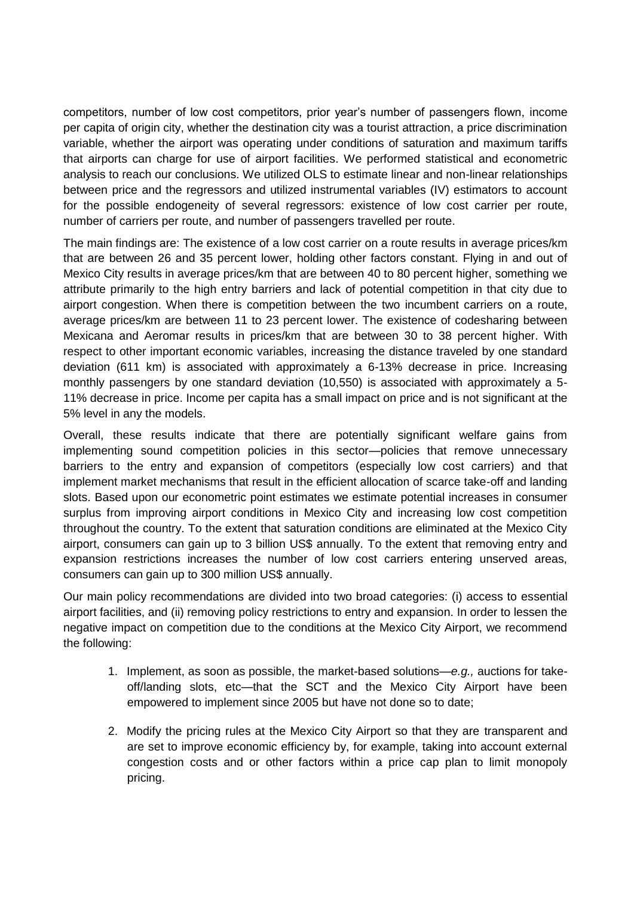competitors, number of low cost competitors, prior year's number of passengers flown, income per capita of origin city, whether the destination city was a tourist attraction, a price discrimination variable, whether the airport was operating under conditions of saturation and maximum tariffs that airports can charge for use of airport facilities. We performed statistical and econometric analysis to reach our conclusions. We utilized OLS to estimate linear and non-linear relationships between price and the regressors and utilized instrumental variables (IV) estimators to account for the possible endogeneity of several regressors: existence of low cost carrier per route, number of carriers per route, and number of passengers travelled per route.

The main findings are: The existence of a low cost carrier on a route results in average prices/km that are between 26 and 35 percent lower, holding other factors constant. Flying in and out of Mexico City results in average prices/km that are between 40 to 80 percent higher, something we attribute primarily to the high entry barriers and lack of potential competition in that city due to airport congestion. When there is competition between the two incumbent carriers on a route, average prices/km are between 11 to 23 percent lower. The existence of codesharing between Mexicana and Aeromar results in prices/km that are between 30 to 38 percent higher. With respect to other important economic variables, increasing the distance traveled by one standard deviation (611 km) is associated with approximately a 6-13% decrease in price. Increasing monthly passengers by one standard deviation (10,550) is associated with approximately a 5-11% decrease in price. Income per capita has a small impact on price and is not significant at the 5% level in any the models.

Overall, these results indicate that there are potentially significant welfare gains from implementing sound competition policies in this sector—policies that remove unnecessary barriers to the entry and expansion of competitors (especially low cost carriers) and that implement market mechanisms that result in the efficient allocation of scarce take-off and landing slots. Based upon our econometric point estimates we estimate potential increases in consumer surplus from improving airport conditions in Mexico City and increasing low cost competition throughout the country. To the extent that saturation conditions are eliminated at the Mexico City airport, consumers can gain up to 3 billion US$ annually. To the extent that removing entry and expansion restrictions increases the number of low cost carriers entering unserved areas, consumers can gain up to 300 million US$ annually.

Our main policy recommendations are divided into two broad categories: (i) access to essential airport facilities, and (ii) removing policy restrictions to entry and expansion. In order to lessen the negative impact on competition due to the conditions at the Mexico City Airport, we recommend the following:

1. Implement, as soon as possible, the market-based solutions—*e.g.,* auctions for take-off/landing slots, etc—that the SCT and the Mexico City Airport have been empowered to implement since 2005 but have not done so to date;

2. Modify the pricing rules at the Mexico City Airport so that they are transparent and are set to improve economic efficiency by, for example, taking into account external congestion costs and or other factors within a price cap plan to limit monopoly pricing.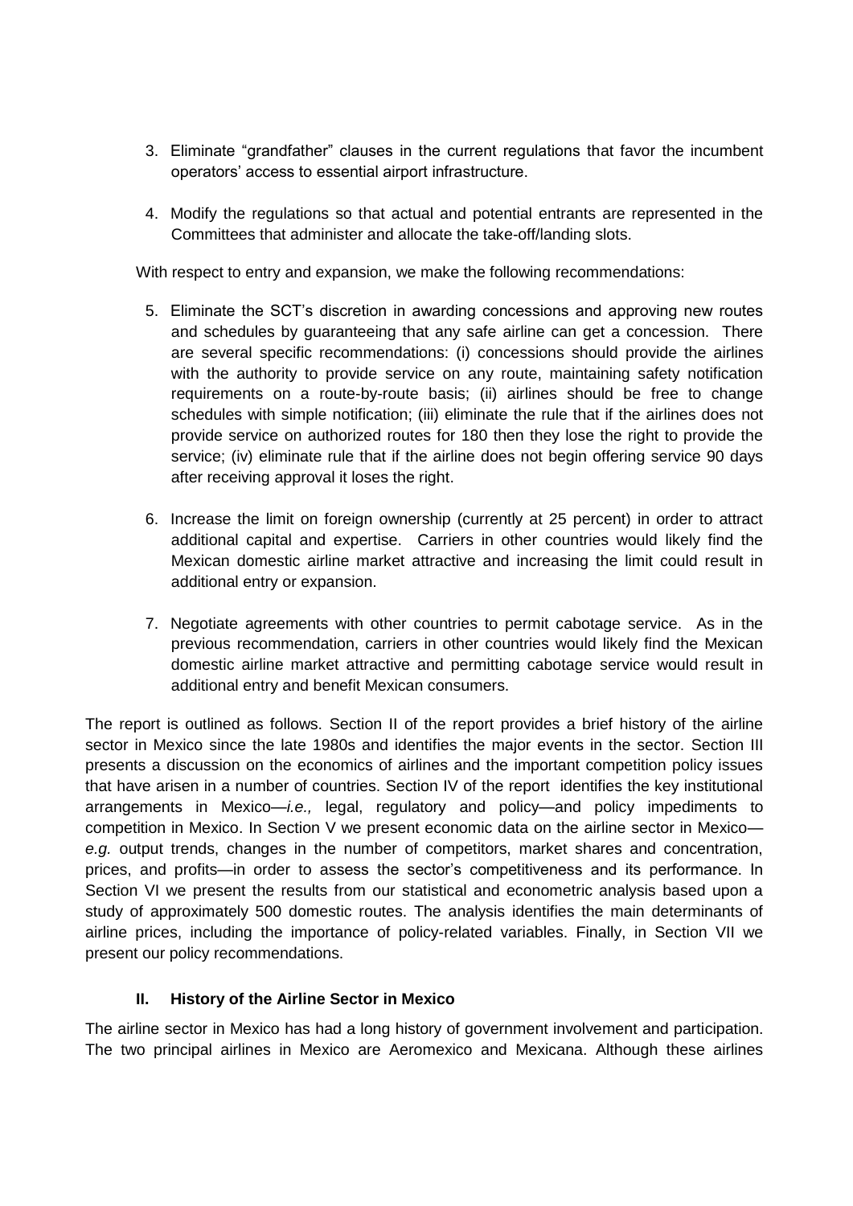3. Eliminate "grandfather" clauses in the current regulations that favor the incumbent operators' access to essential airport infrastructure.

4. Modify the regulations so that actual and potential entrants are represented in the Committees that administer and allocate the take-off/landing slots.

With respect to entry and expansion, we make the following recommendations:

5. Eliminate the SCT's discretion in awarding concessions and approving new routes and schedules by guaranteeing that any safe airline can get a concession. There are several specific recommendations: (i) concessions should provide the airlines with the authority to provide service on any route, maintaining safety notification requirements on a route-by-route basis; (ii) airlines should be free to change schedules with simple notification; (iii) eliminate the rule that if the airlines does not provide service on authorized routes for 180 then they lose the right to provide the service; (iv) eliminate rule that if the airline does not begin offering service 90 days after receiving approval it loses the right.

6. Increase the limit on foreign ownership (currently at 25 percent) in order to attract additional capital and expertise. Carriers in other countries would likely find the Mexican domestic airline market attractive and increasing the limit could result in additional entry or expansion.

7. Negotiate agreements with other countries to permit cabotage service. As in the previous recommendation, carriers in other countries would likely find the Mexican domestic airline market attractive and permitting cabotage service would result in additional entry and benefit Mexican consumers.

The report is outlined as follows. Section II of the report provides a brief history of the airline sector in Mexico since the late 1980s and identifies the major events in the sector. Section III presents a discussion on the economics of airlines and the important competition policy issues that have arisen in a number of countries. Section IV of the report identifies the key institutional arrangements in Mexico—*i.e.,* legal, regulatory and policy—and policy impediments to competition in Mexico. In Section V we present economic data on the airline sector in Mexico—*e.g.* output trends, changes in the number of competitors, market shares and concentration, prices, and profits—in order to assess the sector's competitiveness and its performance. In Section VI we present the results from our statistical and econometric analysis based upon a study of approximately 500 domestic routes. The analysis identifies the main determinants of airline prices, including the importance of policy-related variables. Finally, in Section VII we present our policy recommendations.

## II. History of the Airline Sector in Mexico

The airline sector in Mexico has had a long history of government involvement and participation. The two principal airlines in Mexico are Aeromexico and Mexicana. Although these airlines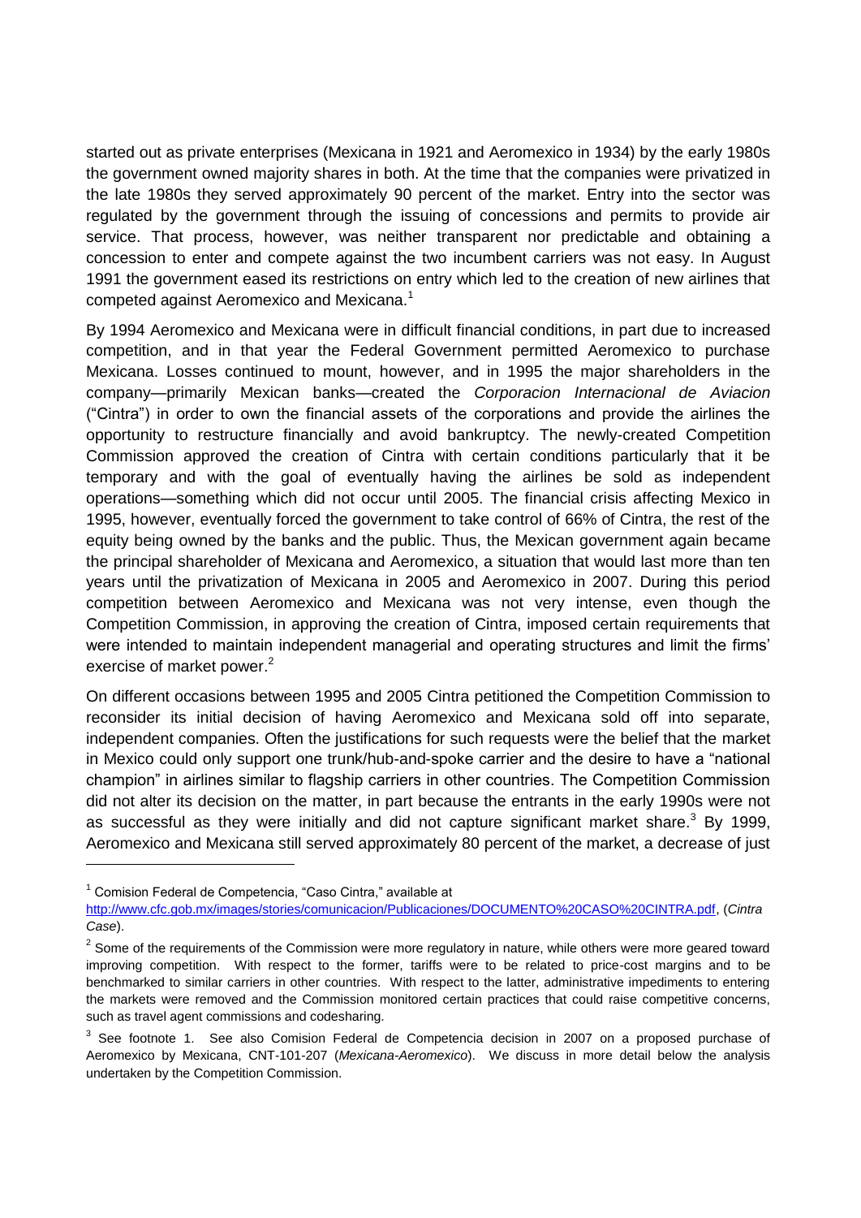started out as private enterprises (Mexicana in 1921 and Aeromexico in 1934) by the early 1980s the government owned majority shares in both. At the time that the companies were privatized in the late 1980s they served approximately 90 percent of the market. Entry into the sector was regulated by the government through the issuing of concessions and permits to provide air service. That process, however, was neither transparent nor predictable and obtaining a concession to enter and compete against the two incumbent carriers was not easy. In August 1991 the government eased its restrictions on entry which led to the creation of new airlines that competed against Aeromexico and Mexicana.[1]

By 1994 Aeromexico and Mexicana were in difficult financial conditions, in part due to increased competition, and in that year the Federal Government permitted Aeromexico to purchase Mexicana. Losses continued to mount, however, and in 1995 the major shareholders in the company—primarily Mexican banks—created the *Corporacion Internacional de Aviacion* ("Cintra") in order to own the financial assets of the corporations and provide the airlines the opportunity to restructure financially and avoid bankruptcy. The newly-created Competition Commission approved the creation of Cintra with certain conditions particularly that it be temporary and with the goal of eventually having the airlines be sold as independent operations—something which did not occur until 2005. The financial crisis affecting Mexico in 1995, however, eventually forced the government to take control of 66% of Cintra, the rest of the equity being owned by the banks and the public. Thus, the Mexican government again became the principal shareholder of Mexicana and Aeromexico, a situation that would last more than ten years until the privatization of Mexicana in 2005 and Aeromexico in 2007. During this period competition between Aeromexico and Mexicana was not very intense, even though the Competition Commission, in approving the creation of Cintra, imposed certain requirements that were intended to maintain independent managerial and operating structures and limit the firms' exercise of market power.[2]

On different occasions between 1995 and 2005 Cintra petitioned the Competition Commission to reconsider its initial decision of having Aeromexico and Mexicana sold off into separate, independent companies. Often the justifications for such requests were the belief that the market in Mexico could only support one trunk/hub-and-spoke carrier and the desire to have a "national champion" in airlines similar to flagship carriers in other countries. The Competition Commission did not alter its decision on the matter, in part because the entrants in the early 1990s were not as successful as they were initially and did not capture significant market share.[3] By 1999, Aeromexico and Mexicana still served approximately 80 percent of the market, a decrease of just

---

[1] Comision Federal de Competencia, "Caso Cintra," available at http://www.cfc.gob.mx/images/stories/comunicacion/Publicaciones/DOCUMENTO%20CASO%20CINTRA.pdf, (*Cintra Case*).

[2] Some of the requirements of the Commission were more regulatory in nature, while others were more geared toward improving competition. With respect to the former, tariffs were to be related to price-cost margins and to be benchmarked to similar carriers in other countries. With respect to the latter, administrative impediments to entering the markets were removed and the Commission monitored certain practices that could raise competitive concerns, such as travel agent commissions and codesharing.

[3] See footnote 1. See also Comision Federal de Competencia decision in 2007 on a proposed purchase of Aeromexico by Mexicana, CNT-101-207 (*Mexicana-Aeromexico*). We discuss in more detail below the analysis undertaken by the Competition Commission.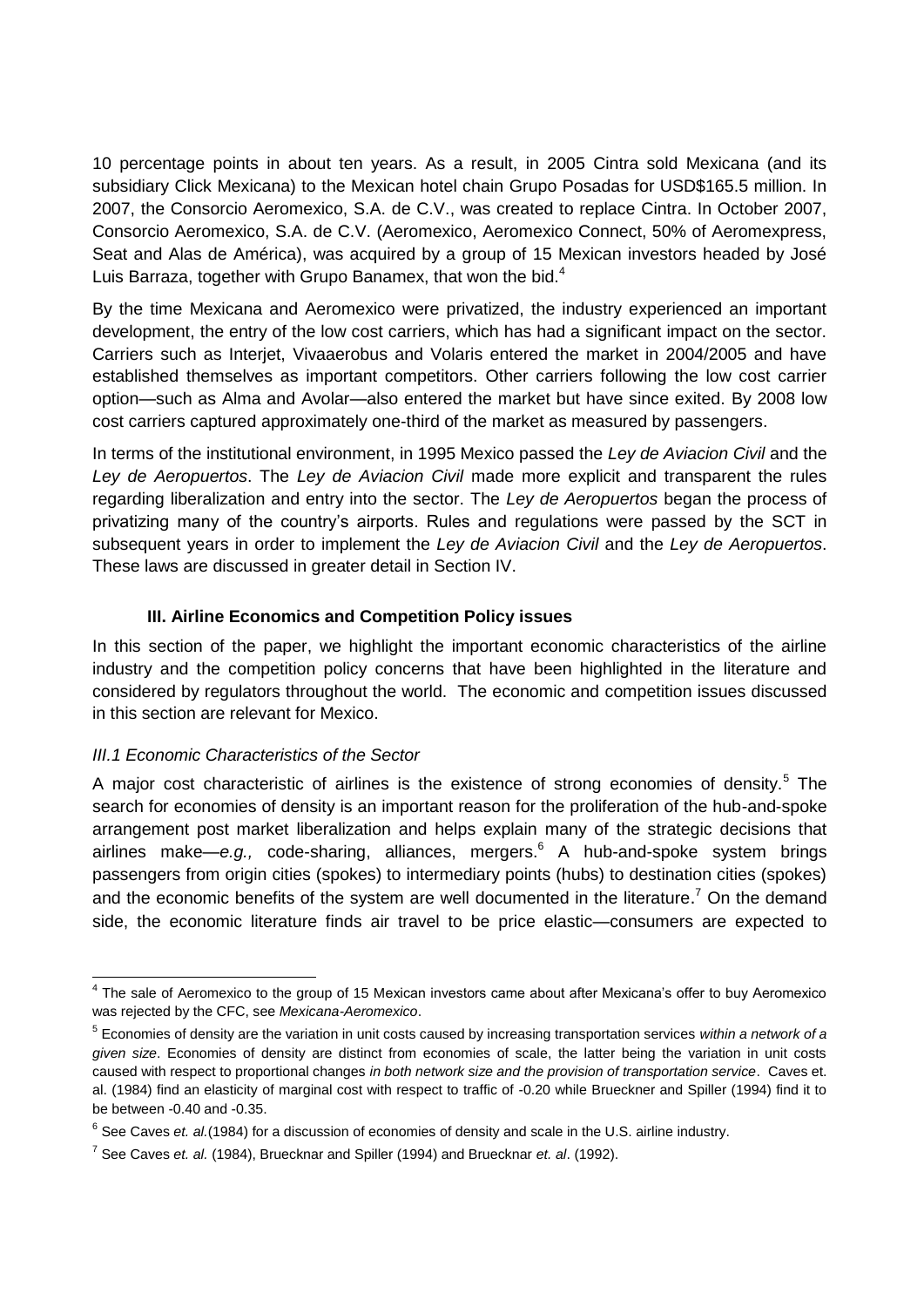10 percentage points in about ten years. As a result, in 2005 Cintra sold Mexicana (and its subsidiary Click Mexicana) to the Mexican hotel chain Grupo Posadas for USD$165.5 million. In 2007, the Consorcio Aeromexico, S.A. de C.V., was created to replace Cintra. In October 2007, Consorcio Aeromexico, S.A. de C.V. (Aeromexico, Aeromexico Connect, 50% of Aeromexpress, Seat and Alas de América), was acquired by a group of 15 Mexican investors headed by José Luis Barraza, together with Grupo Banamex, that won the bid.[4]

By the time Mexicana and Aeromexico were privatized, the industry experienced an important development, the entry of the low cost carriers, which has had a significant impact on the sector. Carriers such as Interjet, Vivaaerobus and Volaris entered the market in 2004/2005 and have established themselves as important competitors. Other carriers following the low cost carrier option—such as Alma and Avolar—also entered the market but have since exited. By 2008 low cost carriers captured approximately one-third of the market as measured by passengers.

In terms of the institutional environment, in 1995 Mexico passed the *Ley de Aviacion Civil* and the *Ley de Aeropuertos*. The *Ley de Aviacion Civil* made more explicit and transparent the rules regarding liberalization and entry into the sector. The *Ley de Aeropuertos* began the process of privatizing many of the country's airports. Rules and regulations were passed by the SCT in subsequent years in order to implement the *Ley de Aviacion Civil* and the *Ley de Aeropuertos*. These laws are discussed in greater detail in Section IV.

## III. Airline Economics and Competition Policy issues

In this section of the paper, we highlight the important economic characteristics of the airline industry and the competition policy concerns that have been highlighted in the literature and considered by regulators throughout the world. The economic and competition issues discussed in this section are relevant for Mexico.

### *III.1 Economic Characteristics of the Sector*

A major cost characteristic of airlines is the existence of strong economies of density.[5] The search for economies of density is an important reason for the proliferation of the hub-and-spoke arrangement post market liberalization and helps explain many of the strategic decisions that airlines make—*e.g.,* code-sharing, alliances, mergers.[6] A hub-and-spoke system brings passengers from origin cities (spokes) to intermediary points (hubs) to destination cities (spokes) and the economic benefits of the system are well documented in the literature.[7] On the demand side, the economic literature finds air travel to be price elastic—consumers are expected to

---

[4] The sale of Aeromexico to the group of 15 Mexican investors came about after Mexicana's offer to buy Aeromexico was rejected by the CFC, see *Mexicana-Aeromexico*.

[5] Economies of density are the variation in unit costs caused by increasing transportation services *within a network of a given size*. Economies of density are distinct from economies of scale, the latter being the variation in unit costs caused with respect to proportional changes *in both network size and the provision of transportation service*. Caves et. al. (1984) find an elasticity of marginal cost with respect to traffic of -0.20 while Brueckner and Spiller (1994) find it to be between -0.40 and -0.35.

[6] See Caves *et. al.*(1984) for a discussion of economies of density and scale in the U.S. airline industry.

[7] See Caves *et. al.* (1984), Bruecknar and Spiller (1994) and Bruecknar *et. al*. (1992).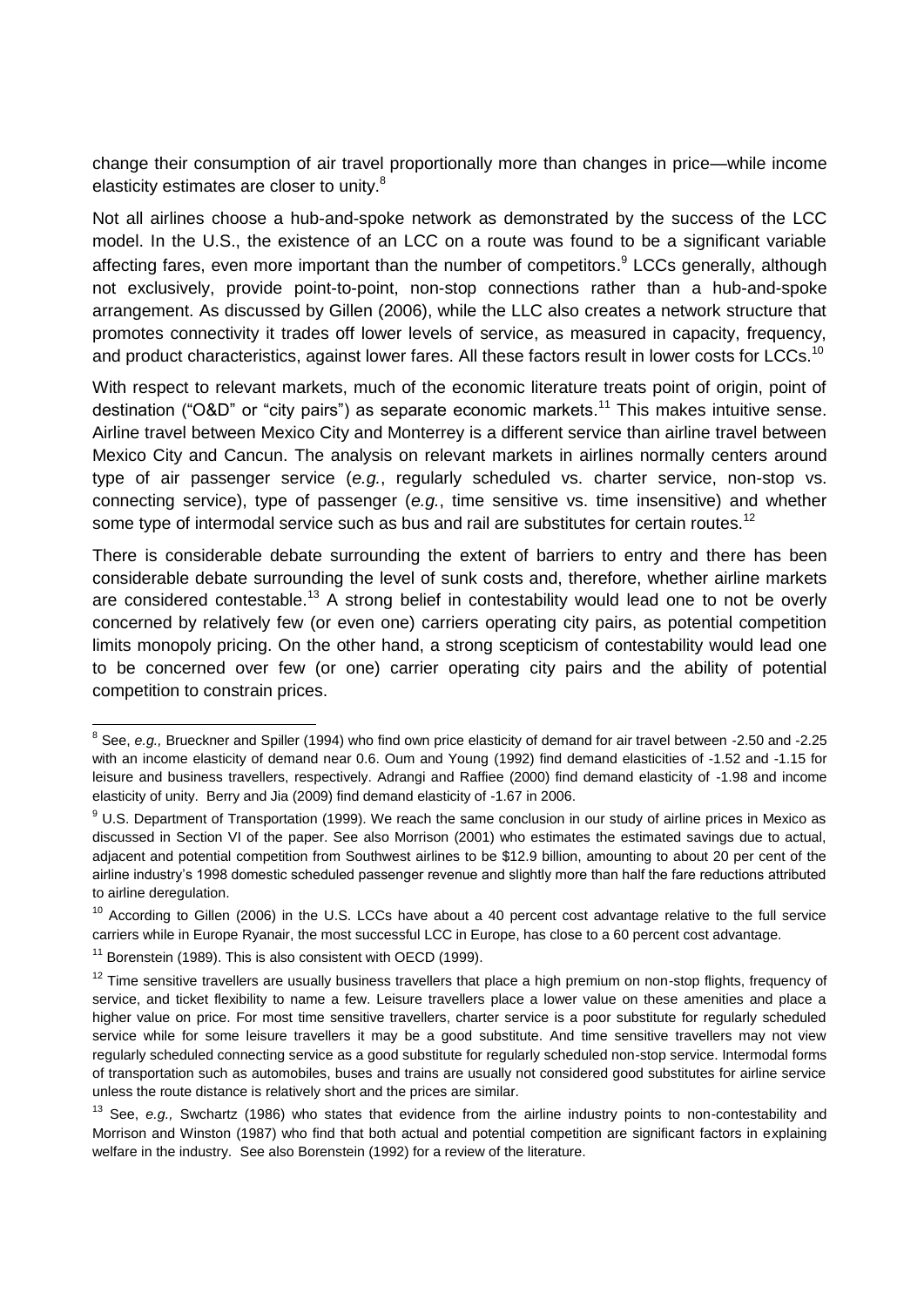change their consumption of air travel proportionally more than changes in price—while income elasticity estimates are closer to unity.[8]

Not all airlines choose a hub-and-spoke network as demonstrated by the success of the LCC model. In the U.S., the existence of an LCC on a route was found to be a significant variable affecting fares, even more important than the number of competitors.[9] LCCs generally, although not exclusively, provide point-to-point, non-stop connections rather than a hub-and-spoke arrangement. As discussed by Gillen (2006), while the LLC also creates a network structure that promotes connectivity it trades off lower levels of service, as measured in capacity, frequency, and product characteristics, against lower fares. All these factors result in lower costs for LCCs.[10]

With respect to relevant markets, much of the economic literature treats point of origin, point of destination ("O&D" or "city pairs") as separate economic markets.[11] This makes intuitive sense. Airline travel between Mexico City and Monterrey is a different service than airline travel between Mexico City and Cancun. The analysis on relevant markets in airlines normally centers around type of air passenger service (*e.g.*, regularly scheduled vs. charter service, non-stop vs. connecting service), type of passenger (*e.g.*, time sensitive vs. time insensitive) and whether some type of intermodal service such as bus and rail are substitutes for certain routes.[12]

There is considerable debate surrounding the extent of barriers to entry and there has been considerable debate surrounding the level of sunk costs and, therefore, whether airline markets are considered contestable.[13] A strong belief in contestability would lead one to not be overly concerned by relatively few (or even one) carriers operating city pairs, as potential competition limits monopoly pricing. On the other hand, a strong scepticism of contestability would lead one to be concerned over few (or one) carrier operating city pairs and the ability of potential competition to constrain prices.

---

[8] See, *e.g.,* Brueckner and Spiller (1994) who find own price elasticity of demand for air travel between -2.50 and -2.25 with an income elasticity of demand near 0.6. Oum and Young (1992) find demand elasticities of -1.52 and -1.15 for leisure and business travellers, respectively. Adrangi and Raffiee (2000) find demand elasticity of -1.98 and income elasticity of unity. Berry and Jia (2009) find demand elasticity of -1.67 in 2006.

[9] U.S. Department of Transportation (1999). We reach the same conclusion in our study of airline prices in Mexico as discussed in Section VI of the paper. See also Morrison (2001) who estimates the estimated savings due to actual, adjacent and potential competition from Southwest airlines to be $12.9 billion, amounting to about 20 per cent of the airline industry's 1998 domestic scheduled passenger revenue and slightly more than half the fare reductions attributed to airline deregulation.

[10] According to Gillen (2006) in the U.S. LCCs have about a 40 percent cost advantage relative to the full service carriers while in Europe Ryanair, the most successful LCC in Europe, has close to a 60 percent cost advantage.

[11] Borenstein (1989). This is also consistent with OECD (1999).

[12] Time sensitive travellers are usually business travellers that place a high premium on non-stop flights, frequency of service, and ticket flexibility to name a few. Leisure travellers place a lower value on these amenities and place a higher value on price. For most time sensitive travellers, charter service is a poor substitute for regularly scheduled service while for some leisure travellers it may be a good substitute. And time sensitive travellers may not view regularly scheduled connecting service as a good substitute for regularly scheduled non-stop service. Intermodal forms of transportation such as automobiles, buses and trains are usually not considered good substitutes for airline service unless the route distance is relatively short and the prices are similar.

[13] See, *e.g.,* Swchartz (1986) who states that evidence from the airline industry points to non-contestability and Morrison and Winston (1987) who find that both actual and potential competition are significant factors in explaining welfare in the industry. See also Borenstein (1992) for a review of the literature.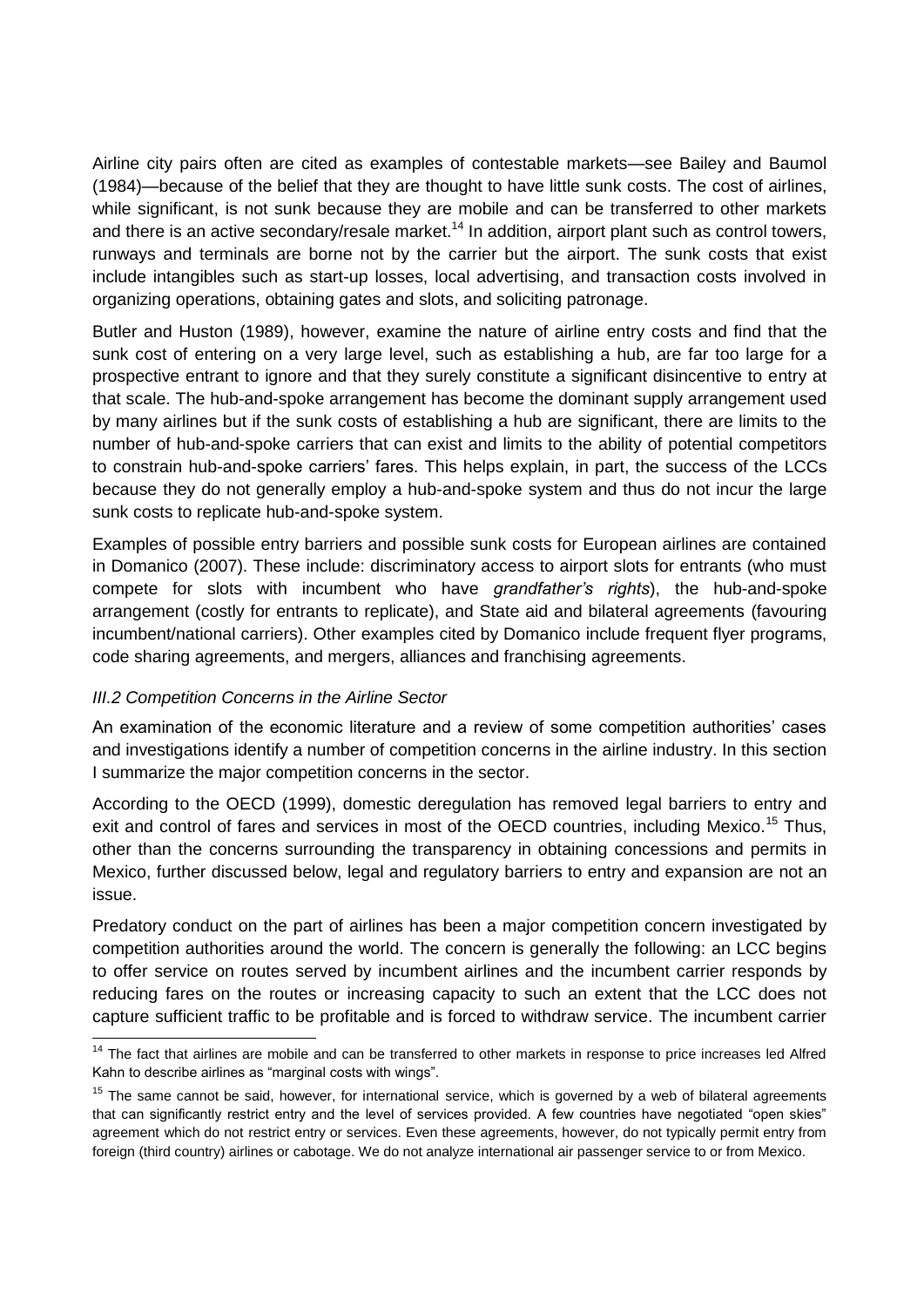Airline city pairs often are cited as examples of contestable markets—see Bailey and Baumol (1984)—because of the belief that they are thought to have little sunk costs. The cost of airlines, while significant, is not sunk because they are mobile and can be transferred to other markets and there is an active secondary/resale market.[14] In addition, airport plant such as control towers, runways and terminals are borne not by the carrier but the airport. The sunk costs that exist include intangibles such as start-up losses, local advertising, and transaction costs involved in organizing operations, obtaining gates and slots, and soliciting patronage.

Butler and Huston (1989), however, examine the nature of airline entry costs and find that the sunk cost of entering on a very large level, such as establishing a hub, are far too large for a prospective entrant to ignore and that they surely constitute a significant disincentive to entry at that scale. The hub-and-spoke arrangement has become the dominant supply arrangement used by many airlines but if the sunk costs of establishing a hub are significant, there are limits to the number of hub-and-spoke carriers that can exist and limits to the ability of potential competitors to constrain hub-and-spoke carriers' fares. This helps explain, in part, the success of the LCCs because they do not generally employ a hub-and-spoke system and thus do not incur the large sunk costs to replicate hub-and-spoke system.

Examples of possible entry barriers and possible sunk costs for European airlines are contained in Domanico (2007). These include: discriminatory access to airport slots for entrants (who must compete for slots with incumbent who have *grandfather's rights*), the hub-and-spoke arrangement (costly for entrants to replicate), and State aid and bilateral agreements (favouring incumbent/national carriers). Other examples cited by Domanico include frequent flyer programs, code sharing agreements, and mergers, alliances and franchising agreements.

### *III.2 Competition Concerns in the Airline Sector*

An examination of the economic literature and a review of some competition authorities' cases and investigations identify a number of competition concerns in the airline industry. In this section I summarize the major competition concerns in the sector.

According to the OECD (1999), domestic deregulation has removed legal barriers to entry and exit and control of fares and services in most of the OECD countries, including Mexico.[15] Thus, other than the concerns surrounding the transparency in obtaining concessions and permits in Mexico, further discussed below, legal and regulatory barriers to entry and expansion are not an issue.

Predatory conduct on the part of airlines has been a major competition concern investigated by competition authorities around the world. The concern is generally the following: an LCC begins to offer service on routes served by incumbent airlines and the incumbent carrier responds by reducing fares on the routes or increasing capacity to such an extent that the LCC does not capture sufficient traffic to be profitable and is forced to withdraw service. The incumbent carrier

---

[14] The fact that airlines are mobile and can be transferred to other markets in response to price increases led Alfred Kahn to describe airlines as "marginal costs with wings".

[15] The same cannot be said, however, for international service, which is governed by a web of bilateral agreements that can significantly restrict entry and the level of services provided. A few countries have negotiated "open skies" agreement which do not restrict entry or services. Even these agreements, however, do not typically permit entry from foreign (third country) airlines or cabotage. We do not analyze international air passenger service to or from Mexico.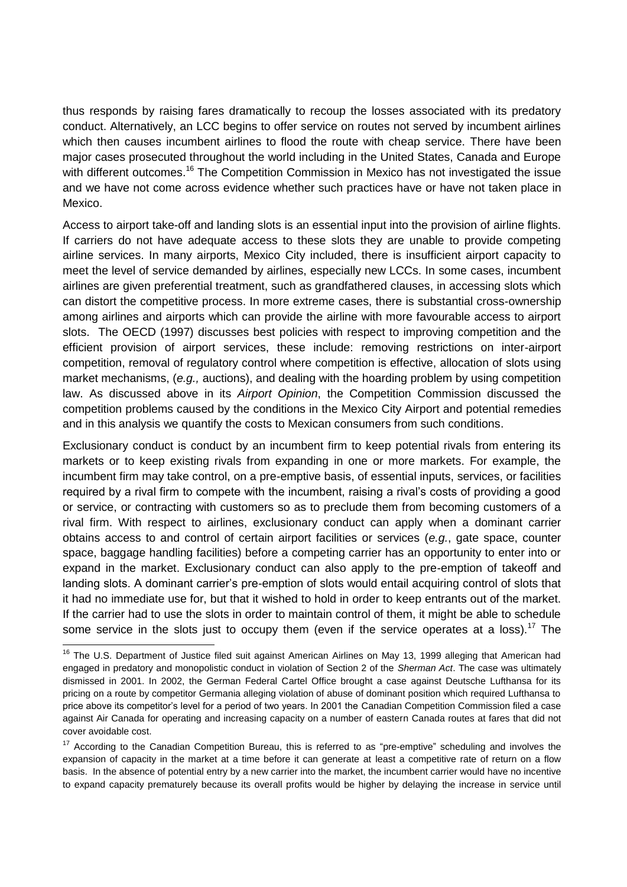thus responds by raising fares dramatically to recoup the losses associated with its predatory conduct. Alternatively, an LCC begins to offer service on routes not served by incumbent airlines which then causes incumbent airlines to flood the route with cheap service. There have been major cases prosecuted throughout the world including in the United States, Canada and Europe with different outcomes.[16] The Competition Commission in Mexico has not investigated the issue and we have not come across evidence whether such practices have or have not taken place in Mexico.

Access to airport take-off and landing slots is an essential input into the provision of airline flights. If carriers do not have adequate access to these slots they are unable to provide competing airline services. In many airports, Mexico City included, there is insufficient airport capacity to meet the level of service demanded by airlines, especially new LCCs. In some cases, incumbent airlines are given preferential treatment, such as grandfathered clauses, in accessing slots which can distort the competitive process. In more extreme cases, there is substantial cross-ownership among airlines and airports which can provide the airline with more favourable access to airport slots. The OECD (1997) discusses best policies with respect to improving competition and the efficient provision of airport services, these include: removing restrictions on inter-airport competition, removal of regulatory control where competition is effective, allocation of slots using market mechanisms, (*e.g.,* auctions), and dealing with the hoarding problem by using competition law. As discussed above in its *Airport Opinion*, the Competition Commission discussed the competition problems caused by the conditions in the Mexico City Airport and potential remedies and in this analysis we quantify the costs to Mexican consumers from such conditions.

Exclusionary conduct is conduct by an incumbent firm to keep potential rivals from entering its markets or to keep existing rivals from expanding in one or more markets. For example, the incumbent firm may take control, on a pre-emptive basis, of essential inputs, services, or facilities required by a rival firm to compete with the incumbent, raising a rival's costs of providing a good or service, or contracting with customers so as to preclude them from becoming customers of a rival firm. With respect to airlines, exclusionary conduct can apply when a dominant carrier obtains access to and control of certain airport facilities or services (*e.g.*, gate space, counter space, baggage handling facilities) before a competing carrier has an opportunity to enter into or expand in the market. Exclusionary conduct can also apply to the pre-emption of takeoff and landing slots. A dominant carrier's pre-emption of slots would entail acquiring control of slots that it had no immediate use for, but that it wished to hold in order to keep entrants out of the market. If the carrier had to use the slots in order to maintain control of them, it might be able to schedule some service in the slots just to occupy them (even if the service operates at a loss).[17] The

---

[16] The U.S. Department of Justice filed suit against American Airlines on May 13, 1999 alleging that American had engaged in predatory and monopolistic conduct in violation of Section 2 of the *Sherman Act*. The case was ultimately dismissed in 2001. In 2002, the German Federal Cartel Office brought a case against Deutsche Lufthansa for its pricing on a route by competitor Germania alleging violation of abuse of dominant position which required Lufthansa to price above its competitor's level for a period of two years. In 2001 the Canadian Competition Commission filed a case against Air Canada for operating and increasing capacity on a number of eastern Canada routes at fares that did not cover avoidable cost.

[17] According to the Canadian Competition Bureau, this is referred to as "pre-emptive" scheduling and involves the expansion of capacity in the market at a time before it can generate at least a competitive rate of return on a flow basis. In the absence of potential entry by a new carrier into the market, the incumbent carrier would have no incentive to expand capacity prematurely because its overall profits would be higher by delaying the increase in service until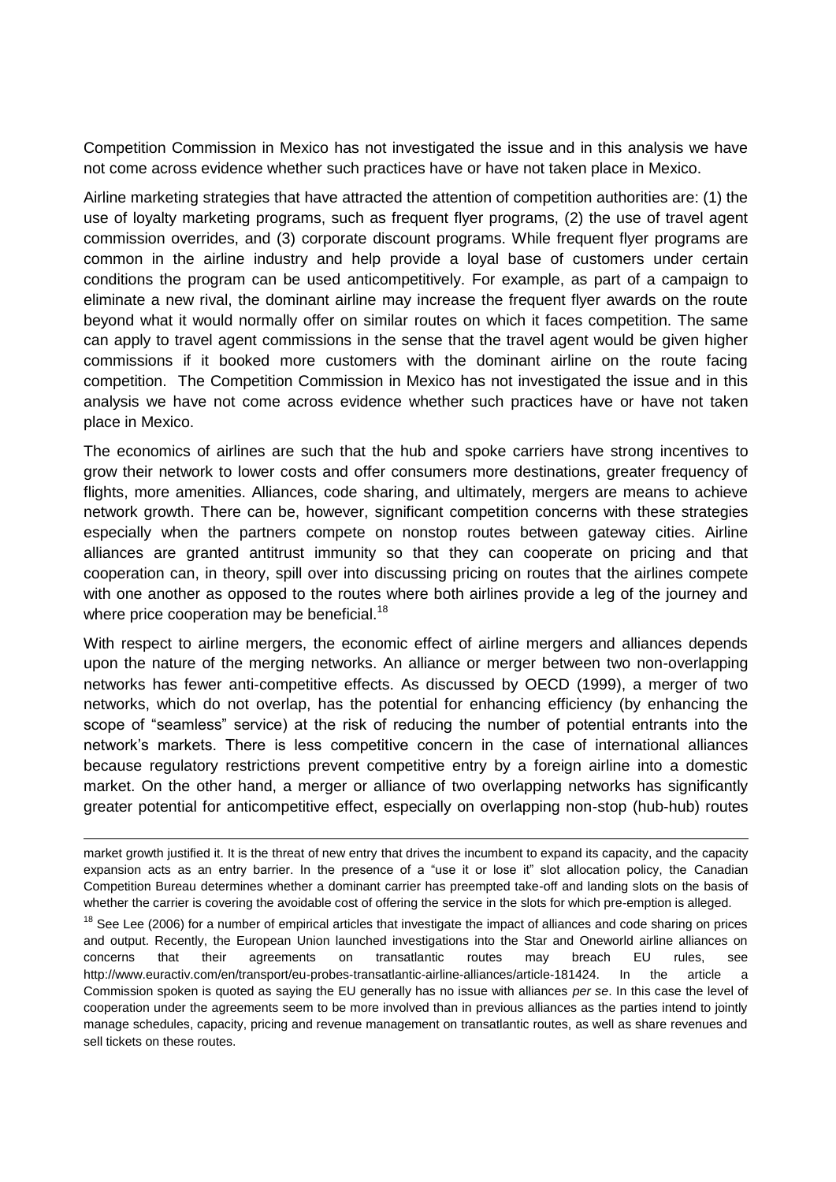Competition Commission in Mexico has not investigated the issue and in this analysis we have not come across evidence whether such practices have or have not taken place in Mexico.

Airline marketing strategies that have attracted the attention of competition authorities are: (1) the use of loyalty marketing programs, such as frequent flyer programs, (2) the use of travel agent commission overrides, and (3) corporate discount programs. While frequent flyer programs are common in the airline industry and help provide a loyal base of customers under certain conditions the program can be used anticompetitively. For example, as part of a campaign to eliminate a new rival, the dominant airline may increase the frequent flyer awards on the route beyond what it would normally offer on similar routes on which it faces competition. The same can apply to travel agent commissions in the sense that the travel agent would be given higher commissions if it booked more customers with the dominant airline on the route facing competition. The Competition Commission in Mexico has not investigated the issue and in this analysis we have not come across evidence whether such practices have or have not taken place in Mexico.

The economics of airlines are such that the hub and spoke carriers have strong incentives to grow their network to lower costs and offer consumers more destinations, greater frequency of flights, more amenities. Alliances, code sharing, and ultimately, mergers are means to achieve network growth. There can be, however, significant competition concerns with these strategies especially when the partners compete on nonstop routes between gateway cities. Airline alliances are granted antitrust immunity so that they can cooperate on pricing and that cooperation can, in theory, spill over into discussing pricing on routes that the airlines compete with one another as opposed to the routes where both airlines provide a leg of the journey and where price cooperation may be beneficial.[18]

With respect to airline mergers, the economic effect of airline mergers and alliances depends upon the nature of the merging networks. An alliance or merger between two non-overlapping networks has fewer anti-competitive effects. As discussed by OECD (1999), a merger of two networks, which do not overlap, has the potential for enhancing efficiency (by enhancing the scope of "seamless" service) at the risk of reducing the number of potential entrants into the network's markets. There is less competitive concern in the case of international alliances because regulatory restrictions prevent competitive entry by a foreign airline into a domestic market. On the other hand, a merger or alliance of two overlapping networks has significantly greater potential for anticompetitive effect, especially on overlapping non-stop (hub-hub) routes

---

market growth justified it. It is the threat of new entry that drives the incumbent to expand its capacity, and the capacity expansion acts as an entry barrier. In the presence of a "use it or lose it" slot allocation policy, the Canadian Competition Bureau determines whether a dominant carrier has preempted take-off and landing slots on the basis of whether the carrier is covering the avoidable cost of offering the service in the slots for which pre-emption is alleged.

[18] See Lee (2006) for a number of empirical articles that investigate the impact of alliances and code sharing on prices and output. Recently, the European Union launched investigations into the Star and Oneworld airline alliances on concerns that their agreements on transatlantic routes may breach EU rules, see http://www.euractiv.com/en/transport/eu-probes-transatlantic-airline-alliances/article-181424. In the article a Commission spoken is quoted as saying the EU generally has no issue with alliances *per se*. In this case the level of cooperation under the agreements seem to be more involved than in previous alliances as the parties intend to jointly manage schedules, capacity, pricing and revenue management on transatlantic routes, as well as share revenues and sell tickets on these routes.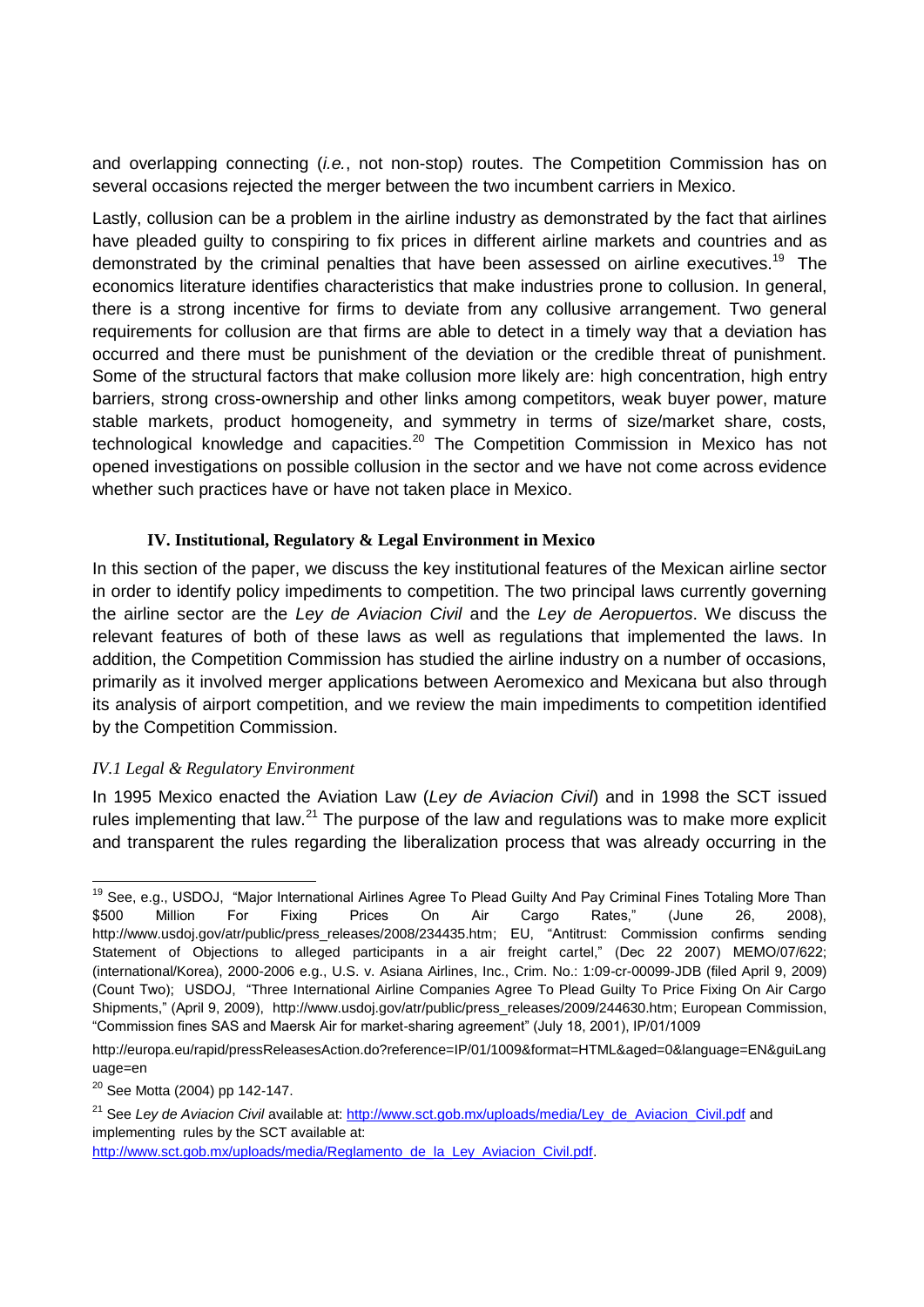and overlapping connecting (*i.e.*, not non-stop) routes. The Competition Commission has on several occasions rejected the merger between the two incumbent carriers in Mexico.

Lastly, collusion can be a problem in the airline industry as demonstrated by the fact that airlines have pleaded guilty to conspiring to fix prices in different airline markets and countries and as demonstrated by the criminal penalties that have been assessed on airline executives.[19] The economics literature identifies characteristics that make industries prone to collusion. In general, there is a strong incentive for firms to deviate from any collusive arrangement. Two general requirements for collusion are that firms are able to detect in a timely way that a deviation has occurred and there must be punishment of the deviation or the credible threat of punishment. Some of the structural factors that make collusion more likely are: high concentration, high entry barriers, strong cross-ownership and other links among competitors, weak buyer power, mature stable markets, product homogeneity, and symmetry in terms of size/market share, costs, technological knowledge and capacities.[20] The Competition Commission in Mexico has not opened investigations on possible collusion in the sector and we have not come across evidence whether such practices have or have not taken place in Mexico.

## IV. Institutional, Regulatory & Legal Environment in Mexico

In this section of the paper, we discuss the key institutional features of the Mexican airline sector in order to identify policy impediments to competition. The two principal laws currently governing the airline sector are the *Ley de Aviacion Civil* and the *Ley de Aeropuertos*. We discuss the relevant features of both of these laws as well as regulations that implemented the laws. In addition, the Competition Commission has studied the airline industry on a number of occasions, primarily as it involved merger applications between Aeromexico and Mexicana but also through its analysis of airport competition, and we review the main impediments to competition identified by the Competition Commission.

### *IV.1 Legal & Regulatory Environment*

In 1995 Mexico enacted the Aviation Law (*Ley de Aviacion Civil*) and in 1998 the SCT issued rules implementing that law.[21] The purpose of the law and regulations was to make more explicit and transparent the rules regarding the liberalization process that was already occurring in the

---

[19] See, e.g., USDOJ, "Major International Airlines Agree To Plead Guilty And Pay Criminal Fines Totaling More Than $500 Million For Fixing Prices On Air Cargo Rates," (June 26, 2008), http://www.usdoj.gov/atr/public/press_releases/2008/234435.htm; EU, "Antitrust: Commission confirms sending Statement of Objections to alleged participants in a air freight cartel," (Dec 22 2007) MEMO/07/622; (international/Korea), 2000-2006 e.g., U.S. v. Asiana Airlines, Inc., Crim. No.: 1:09-cr-00099-JDB (filed April 9, 2009) (Count Two); USDOJ, "Three International Airline Companies Agree To Plead Guilty To Price Fixing On Air Cargo Shipments," (April 9, 2009), http://www.usdoj.gov/atr/public/press_releases/2009/244630.htm; European Commission, "Commission fines SAS and Maersk Air for market-sharing agreement" (July 18, 2001), IP/01/1009

http://europa.eu/rapid/pressReleasesAction.do?reference=IP/01/1009&format=HTML&aged=0&language=EN&guiLanguage=en

[20] See Motta (2004) pp 142-147.

[21] See *Ley de Aviacion Civil* available at: http://www.sct.gob.mx/uploads/media/Ley_de_Aviacion_Civil.pdf and implementing rules by the SCT available at: http://www.sct.gob.mx/uploads/media/Reglamento_de_la_Ley_Aviacion_Civil.pdf.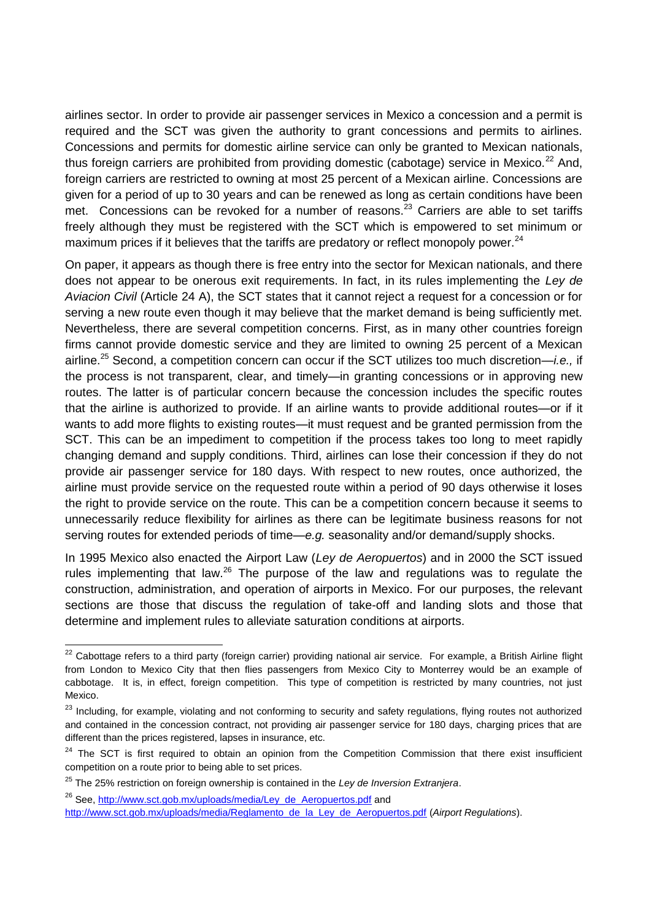airlines sector. In order to provide air passenger services in Mexico a concession and a permit is required and the SCT was given the authority to grant concessions and permits to airlines. Concessions and permits for domestic airline service can only be granted to Mexican nationals, thus foreign carriers are prohibited from providing domestic (cabotage) service in Mexico.[22] And, foreign carriers are restricted to owning at most 25 percent of a Mexican airline. Concessions are given for a period of up to 30 years and can be renewed as long as certain conditions have been met. Concessions can be revoked for a number of reasons.[23] Carriers are able to set tariffs freely although they must be registered with the SCT which is empowered to set minimum or maximum prices if it believes that the tariffs are predatory or reflect monopoly power.[24]

On paper, it appears as though there is free entry into the sector for Mexican nationals, and there does not appear to be onerous exit requirements. In fact, in its rules implementing the *Ley de Aviacion Civil* (Article 24 A), the SCT states that it cannot reject a request for a concession or for serving a new route even though it may believe that the market demand is being sufficiently met. Nevertheless, there are several competition concerns. First, as in many other countries foreign firms cannot provide domestic service and they are limited to owning 25 percent of a Mexican airline.[25] Second, a competition concern can occur if the SCT utilizes too much discretion—*i.e.,* if the process is not transparent, clear, and timely—in granting concessions or in approving new routes. The latter is of particular concern because the concession includes the specific routes that the airline is authorized to provide. If an airline wants to provide additional routes—or if it wants to add more flights to existing routes—it must request and be granted permission from the SCT. This can be an impediment to competition if the process takes too long to meet rapidly changing demand and supply conditions. Third, airlines can lose their concession if they do not provide air passenger service for 180 days. With respect to new routes, once authorized, the airline must provide service on the requested route within a period of 90 days otherwise it loses the right to provide service on the route. This can be a competition concern because it seems to unnecessarily reduce flexibility for airlines as there can be legitimate business reasons for not serving routes for extended periods of time—*e.g.* seasonality and/or demand/supply shocks.

In 1995 Mexico also enacted the Airport Law (*Ley de Aeropuertos*) and in 2000 the SCT issued rules implementing that law.[26] The purpose of the law and regulations was to regulate the construction, administration, and operation of airports in Mexico. For our purposes, the relevant sections are those that discuss the regulation of take-off and landing slots and those that determine and implement rules to alleviate saturation conditions at airports.

---

[22] Cabottage refers to a third party (foreign carrier) providing national air service. For example, a British Airline flight from London to Mexico City that then flies passengers from Mexico City to Monterrey would be an example of cabbotage. It is, in effect, foreign competition. This type of competition is restricted by many countries, not just Mexico.

[23] Including, for example, violating and not conforming to security and safety regulations, flying routes not authorized and contained in the concession contract, not providing air passenger service for 180 days, charging prices that are different than the prices registered, lapses in insurance, etc.

[24] The SCT is first required to obtain an opinion from the Competition Commission that there exist insufficient competition on a route prior to being able to set prices.

[25] The 25% restriction on foreign ownership is contained in the *Ley de Inversion Extranjera*.

[26] See, http://www.sct.gob.mx/uploads/media/Ley_de_Aeropuertos.pdf and http://www.sct.gob.mx/uploads/media/Reglamento_de_la_Ley_de_Aeropuertos.pdf (*Airport Regulations*).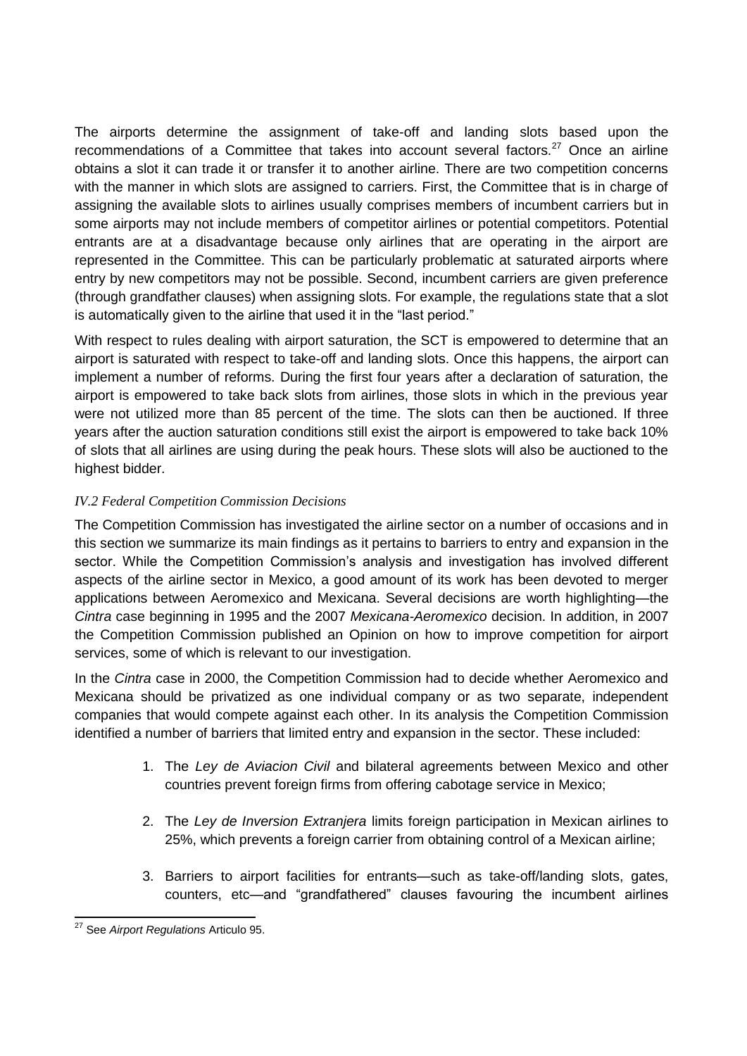The airports determine the assignment of take-off and landing slots based upon the recommendations of a Committee that takes into account several factors.[27] Once an airline obtains a slot it can trade it or transfer it to another airline. There are two competition concerns with the manner in which slots are assigned to carriers. First, the Committee that is in charge of assigning the available slots to airlines usually comprises members of incumbent carriers but in some airports may not include members of competitor airlines or potential competitors. Potential entrants are at a disadvantage because only airlines that are operating in the airport are represented in the Committee. This can be particularly problematic at saturated airports where entry by new competitors may not be possible. Second, incumbent carriers are given preference (through grandfather clauses) when assigning slots. For example, the regulations state that a slot is automatically given to the airline that used it in the "last period."

With respect to rules dealing with airport saturation, the SCT is empowered to determine that an airport is saturated with respect to take-off and landing slots. Once this happens, the airport can implement a number of reforms. During the first four years after a declaration of saturation, the airport is empowered to take back slots from airlines, those slots in which in the previous year were not utilized more than 85 percent of the time. The slots can then be auctioned. If three years after the auction saturation conditions still exist the airport is empowered to take back 10% of slots that all airlines are using during the peak hours. These slots will also be auctioned to the highest bidder.

### *IV.2 Federal Competition Commission Decisions*

The Competition Commission has investigated the airline sector on a number of occasions and in this section we summarize its main findings as it pertains to barriers to entry and expansion in the sector. While the Competition Commission's analysis and investigation has involved different aspects of the airline sector in Mexico, a good amount of its work has been devoted to merger applications between Aeromexico and Mexicana. Several decisions are worth highlighting—the *Cintra* case beginning in 1995 and the 2007 *Mexicana-Aeromexico* decision. In addition, in 2007 the Competition Commission published an Opinion on how to improve competition for airport services, some of which is relevant to our investigation.

In the *Cintra* case in 2000, the Competition Commission had to decide whether Aeromexico and Mexicana should be privatized as one individual company or as two separate, independent companies that would compete against each other. In its analysis the Competition Commission identified a number of barriers that limited entry and expansion in the sector. These included:

1. The *Ley de Aviacion Civil* and bilateral agreements between Mexico and other countries prevent foreign firms from offering cabotage service in Mexico;
2. The *Ley de Inversion Extranjera* limits foreign participation in Mexican airlines to 25%, which prevents a foreign carrier from obtaining control of a Mexican airline;
3. Barriers to airport facilities for entrants—such as take-off/landing slots, gates, counters, etc—and "grandfathered" clauses favouring the incumbent airlines

[27] See *Airport Regulations* Articulo 95.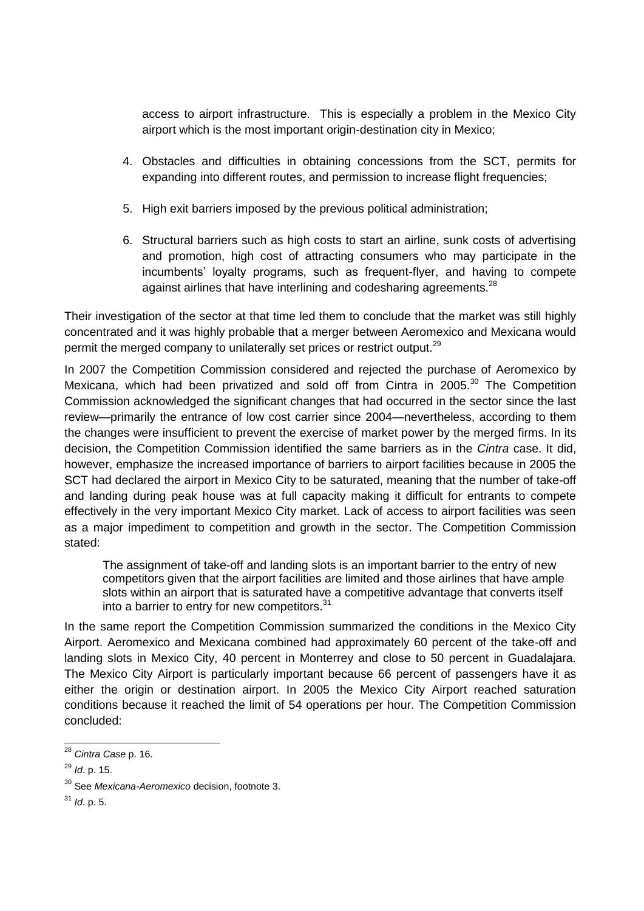access to airport infrastructure. This is especially a problem in the Mexico City airport which is the most important origin-destination city in Mexico;

4. Obstacles and difficulties in obtaining concessions from the SCT, permits for expanding into different routes, and permission to increase flight frequencies;

5. High exit barriers imposed by the previous political administration;

6. Structural barriers such as high costs to start an airline, sunk costs of advertising and promotion, high cost of attracting consumers who may participate in the incumbents' loyalty programs, such as frequent-flyer, and having to compete against airlines that have interlining and codesharing agreements.[28]

Their investigation of the sector at that time led them to conclude that the market was still highly concentrated and it was highly probable that a merger between Aeromexico and Mexicana would permit the merged company to unilaterally set prices or restrict output.[29]

In 2007 the Competition Commission considered and rejected the purchase of Aeromexico by Mexicana, which had been privatized and sold off from Cintra in 2005.[30] The Competition Commission acknowledged the significant changes that had occurred in the sector since the last review—primarily the entrance of low cost carrier since 2004—nevertheless, according to them the changes were insufficient to prevent the exercise of market power by the merged firms. In its decision, the Competition Commission identified the same barriers as in the *Cintra* case. It did, however, emphasize the increased importance of barriers to airport facilities because in 2005 the SCT had declared the airport in Mexico City to be saturated, meaning that the number of take-off and landing during peak house was at full capacity making it difficult for entrants to compete effectively in the very important Mexico City market. Lack of access to airport facilities was seen as a major impediment to competition and growth in the sector. The Competition Commission stated:

> The assignment of take-off and landing slots is an important barrier to the entry of new competitors given that the airport facilities are limited and those airlines that have ample slots within an airport that is saturated have a competitive advantage that converts itself into a barrier to entry for new competitors.[31]

In the same report the Competition Commission summarized the conditions in the Mexico City Airport. Aeromexico and Mexicana combined had approximately 60 percent of the take-off and landing slots in Mexico City, 40 percent in Monterrey and close to 50 percent in Guadalajara. The Mexico City Airport is particularly important because 66 percent of passengers have it as either the origin or destination airport. In 2005 the Mexico City Airport reached saturation conditions because it reached the limit of 54 operations per hour. The Competition Commission concluded:

---

[28] *Cintra Case* p. 16.

[29] *Id*. p. 15.

[30] See *Mexicana-Aeromexico* decision, footnote 3.

[31] *Id*. p. 5.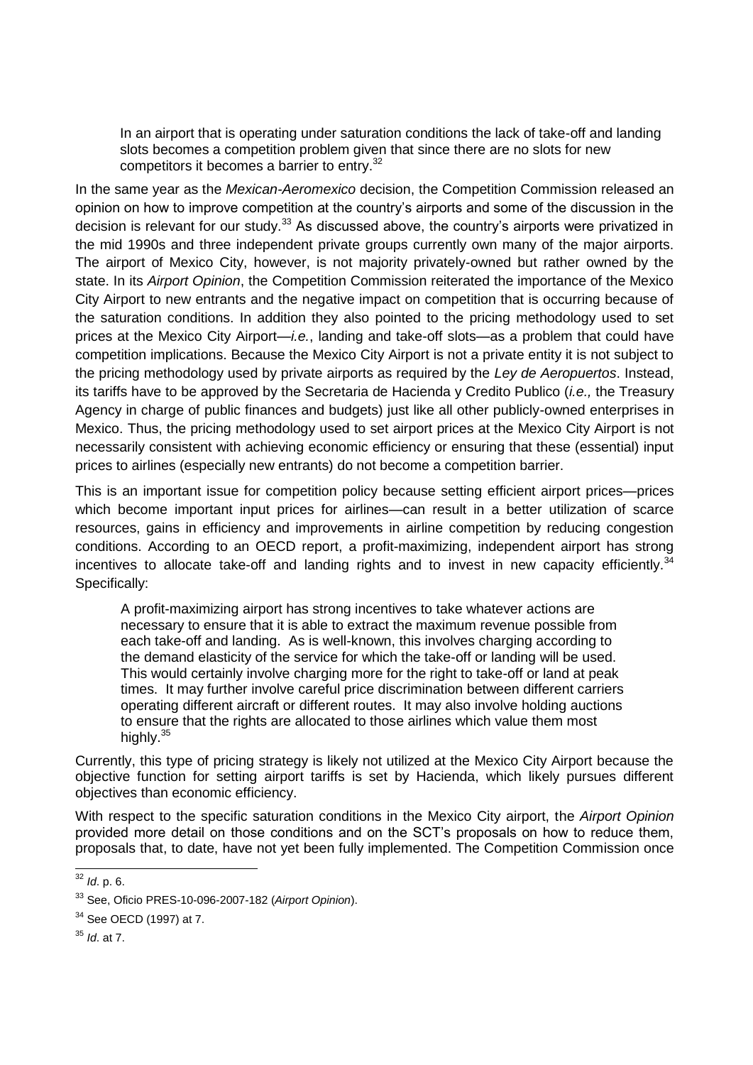> In an airport that is operating under saturation conditions the lack of take-off and landing slots becomes a competition problem given that since there are no slots for new competitors it becomes a barrier to entry.[32]

In the same year as the *Mexican-Aeromexico* decision, the Competition Commission released an opinion on how to improve competition at the country's airports and some of the discussion in the decision is relevant for our study.[33] As discussed above, the country's airports were privatized in the mid 1990s and three independent private groups currently own many of the major airports. The airport of Mexico City, however, is not majority privately-owned but rather owned by the state. In its *Airport Opinion*, the Competition Commission reiterated the importance of the Mexico City Airport to new entrants and the negative impact on competition that is occurring because of the saturation conditions. In addition they also pointed to the pricing methodology used to set prices at the Mexico City Airport—*i.e.*, landing and take-off slots—as a problem that could have competition implications. Because the Mexico City Airport is not a private entity it is not subject to the pricing methodology used by private airports as required by the *Ley de Aeropuertos*. Instead, its tariffs have to be approved by the Secretaria de Hacienda y Credito Publico (*i.e.,* the Treasury Agency in charge of public finances and budgets) just like all other publicly-owned enterprises in Mexico. Thus, the pricing methodology used to set airport prices at the Mexico City Airport is not necessarily consistent with achieving economic efficiency or ensuring that these (essential) input prices to airlines (especially new entrants) do not become a competition barrier.

This is an important issue for competition policy because setting efficient airport prices—prices which become important input prices for airlines—can result in a better utilization of scarce resources, gains in efficiency and improvements in airline competition by reducing congestion conditions. According to an OECD report, a profit-maximizing, independent airport has strong incentives to allocate take-off and landing rights and to invest in new capacity efficiently.[34] Specifically:

> A profit-maximizing airport has strong incentives to take whatever actions are necessary to ensure that it is able to extract the maximum revenue possible from each take-off and landing. As is well-known, this involves charging according to the demand elasticity of the service for which the take-off or landing will be used. This would certainly involve charging more for the right to take-off or land at peak times. It may further involve careful price discrimination between different carriers operating different aircraft or different routes. It may also involve holding auctions to ensure that the rights are allocated to those airlines which value them most highly.[35]

Currently, this type of pricing strategy is likely not utilized at the Mexico City Airport because the objective function for setting airport tariffs is set by Hacienda, which likely pursues different objectives than economic efficiency.

With respect to the specific saturation conditions in the Mexico City airport, the *Airport Opinion* provided more detail on those conditions and on the SCT's proposals on how to reduce them, proposals that, to date, have not yet been fully implemented. The Competition Commission once

---

[32] *Id*. p. 6.

[33] See, Oficio PRES-10-096-2007-182 (*Airport Opinion*).

[34] See OECD (1997) at 7.

[35] *Id*. at 7.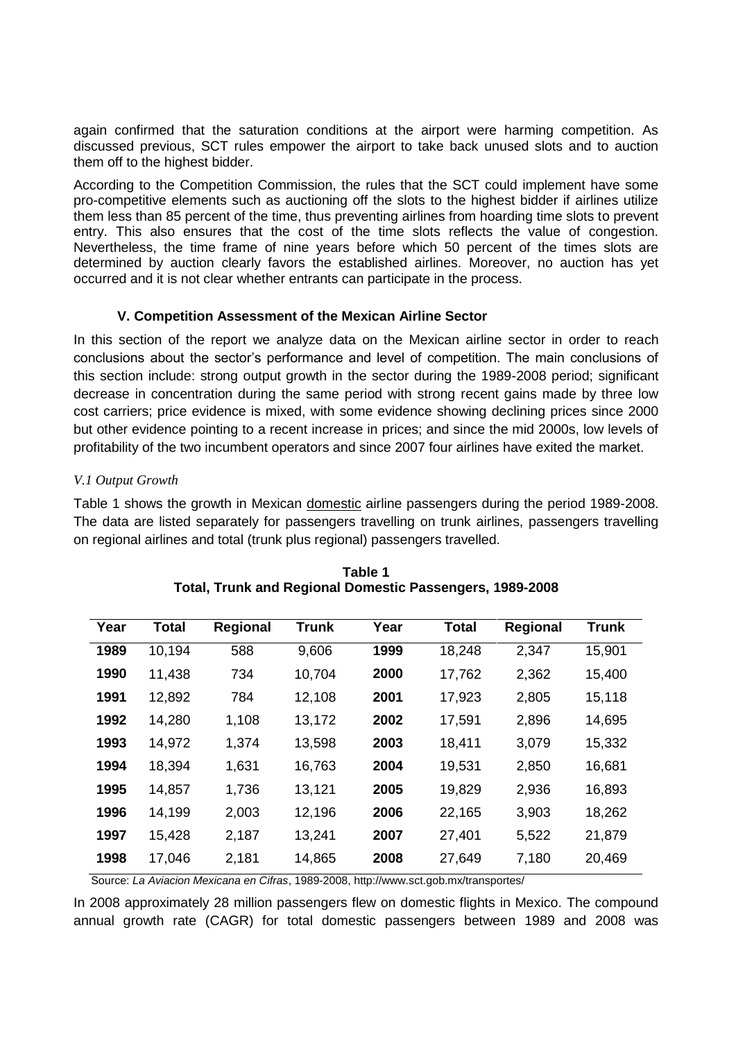again confirmed that the saturation conditions at the airport were harming competition. As discussed previous, SCT rules empower the airport to take back unused slots and to auction them off to the highest bidder.

According to the Competition Commission, the rules that the SCT could implement have some pro-competitive elements such as auctioning off the slots to the highest bidder if airlines utilize them less than 85 percent of the time, thus preventing airlines from hoarding time slots to prevent entry. This also ensures that the cost of the time slots reflects the value of congestion. Nevertheless, the time frame of nine years before which 50 percent of the times slots are determined by auction clearly favors the established airlines. Moreover, no auction has yet occurred and it is not clear whether entrants can participate in the process.

## V. Competition Assessment of the Mexican Airline Sector

In this section of the report we analyze data on the Mexican airline sector in order to reach conclusions about the sector's performance and level of competition. The main conclusions of this section include: strong output growth in the sector during the 1989-2008 period; significant decrease in concentration during the same period with strong recent gains made by three low cost carriers; price evidence is mixed, with some evidence showing declining prices since 2000 but other evidence pointing to a recent increase in prices; and since the mid 2000s, low levels of profitability of the two incumbent operators and since 2007 four airlines have exited the market.

### *V.1 Output Growth*

Table 1 shows the growth in Mexican domestic airline passengers during the period 1989-2008. The data are listed separately for passengers travelling on trunk airlines, passengers travelling on regional airlines and total (trunk plus regional) passengers travelled.

**Table 1**
**Total, Trunk and Regional Domestic Passengers, 1989-2008**

| Year | Total | Regional | Trunk | Year | Total | Regional | Trunk |
|---|---|---|---|---|---|---|---|
| **1989** | 10,194 | 588 | 9,606 | **1999** | 18,248 | 2,347 | 15,901 |
| **1990** | 11,438 | 734 | 10,704 | **2000** | 17,762 | 2,362 | 15,400 |
| **1991** | 12,892 | 784 | 12,108 | **2001** | 17,923 | 2,805 | 15,118 |
| **1992** | 14,280 | 1,108 | 13,172 | **2002** | 17,591 | 2,896 | 14,695 |
| **1993** | 14,972 | 1,374 | 13,598 | **2003** | 18,411 | 3,079 | 15,332 |
| **1994** | 18,394 | 1,631 | 16,763 | **2004** | 19,531 | 2,850 | 16,681 |
| **1995** | 14,857 | 1,736 | 13,121 | **2005** | 19,829 | 2,936 | 16,893 |
| **1996** | 14,199 | 2,003 | 12,196 | **2006** | 22,165 | 3,903 | 18,262 |
| **1997** | 15,428 | 2,187 | 13,241 | **2007** | 27,401 | 5,522 | 21,879 |
| **1998** | 17,046 | 2,181 | 14,865 | **2008** | 27,649 | 7,180 | 20,469 |

Source: *La Aviacion Mexicana en Cifras*, 1989-2008, http://www.sct.gob.mx/transportes/

In 2008 approximately 28 million passengers flew on domestic flights in Mexico. The compound annual growth rate (CAGR) for total domestic passengers between 1989 and 2008 was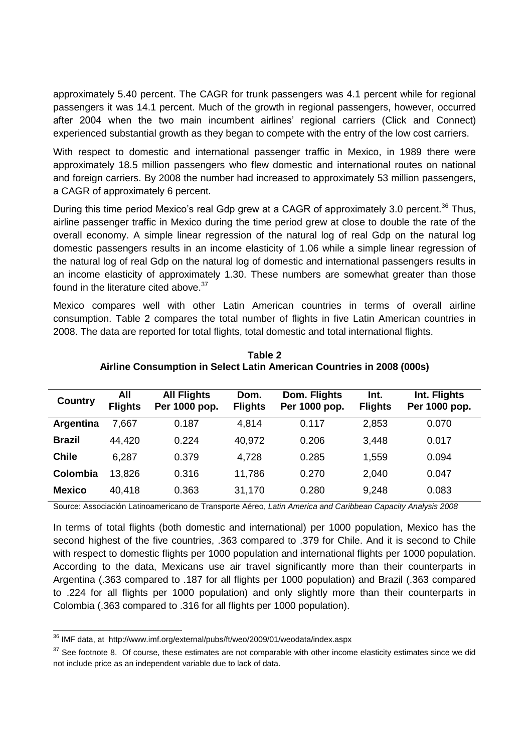approximately 5.40 percent. The CAGR for trunk passengers was 4.1 percent while for regional passengers it was 14.1 percent. Much of the growth in regional passengers, however, occurred after 2004 when the two main incumbent airlines' regional carriers (Click and Connect) experienced substantial growth as they began to compete with the entry of the low cost carriers.

With respect to domestic and international passenger traffic in Mexico, in 1989 there were approximately 18.5 million passengers who flew domestic and international routes on national and foreign carriers. By 2008 the number had increased to approximately 53 million passengers, a CAGR of approximately 6 percent.

During this time period Mexico's real Gdp grew at a CAGR of approximately 3.0 percent.[36] Thus, airline passenger traffic in Mexico during the time period grew at close to double the rate of the overall economy. A simple linear regression of the natural log of real Gdp on the natural log domestic passengers results in an income elasticity of 1.06 while a simple linear regression of the natural log of real Gdp on the natural log of domestic and international passengers results in an income elasticity of approximately 1.30. These numbers are somewhat greater than those found in the literature cited above.[37]

Mexico compares well with other Latin American countries in terms of overall airline consumption. Table 2 compares the total number of flights in five Latin American countries in 2008. The data are reported for total flights, total domestic and total international flights.

**Table 2**
**Airline Consumption in Select Latin American Countries in 2008 (000s)**

| Country | All Flights | All Flights Per 1000 pop. | Dom. Flights | Dom. Flights Per 1000 pop. | Int. Flights | Int. Flights Per 1000 pop. |
|---|---|---|---|---|---|---|
| **Argentina** | 7,667 | 0.187 | 4,814 | 0.117 | 2,853 | 0.070 |
| **Brazil** | 44,420 | 0.224 | 40,972 | 0.206 | 3,448 | 0.017 |
| **Chile** | 6,287 | 0.379 | 4,728 | 0.285 | 1,559 | 0.094 |
| **Colombia** | 13,826 | 0.316 | 11,786 | 0.270 | 2,040 | 0.047 |
| **Mexico** | 40,418 | 0.363 | 31,170 | 0.280 | 9,248 | 0.083 |

Source: Associación Latinoamericano de Transporte Aéreo, *Latin America and Caribbean Capacity Analysis 2008*

In terms of total flights (both domestic and international) per 1000 population, Mexico has the second highest of the five countries, .363 compared to .379 for Chile. And it is second to Chile with respect to domestic flights per 1000 population and international flights per 1000 population. According to the data, Mexicans use air travel significantly more than their counterparts in Argentina (.363 compared to .187 for all flights per 1000 population) and Brazil (.363 compared to .224 for all flights per 1000 population) and only slightly more than their counterparts in Colombia (.363 compared to .316 for all flights per 1000 population).

---

[36] IMF data, at http://www.imf.org/external/pubs/ft/weo/2009/01/weodata/index.aspx

[37] See footnote 8. Of course, these estimates are not comparable with other income elasticity estimates since we did not include price as an independent variable due to lack of data.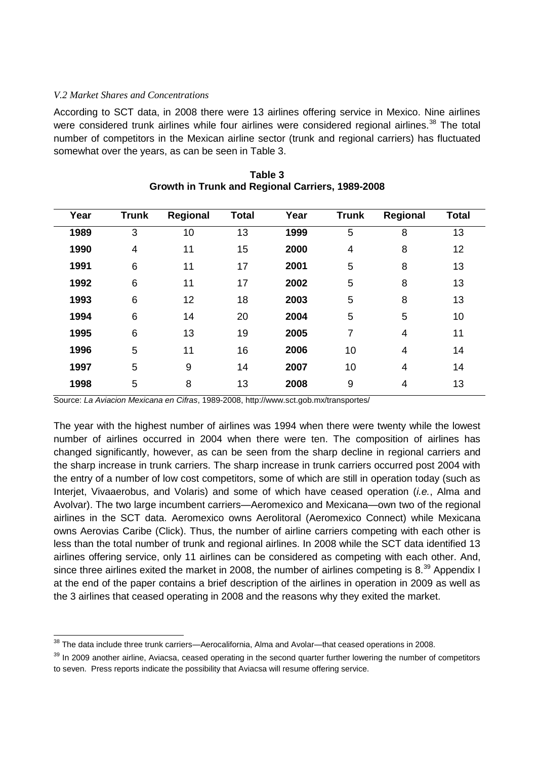*V.2 Market Shares and Concentrations*

According to SCT data, in 2008 there were 13 airlines offering service in Mexico. Nine airlines were considered trunk airlines while four airlines were considered regional airlines.[38] The total number of competitors in the Mexican airline sector (trunk and regional carriers) has fluctuated somewhat over the years, as can be seen in Table 3.

**Table 3**
**Growth in Trunk and Regional Carriers, 1989-2008**

| Year | Trunk | Regional | Total | Year | Trunk | Regional | Total |
|---|---|---|---|---|---|---|---|
| **1989** | 3 | 10 | 13 | **1999** | 5 | 8 | 13 |
| **1990** | 4 | 11 | 15 | **2000** | 4 | 8 | 12 |
| **1991** | 6 | 11 | 17 | **2001** | 5 | 8 | 13 |
| **1992** | 6 | 11 | 17 | **2002** | 5 | 8 | 13 |
| **1993** | 6 | 12 | 18 | **2003** | 5 | 8 | 13 |
| **1994** | 6 | 14 | 20 | **2004** | 5 | 5 | 10 |
| **1995** | 6 | 13 | 19 | **2005** | 7 | 4 | 11 |
| **1996** | 5 | 11 | 16 | **2006** | 10 | 4 | 14 |
| **1997** | 5 | 9 | 14 | **2007** | 10 | 4 | 14 |
| **1998** | 5 | 8 | 13 | **2008** | 9 | 4 | 13 |

Source: *La Aviacion Mexicana en Cifras*, 1989-2008, http://www.sct.gob.mx/transportes/

The year with the highest number of airlines was 1994 when there were twenty while the lowest number of airlines occurred in 2004 when there were ten. The composition of airlines has changed significantly, however, as can be seen from the sharp decline in regional carriers and the sharp increase in trunk carriers. The sharp increase in trunk carriers occurred post 2004 with the entry of a number of low cost competitors, some of which are still in operation today (such as Interjet, Vivaaerobus, and Volaris) and some of which have ceased operation (*i.e.*, Alma and Avolvar). The two large incumbent carriers—Aeromexico and Mexicana—own two of the regional airlines in the SCT data. Aeromexico owns Aerolitoral (Aeromexico Connect) while Mexicana owns Aerovias Caribe (Click). Thus, the number of airline carriers competing with each other is less than the total number of trunk and regional airlines. In 2008 while the SCT data identified 13 airlines offering service, only 11 airlines can be considered as competing with each other. And, since three airlines exited the market in 2008, the number of airlines competing is 8.[39] Appendix I at the end of the paper contains a brief description of the airlines in operation in 2009 as well as the 3 airlines that ceased operating in 2008 and the reasons why they exited the market.

---

[38] The data include three trunk carriers—Aerocalifornia, Alma and Avolar—that ceased operations in 2008.

[39] In 2009 another airline, Aviacsa, ceased operating in the second quarter further lowering the number of competitors to seven. Press reports indicate the possibility that Aviacsa will resume offering service.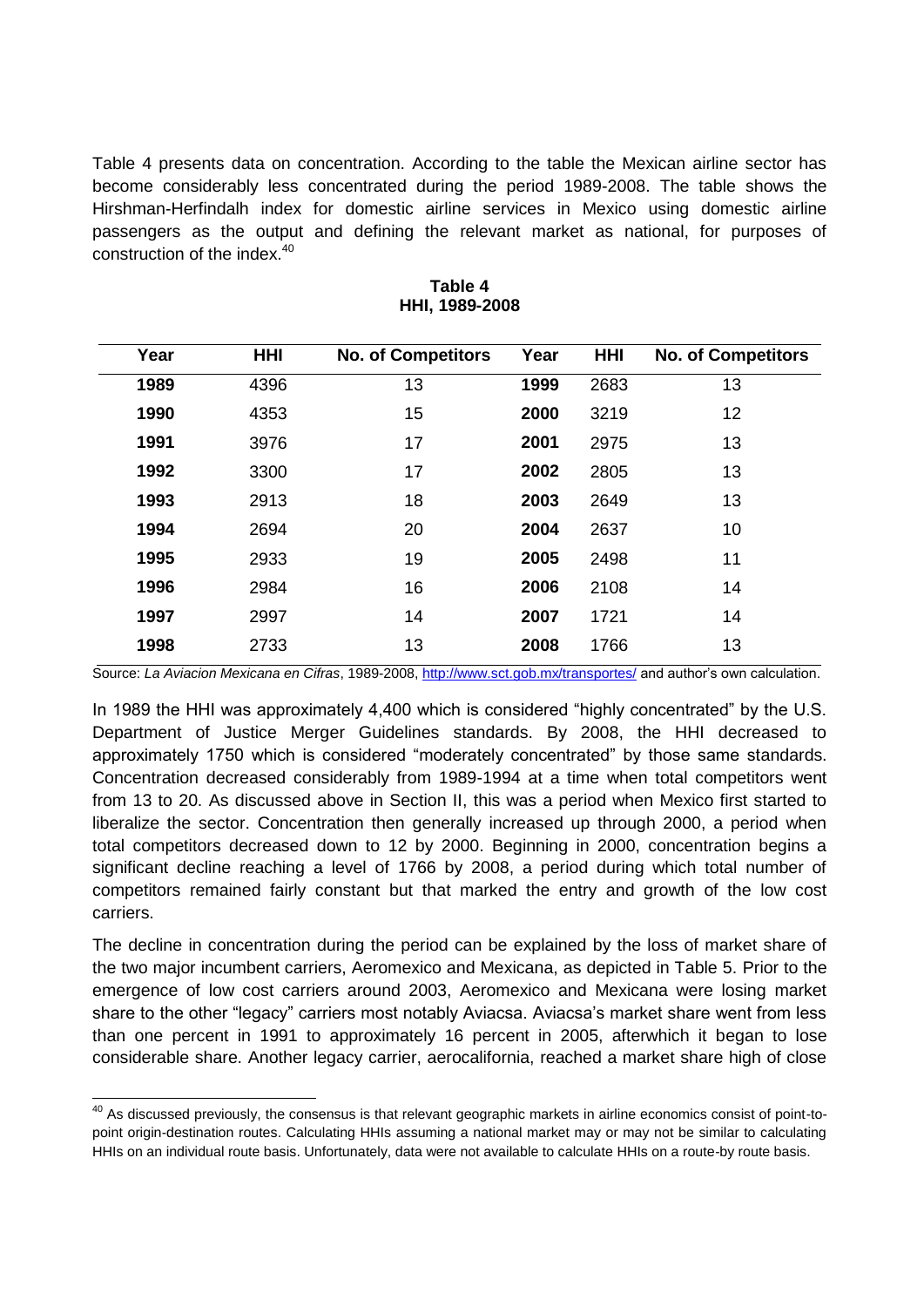Table 4 presents data on concentration. According to the table the Mexican airline sector has become considerably less concentrated during the period 1989-2008. The table shows the Hirshman-Herfindalh index for domestic airline services in Mexico using domestic airline passengers as the output and defining the relevant market as national, for purposes of construction of the index.[40]

**Table 4**
**HHI, 1989-2008**

| Year | HHI | No. of Competitors | Year | HHI | No. of Competitors |
|---|---|---|---|---|---|
| **1989** | 4396 | 13 | **1999** | 2683 | 13 |
| **1990** | 4353 | 15 | **2000** | 3219 | 12 |
| **1991** | 3976 | 17 | **2001** | 2975 | 13 |
| **1992** | 3300 | 17 | **2002** | 2805 | 13 |
| **1993** | 2913 | 18 | **2003** | 2649 | 13 |
| **1994** | 2694 | 20 | **2004** | 2637 | 10 |
| **1995** | 2933 | 19 | **2005** | 2498 | 11 |
| **1996** | 2984 | 16 | **2006** | 2108 | 14 |
| **1997** | 2997 | 14 | **2007** | 1721 | 14 |
| **1998** | 2733 | 13 | **2008** | 1766 | 13 |

Source: *La Aviacion Mexicana en Cifras*, 1989-2008, http://www.sct.gob.mx/transportes/ and author's own calculation.

In 1989 the HHI was approximately 4,400 which is considered "highly concentrated" by the U.S. Department of Justice Merger Guidelines standards. By 2008, the HHI decreased to approximately 1750 which is considered "moderately concentrated" by those same standards. Concentration decreased considerably from 1989-1994 at a time when total competitors went from 13 to 20. As discussed above in Section II, this was a period when Mexico first started to liberalize the sector. Concentration then generally increased up through 2000, a period when total competitors decreased down to 12 by 2000. Beginning in 2000, concentration begins a significant decline reaching a level of 1766 by 2008, a period during which total number of competitors remained fairly constant but that marked the entry and growth of the low cost carriers.

The decline in concentration during the period can be explained by the loss of market share of the two major incumbent carriers, Aeromexico and Mexicana, as depicted in Table 5. Prior to the emergence of low cost carriers around 2003, Aeromexico and Mexicana were losing market share to the other "legacy" carriers most notably Aviacsa. Aviacsa's market share went from less than one percent in 1991 to approximately 16 percent in 2005, afterwhich it began to lose considerable share. Another legacy carrier, aerocalifornia, reached a market share high of close

[40] As discussed previously, the consensus is that relevant geographic markets in airline economics consist of point-to-point origin-destination routes. Calculating HHIs assuming a national market may or may not be similar to calculating HHIs on an individual route basis. Unfortunately, data were not available to calculate HHIs on a route-by route basis.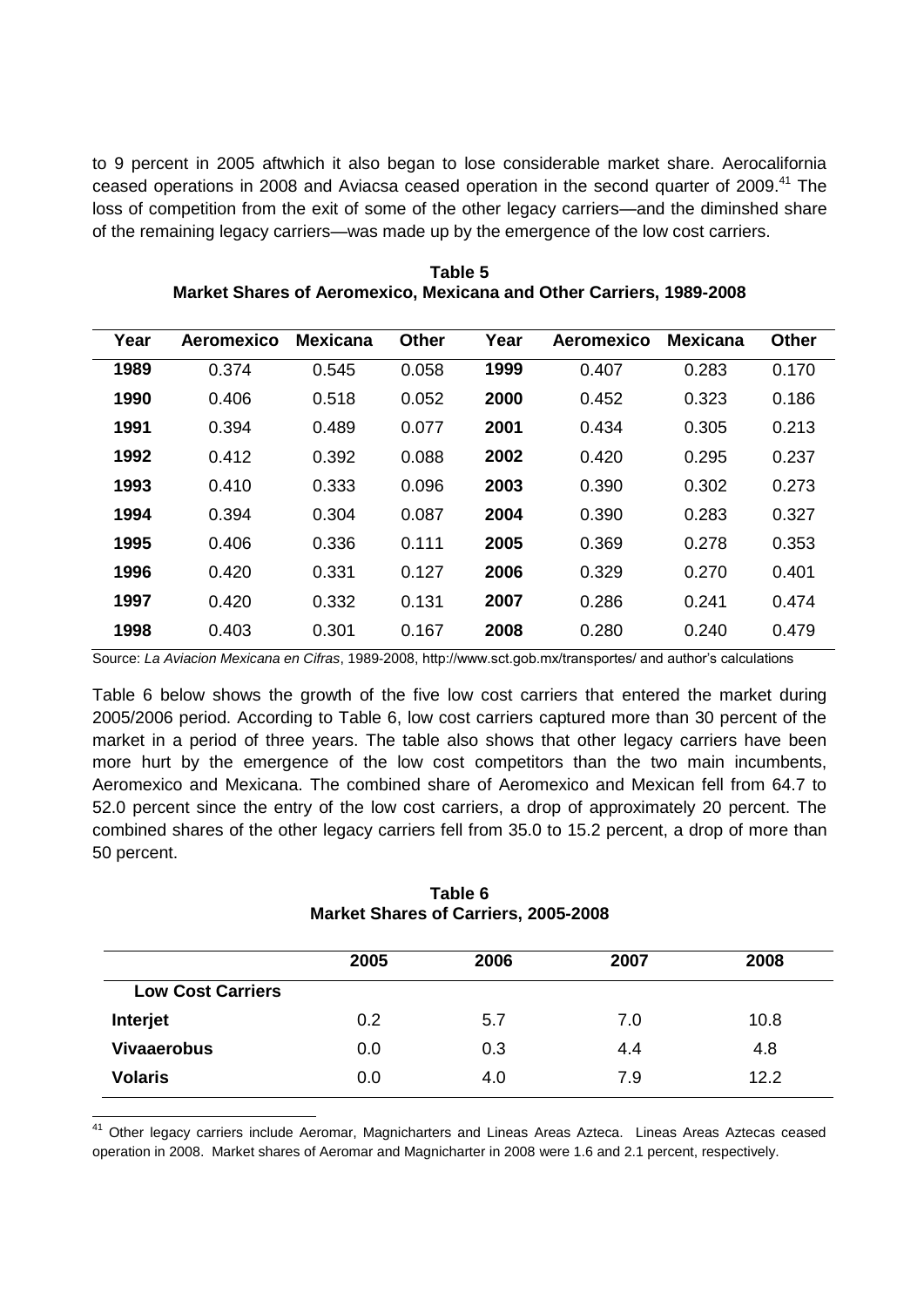to 9 percent in 2005 aftwhich it also began to lose considerable market share. Aerocalifornia ceased operations in 2008 and Aviacsa ceased operation in the second quarter of 2009.[41] The loss of competition from the exit of some of the other legacy carriers—and the diminshed share of the remaining legacy carriers—was made up by the emergence of the low cost carriers.

**Table 5**
**Market Shares of Aeromexico, Mexicana and Other Carriers, 1989-2008**

| Year | Aeromexico | Mexicana | Other | Year | Aeromexico | Mexicana | Other |
|---|---|---|---|---|---|---|---|
| **1989** | 0.374 | 0.545 | 0.058 | **1999** | 0.407 | 0.283 | 0.170 |
| **1990** | 0.406 | 0.518 | 0.052 | **2000** | 0.452 | 0.323 | 0.186 |
| **1991** | 0.394 | 0.489 | 0.077 | **2001** | 0.434 | 0.305 | 0.213 |
| **1992** | 0.412 | 0.392 | 0.088 | **2002** | 0.420 | 0.295 | 0.237 |
| **1993** | 0.410 | 0.333 | 0.096 | **2003** | 0.390 | 0.302 | 0.273 |
| **1994** | 0.394 | 0.304 | 0.087 | **2004** | 0.390 | 0.283 | 0.327 |
| **1995** | 0.406 | 0.336 | 0.111 | **2005** | 0.369 | 0.278 | 0.353 |
| **1996** | 0.420 | 0.331 | 0.127 | **2006** | 0.329 | 0.270 | 0.401 |
| **1997** | 0.420 | 0.332 | 0.131 | **2007** | 0.286 | 0.241 | 0.474 |
| **1998** | 0.403 | 0.301 | 0.167 | **2008** | 0.280 | 0.240 | 0.479 |

Source: *La Aviacion Mexicana en Cifras*, 1989-2008, http://www.sct.gob.mx/transportes/ and author's calculations

Table 6 below shows the growth of the five low cost carriers that entered the market during 2005/2006 period. According to Table 6, low cost carriers captured more than 30 percent of the market in a period of three years. The table also shows that other legacy carriers have been more hurt by the emergence of the low cost competitors than the two main incumbents, Aeromexico and Mexicana. The combined share of Aeromexico and Mexican fell from 64.7 to 52.0 percent since the entry of the low cost carriers, a drop of approximately 20 percent. The combined shares of the other legacy carriers fell from 35.0 to 15.2 percent, a drop of more than 50 percent.

**Table 6**
**Market Shares of Carriers, 2005-2008**

| | 2005 | 2006 | 2007 | 2008 |
|---|---|---|---|---|
| **Low Cost Carriers** | | | | |
| **Interjet** | 0.2 | 5.7 | 7.0 | 10.8 |
| **Vivaaerobus** | 0.0 | 0.3 | 4.4 | 4.8 |
| **Volaris** | 0.0 | 4.0 | 7.9 | 12.2 |

[41] Other legacy carriers include Aeromar, Magnicharters and Lineas Areas Azteca. Lineas Areas Aztecas ceased operation in 2008. Market shares of Aeromar and Magnicharter in 2008 were 1.6 and 2.1 percent, respectively.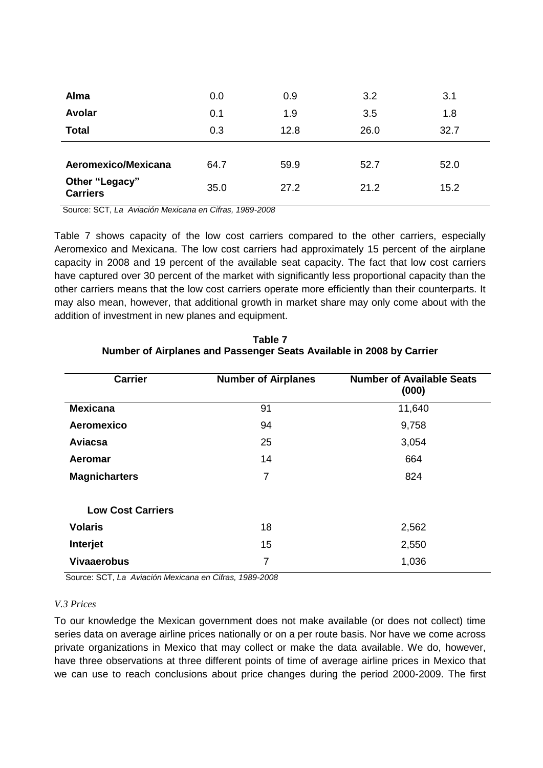| | | | | |
|---|---|---|---|---|
| **Alma** | 0.0 | 0.9 | 3.2 | 3.1 |
| **Avolar** | 0.1 | 1.9 | 3.5 | 1.8 |
| **Total** | 0.3 | 12.8 | 26.0 | 32.7 |
| | | | | |
| **Aeromexico/Mexicana** | 64.7 | 59.9 | 52.7 | 52.0 |
| **Other "Legacy" Carriers** | 35.0 | 27.2 | 21.2 | 15.2 |

Source: SCT, *La Aviación Mexicana en Cifras, 1989-2008*

Table 7 shows capacity of the low cost carriers compared to the other carriers, especially Aeromexico and Mexicana. The low cost carriers had approximately 15 percent of the airplane capacity in 2008 and 19 percent of the available seat capacity. The fact that low cost carriers have captured over 30 percent of the market with significantly less proportional capacity than the other carriers means that the low cost carriers operate more efficiently than their counterparts. It may also mean, however, that additional growth in market share may only come about with the addition of investment in new planes and equipment.

**Table 7**
**Number of Airplanes and Passenger Seats Available in 2008 by Carrier**

| Carrier | Number of Airplanes | Number of Available Seats (000) |
|---|---|---|
| **Mexicana** | 91 | 11,640 |
| **Aeromexico** | 94 | 9,758 |
| **Aviacsa** | 25 | 3,054 |
| **Aeromar** | 14 | 664 |
| **Magnicharters** | 7 | 824 |
| | | |
| **Low Cost Carriers** | | |
| **Volaris** | 18 | 2,562 |
| **Interjet** | 15 | 2,550 |
| **Vivaaerobus** | 7 | 1,036 |

Source: SCT, *La Aviación Mexicana en Cifras, 1989-2008*

*V.3 Prices*

To our knowledge the Mexican government does not make available (or does not collect) time series data on average airline prices nationally or on a per route basis. Nor have we come across private organizations in Mexico that may collect or make the data available. We do, however, have three observations at three different points of time of average airline prices in Mexico that we can use to reach conclusions about price changes during the period 2000-2009. The first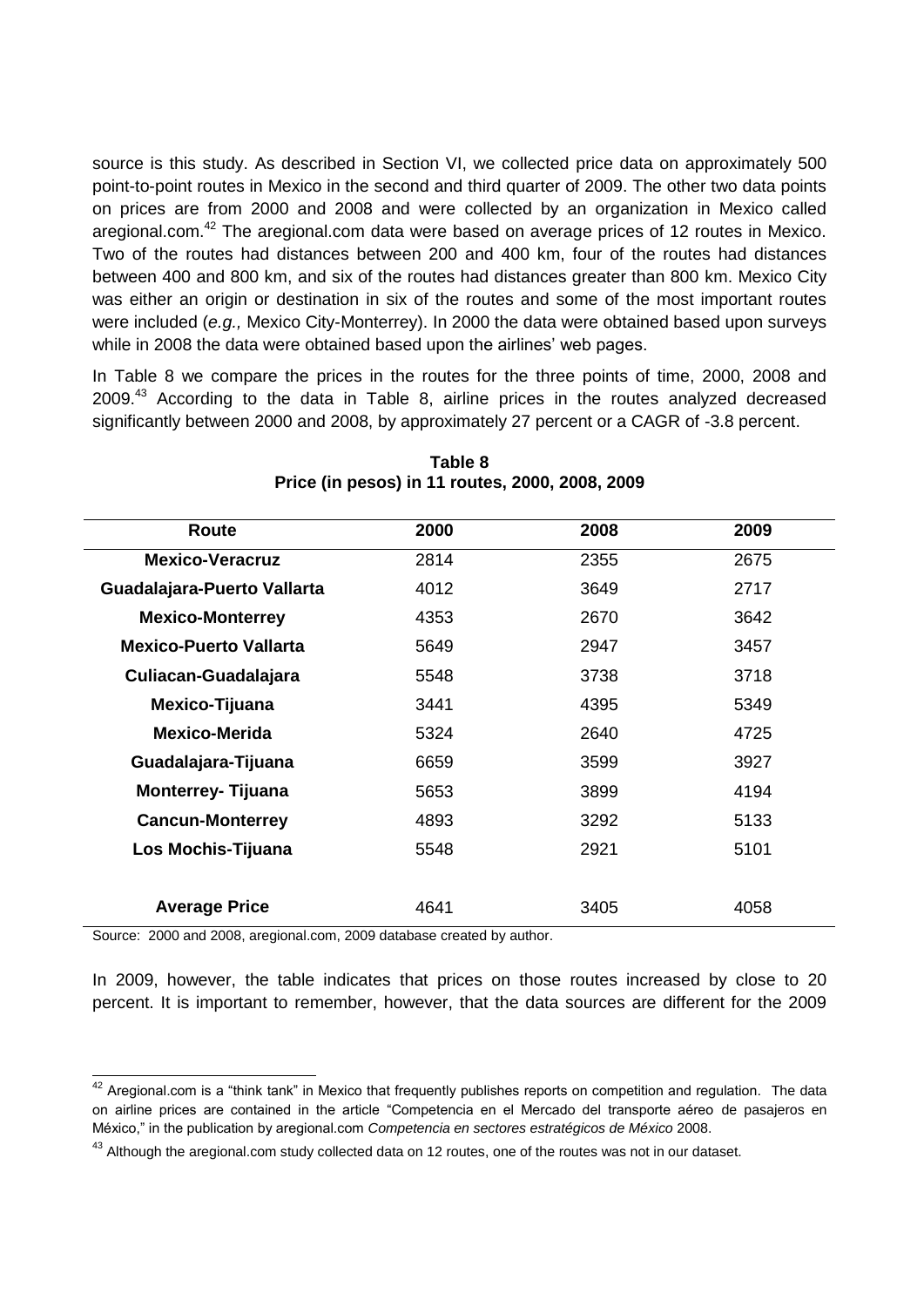source is this study. As described in Section VI, we collected price data on approximately 500 point-to-point routes in Mexico in the second and third quarter of 2009. The other two data points on prices are from 2000 and 2008 and were collected by an organization in Mexico called aregional.com.[42] The aregional.com data were based on average prices of 12 routes in Mexico. Two of the routes had distances between 200 and 400 km, four of the routes had distances between 400 and 800 km, and six of the routes had distances greater than 800 km. Mexico City was either an origin or destination in six of the routes and some of the most important routes were included (*e.g.,* Mexico City-Monterrey). In 2000 the data were obtained based upon surveys while in 2008 the data were obtained based upon the airlines' web pages.

In Table 8 we compare the prices in the routes for the three points of time, 2000, 2008 and 2009.[43] According to the data in Table 8, airline prices in the routes analyzed decreased significantly between 2000 and 2008, by approximately 27 percent or a CAGR of -3.8 percent.

**Table 8**
**Price (in pesos) in 11 routes, 2000, 2008, 2009**

| Route | 2000 | 2008 | 2009 |
|---|---|---|---|
| **Mexico-Veracruz** | 2814 | 2355 | 2675 |
| **Guadalajara-Puerto Vallarta** | 4012 | 3649 | 2717 |
| **Mexico-Monterrey** | 4353 | 2670 | 3642 |
| **Mexico-Puerto Vallarta** | 5649 | 2947 | 3457 |
| **Culiacan-Guadalajara** | 5548 | 3738 | 3718 |
| **Mexico-Tijuana** | 3441 | 4395 | 5349 |
| **Mexico-Merida** | 5324 | 2640 | 4725 |
| **Guadalajara-Tijuana** | 6659 | 3599 | 3927 |
| **Monterrey- Tijuana** | 5653 | 3899 | 4194 |
| **Cancun-Monterrey** | 4893 | 3292 | 5133 |
| **Los Mochis-Tijuana** | 5548 | 2921 | 5101 |
| **Average Price** | 4641 | 3405 | 4058 |

Source: 2000 and 2008, aregional.com, 2009 database created by author.

In 2009, however, the table indicates that prices on those routes increased by close to 20 percent. It is important to remember, however, that the data sources are different for the 2009

[42] Aregional.com is a "think tank" in Mexico that frequently publishes reports on competition and regulation. The data on airline prices are contained in the article "Competencia en el Mercado del transporte aéreo de pasajeros en México," in the publication by aregional.com *Competencia en sectores estratégicos de México* 2008.

[43] Although the aregional.com study collected data on 12 routes, one of the routes was not in our dataset.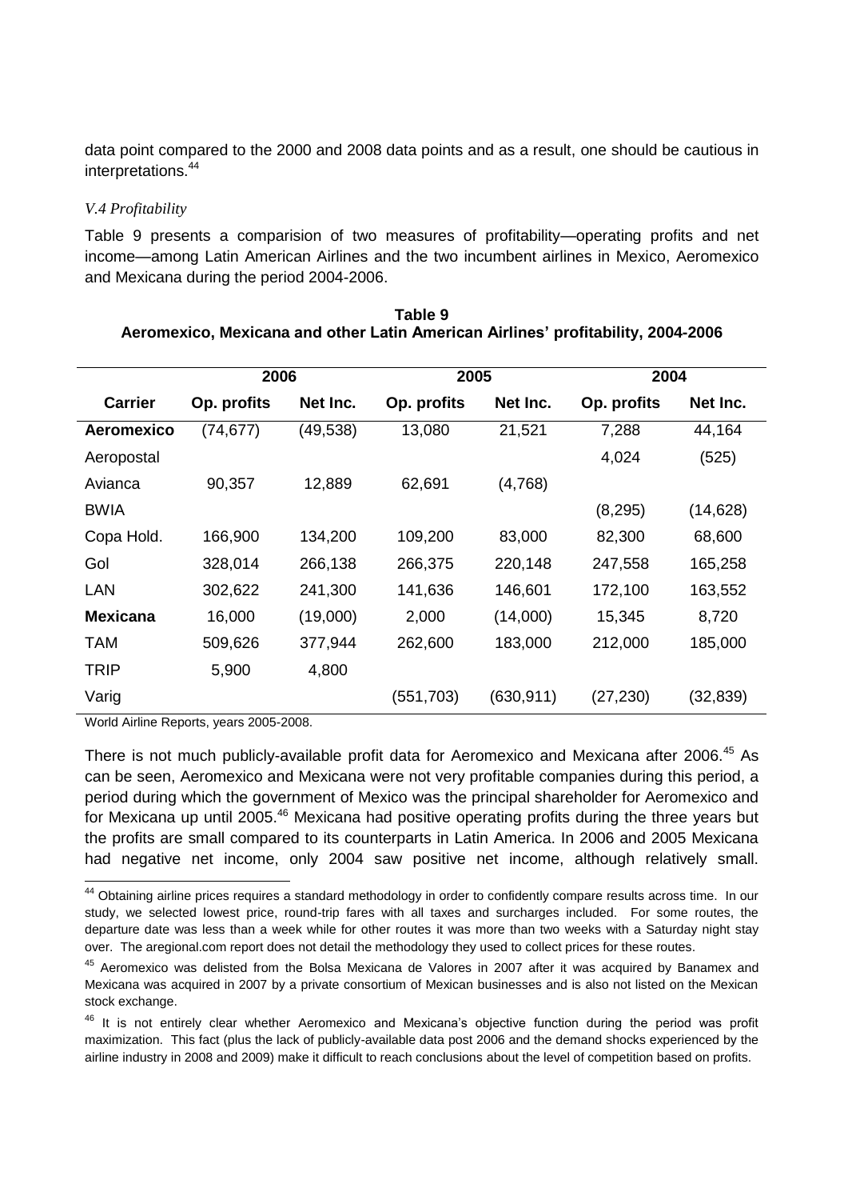data point compared to the 2000 and 2008 data points and as a result, one should be cautious in interpretations.[44]

*V.4 Profitability*

Table 9 presents a comparision of two measures of profitability—operating profits and net income—among Latin American Airlines and the two incumbent airlines in Mexico, Aeromexico and Mexicana during the period 2004-2006.

**Table 9**
**Aeromexico, Mexicana and other Latin American Airlines' profitability, 2004-2006**

| | 2006 | | 2005 | | 2004 | |
|---|---|---|---|---|---|---|
| **Carrier** | **Op. profits** | **Net Inc.** | **Op. profits** | **Net Inc.** | **Op. profits** | **Net Inc.** |
| **Aeromexico** | (74,677) | (49,538) | 13,080 | 21,521 | 7,288 | 44,164 |
| Aeropostal | | | | | 4,024 | (525) |
| Avianca | 90,357 | 12,889 | 62,691 | (4,768) | | |
| BWIA | | | | | (8,295) | (14,628) |
| Copa Hold. | 166,900 | 134,200 | 109,200 | 83,000 | 82,300 | 68,600 |
| Gol | 328,014 | 266,138 | 266,375 | 220,148 | 247,558 | 165,258 |
| LAN | 302,622 | 241,300 | 141,636 | 146,601 | 172,100 | 163,552 |
| **Mexicana** | 16,000 | (19,000) | 2,000 | (14,000) | 15,345 | 8,720 |
| TAM | 509,626 | 377,944 | 262,600 | 183,000 | 212,000 | 185,000 |
| TRIP | 5,900 | 4,800 | | | | |
| Varig | | | (551,703) | (630,911) | (27,230) | (32,839) |

World Airline Reports, years 2005-2008.

There is not much publicly-available profit data for Aeromexico and Mexicana after 2006.[45] As can be seen, Aeromexico and Mexicana were not very profitable companies during this period, a period during which the government of Mexico was the principal shareholder for Aeromexico and for Mexicana up until 2005.[46] Mexicana had positive operating profits during the three years but the profits are small compared to its counterparts in Latin America. In 2006 and 2005 Mexicana had negative net income, only 2004 saw positive net income, although relatively small.

[44] Obtaining airline prices requires a standard methodology in order to confidently compare results across time. In our study, we selected lowest price, round-trip fares with all taxes and surcharges included. For some routes, the departure date was less than a week while for other routes it was more than two weeks with a Saturday night stay over. The aregional.com report does not detail the methodology they used to collect prices for these routes.

[45] Aeromexico was delisted from the Bolsa Mexicana de Valores in 2007 after it was acquired by Banamex and Mexicana was acquired in 2007 by a private consortium of Mexican businesses and is also not listed on the Mexican stock exchange.

[46] It is not entirely clear whether Aeromexico and Mexicana's objective function during the period was profit maximization. This fact (plus the lack of publicly-available data post 2006 and the demand shocks experienced by the airline industry in 2008 and 2009) make it difficult to reach conclusions about the level of competition based on profits.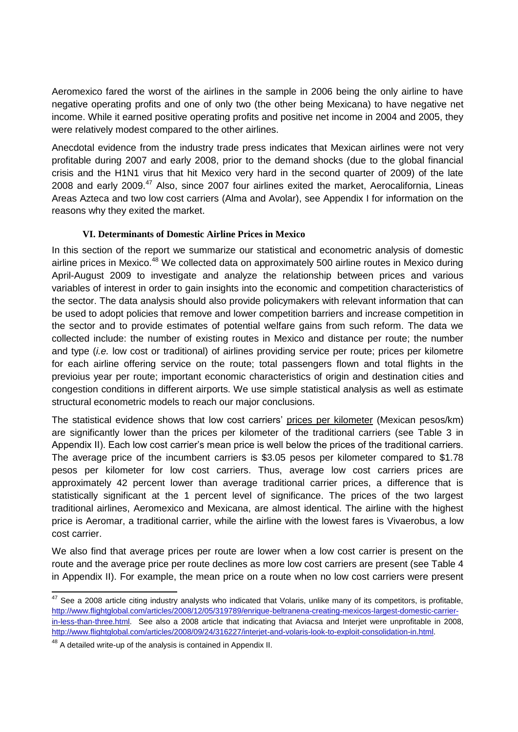Aeromexico fared the worst of the airlines in the sample in 2006 being the only airline to have negative operating profits and one of only two (the other being Mexicana) to have negative net income. While it earned positive operating profits and positive net income in 2004 and 2005, they were relatively modest compared to the other airlines.

Anecdotal evidence from the industry trade press indicates that Mexican airlines were not very profitable during 2007 and early 2008, prior to the demand shocks (due to the global financial crisis and the H1N1 virus that hit Mexico very hard in the second quarter of 2009) of the late 2008 and early 2009.[47] Also, since 2007 four airlines exited the market, Aerocalifornia, Lineas Areas Azteca and two low cost carriers (Alma and Avolar), see Appendix I for information on the reasons why they exited the market.

### VI. Determinants of Domestic Airline Prices in Mexico

In this section of the report we summarize our statistical and econometric analysis of domestic airline prices in Mexico.[48] We collected data on approximately 500 airline routes in Mexico during April-August 2009 to investigate and analyze the relationship between prices and various variables of interest in order to gain insights into the economic and competition characteristics of the sector. The data analysis should also provide policymakers with relevant information that can be used to adopt policies that remove and lower competition barriers and increase competition in the sector and to provide estimates of potential welfare gains from such reform. The data we collected include: the number of existing routes in Mexico and distance per route; the number and type (*i.e.* low cost or traditional) of airlines providing service per route; prices per kilometre for each airline offering service on the route; total passengers flown and total flights in the previoius year per route; important economic characteristics of origin and destination cities and congestion conditions in different airports. We use simple statistical analysis as well as estimate structural econometric models to reach our major conclusions.

The statistical evidence shows that low cost carriers' <u>prices per kilometer</u> (Mexican pesos/km) are significantly lower than the prices per kilometer of the traditional carriers (see Table 3 in Appendix II). Each low cost carrier's mean price is well below the prices of the traditional carriers. The average price of the incumbent carriers is $3.05 pesos per kilometer compared to $1.78 pesos per kilometer for low cost carriers. Thus, average low cost carriers prices are approximately 42 percent lower than average traditional carrier prices, a difference that is statistically significant at the 1 percent level of significance. The prices of the two largest traditional airlines, Aeromexico and Mexicana, are almost identical. The airline with the highest price is Aeromar, a traditional carrier, while the airline with the lowest fares is Vivaerobus, a low cost carrier.

We also find that average prices per route are lower when a low cost carrier is present on the route and the average price per route declines as more low cost carriers are present (see Table 4 in Appendix II). For example, the mean price on a route when no low cost carriers were present

---

[47] See a 2008 article citing industry analysts who indicated that Volaris, unlike many of its competitors, is profitable, http://www.flightglobal.com/articles/2008/12/05/319789/enrique-beltranena-creating-mexicos-largest-domestic-carrier-in-less-than-three.html. See also a 2008 article that indicating that Aviacsa and Interjet were unprofitable in 2008, http://www.flightglobal.com/articles/2008/09/24/316227/interjet-and-volaris-look-to-exploit-consolidation-in.html.

[48] A detailed write-up of the analysis is contained in Appendix II.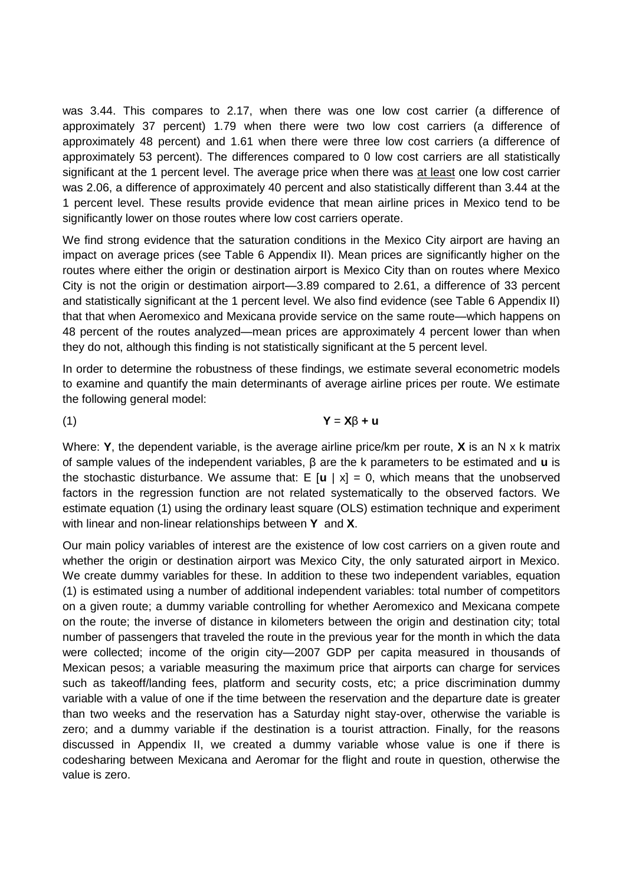was 3.44. This compares to 2.17, when there was one low cost carrier (a difference of approximately 37 percent) 1.79 when there were two low cost carriers (a difference of approximately 48 percent) and 1.61 when there were three low cost carriers (a difference of approximately 53 percent). The differences compared to 0 low cost carriers are all statistically significant at the 1 percent level. The average price when there was <u>at least</u> one low cost carrier was 2.06, a difference of approximately 40 percent and also statistically different than 3.44 at the 1 percent level. These results provide evidence that mean airline prices in Mexico tend to be significantly lower on those routes where low cost carriers operate.

We find strong evidence that the saturation conditions in the Mexico City airport are having an impact on average prices (see Table 6 Appendix II). Mean prices are significantly higher on the routes where either the origin or destination airport is Mexico City than on routes where Mexico City is not the origin or destination airport—3.89 compared to 2.61, a difference of 33 percent and statistically significant at the 1 percent level. We also find evidence (see Table 6 Appendix II) that that when Aeromexico and Mexicana provide service on the same route—which happens on 48 percent of the routes analyzed—mean prices are approximately 4 percent lower than when they do not, although this finding is not statistically significant at the 5 percent level.

In order to determine the robustness of these findings, we estimate several econometric models to examine and quantify the main determinants of average airline prices per route. We estimate the following general model:

$$\mathbf{Y} = \mathbf{X}\beta + \mathbf{u} \tag{1}$$

Where: **Y**, the dependent variable, is the average airline price/km per route, **X** is an N x k matrix of sample values of the independent variables, β are the k parameters to be estimated and **u** is the stochastic disturbance. We assume that: $E[\mathbf{u} \mid x] = 0$, which means that the unobserved factors in the regression function are not related systematically to the observed factors. We estimate equation (1) using the ordinary least square (OLS) estimation technique and experiment with linear and non-linear relationships between **Y** and **X**.

Our main policy variables of interest are the existence of low cost carriers on a given route and whether the origin or destination airport was Mexico City, the only saturated airport in Mexico. We create dummy variables for these. In addition to these two independent variables, equation (1) is estimated using a number of additional independent variables: total number of competitors on a given route; a dummy variable controlling for whether Aeromexico and Mexicana compete on the route; the inverse of distance in kilometers between the origin and destination city; total number of passengers that traveled the route in the previous year for the month in which the data were collected; income of the origin city—2007 GDP per capita measured in thousands of Mexican pesos; a variable measuring the maximum price that airports can charge for services such as takeoff/landing fees, platform and security costs, etc; a price discrimination dummy variable with a value of one if the time between the reservation and the departure date is greater than two weeks and the reservation has a Saturday night stay-over, otherwise the variable is zero; and a dummy variable if the destination is a tourist attraction. Finally, for the reasons discussed in Appendix II, we created a dummy variable whose value is one if there is codesharing between Mexicana and Aeromar for the flight and route in question, otherwise the value is zero.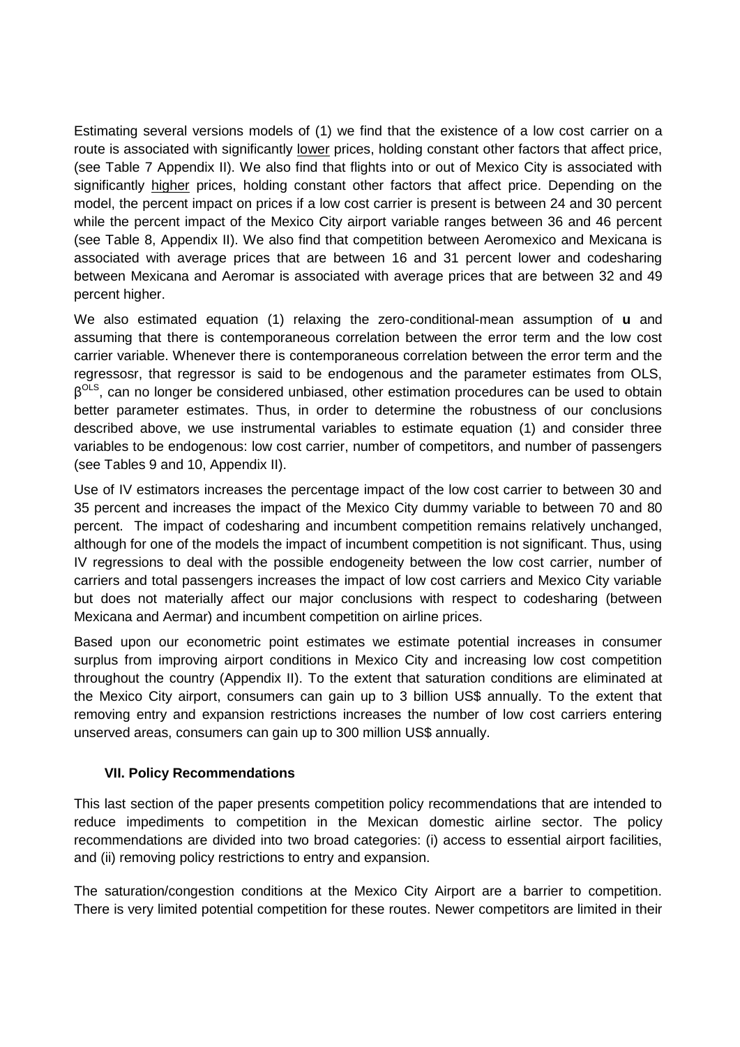Estimating several versions models of (1) we find that the existence of a low cost carrier on a route is associated with significantly lower prices, holding constant other factors that affect price, (see Table 7 Appendix II). We also find that flights into or out of Mexico City is associated with significantly higher prices, holding constant other factors that affect price. Depending on the model, the percent impact on prices if a low cost carrier is present is between 24 and 30 percent while the percent impact of the Mexico City airport variable ranges between 36 and 46 percent (see Table 8, Appendix II). We also find that competition between Aeromexico and Mexicana is associated with average prices that are between 16 and 31 percent lower and codesharing between Mexicana and Aeromar is associated with average prices that are between 32 and 49 percent higher.

We also estimated equation (1) relaxing the zero-conditional-mean assumption of **u** and assuming that there is contemporaneous correlation between the error term and the low cost carrier variable. Whenever there is contemporaneous correlation between the error term and the regressosr, that regressor is said to be endogenous and the parameter estimates from OLS, $\beta^{OLS}$, can no longer be considered unbiased, other estimation procedures can be used to obtain better parameter estimates. Thus, in order to determine the robustness of our conclusions described above, we use instrumental variables to estimate equation (1) and consider three variables to be endogenous: low cost carrier, number of competitors, and number of passengers (see Tables 9 and 10, Appendix II).

Use of IV estimators increases the percentage impact of the low cost carrier to between 30 and 35 percent and increases the impact of the Mexico City dummy variable to between 70 and 80 percent. The impact of codesharing and incumbent competition remains relatively unchanged, although for one of the models the impact of incumbent competition is not significant. Thus, using IV regressions to deal with the possible endogeneity between the low cost carrier, number of carriers and total passengers increases the impact of low cost carriers and Mexico City variable but does not materially affect our major conclusions with respect to codesharing (between Mexicana and Aermar) and incumbent competition on airline prices.

Based upon our econometric point estimates we estimate potential increases in consumer surplus from improving airport conditions in Mexico City and increasing low cost competition throughout the country (Appendix II). To the extent that saturation conditions are eliminated at the Mexico City airport, consumers can gain up to 3 billion US$ annually. To the extent that removing entry and expansion restrictions increases the number of low cost carriers entering unserved areas, consumers can gain up to 300 million US$ annually.

## VII. Policy Recommendations

This last section of the paper presents competition policy recommendations that are intended to reduce impediments to competition in the Mexican domestic airline sector. The policy recommendations are divided into two broad categories: (i) access to essential airport facilities, and (ii) removing policy restrictions to entry and expansion.

The saturation/congestion conditions at the Mexico City Airport are a barrier to competition. There is very limited potential competition for these routes. Newer competitors are limited in their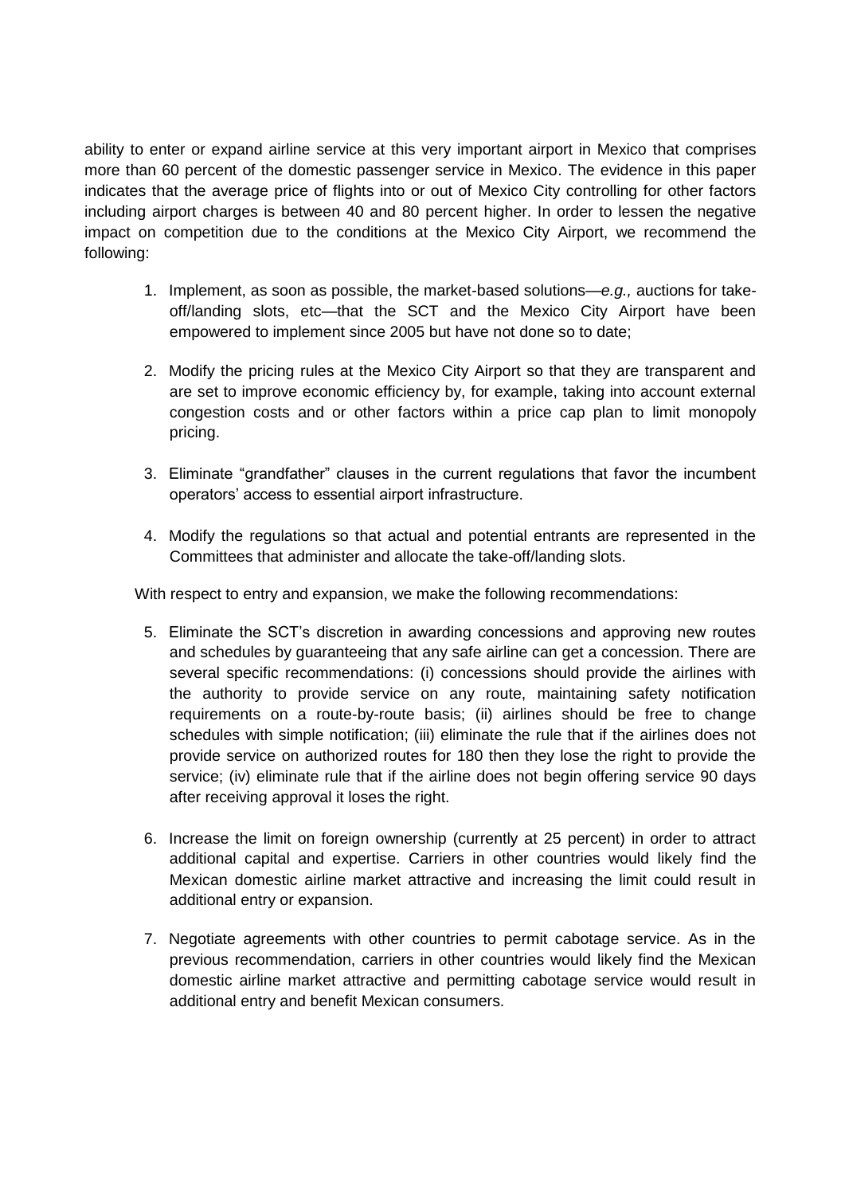ability to enter or expand airline service at this very important airport in Mexico that comprises more than 60 percent of the domestic passenger service in Mexico. The evidence in this paper indicates that the average price of flights into or out of Mexico City controlling for other factors including airport charges is between 40 and 80 percent higher. In order to lessen the negative impact on competition due to the conditions at the Mexico City Airport, we recommend the following:

1. Implement, as soon as possible, the market-based solutions—*e.g.,* auctions for take-off/landing slots, etc—that the SCT and the Mexico City Airport have been empowered to implement since 2005 but have not done so to date;

2. Modify the pricing rules at the Mexico City Airport so that they are transparent and are set to improve economic efficiency by, for example, taking into account external congestion costs and or other factors within a price cap plan to limit monopoly pricing.

3. Eliminate "grandfather" clauses in the current regulations that favor the incumbent operators' access to essential airport infrastructure.

4. Modify the regulations so that actual and potential entrants are represented in the Committees that administer and allocate the take-off/landing slots.

With respect to entry and expansion, we make the following recommendations:

5. Eliminate the SCT's discretion in awarding concessions and approving new routes and schedules by guaranteeing that any safe airline can get a concession. There are several specific recommendations: (i) concessions should provide the airlines with the authority to provide service on any route, maintaining safety notification requirements on a route-by-route basis; (ii) airlines should be free to change schedules with simple notification; (iii) eliminate the rule that if the airlines does not provide service on authorized routes for 180 then they lose the right to provide the service; (iv) eliminate rule that if the airline does not begin offering service 90 days after receiving approval it loses the right.

6. Increase the limit on foreign ownership (currently at 25 percent) in order to attract additional capital and expertise. Carriers in other countries would likely find the Mexican domestic airline market attractive and increasing the limit could result in additional entry or expansion.

7. Negotiate agreements with other countries to permit cabotage service. As in the previous recommendation, carriers in other countries would likely find the Mexican domestic airline market attractive and permitting cabotage service would result in additional entry and benefit Mexican consumers.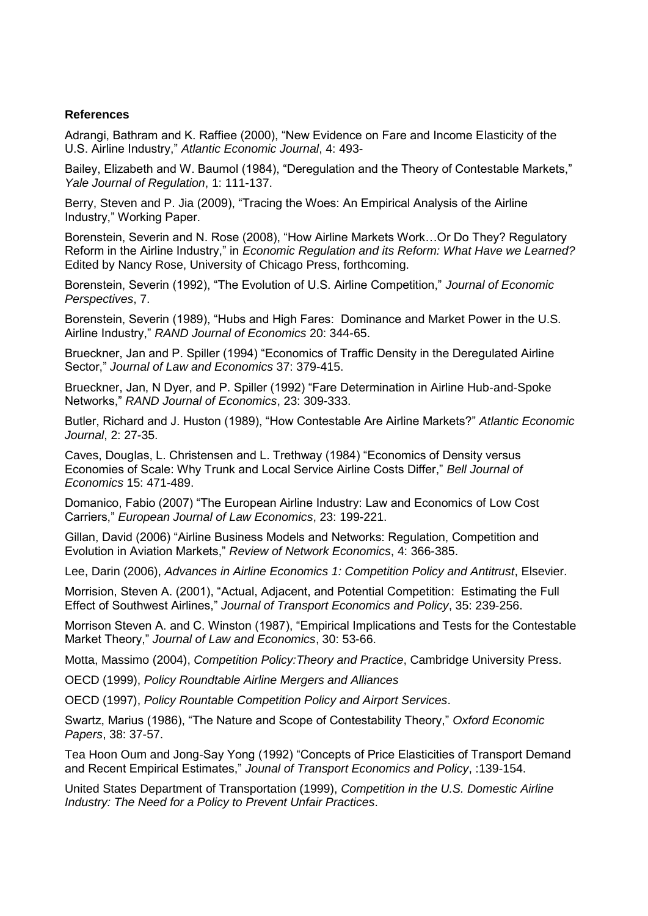**References**

Adrangi, Bathram and K. Raffiee (2000), "New Evidence on Fare and Income Elasticity of the U.S. Airline Industry," *Atlantic Economic Journal*, 4: 493-

Bailey, Elizabeth and W. Baumol (1984), "Deregulation and the Theory of Contestable Markets," *Yale Journal of Regulation*, 1: 111-137.

Berry, Steven and P. Jia (2009), "Tracing the Woes: An Empirical Analysis of the Airline Industry," Working Paper.

Borenstein, Severin and N. Rose (2008), "How Airline Markets Work…Or Do They? Regulatory Reform in the Airline Industry," in *Economic Regulation and its Reform: What Have we Learned?* Edited by Nancy Rose, University of Chicago Press, forthcoming.

Borenstein, Severin (1992), "The Evolution of U.S. Airline Competition," *Journal of Economic Perspectives*, 7.

Borenstein, Severin (1989), "Hubs and High Fares: Dominance and Market Power in the U.S. Airline Industry," *RAND Journal of Economics* 20: 344-65.

Brueckner, Jan and P. Spiller (1994) "Economics of Traffic Density in the Deregulated Airline Sector," *Journal of Law and Economics* 37: 379-415.

Brueckner, Jan, N Dyer, and P. Spiller (1992) "Fare Determination in Airline Hub-and-Spoke Networks," *RAND Journal of Economics*, 23: 309-333.

Butler, Richard and J. Huston (1989), "How Contestable Are Airline Markets?" *Atlantic Economic Journal*, 2: 27-35.

Caves, Douglas, L. Christensen and L. Trethway (1984) "Economics of Density versus Economies of Scale: Why Trunk and Local Service Airline Costs Differ," *Bell Journal of Economics* 15: 471-489.

Domanico, Fabio (2007) "The European Airline Industry: Law and Economics of Low Cost Carriers," *European Journal of Law Economics*, 23: 199-221.

Gillan, David (2006) "Airline Business Models and Networks: Regulation, Competition and Evolution in Aviation Markets," *Review of Network Economics*, 4: 366-385.

Lee, Darin (2006), *Advances in Airline Economics 1: Competition Policy and Antitrust*, Elsevier.

Morrision, Steven A. (2001), "Actual, Adjacent, and Potential Competition: Estimating the Full Effect of Southwest Airlines," *Journal of Transport Economics and Policy*, 35: 239-256.

Morrison Steven A. and C. Winston (1987), "Empirical Implications and Tests for the Contestable Market Theory," *Journal of Law and Economics*, 30: 53-66.

Motta, Massimo (2004), *Competition Policy:Theory and Practice*, Cambridge University Press.

OECD (1999), *Policy Roundtable Airline Mergers and Alliances*

OECD (1997), *Policy Rountable Competition Policy and Airport Services*.

Swartz, Marius (1986), "The Nature and Scope of Contestability Theory," *Oxford Economic Papers*, 38: 37-57.

Tea Hoon Oum and Jong-Say Yong (1992) "Concepts of Price Elasticities of Transport Demand and Recent Empirical Estimates," *Jounal of Transport Economics and Policy*, :139-154.

United States Department of Transportation (1999), *Competition in the U.S. Domestic Airline Industry: The Need for a Policy to Prevent Unfair Practices*.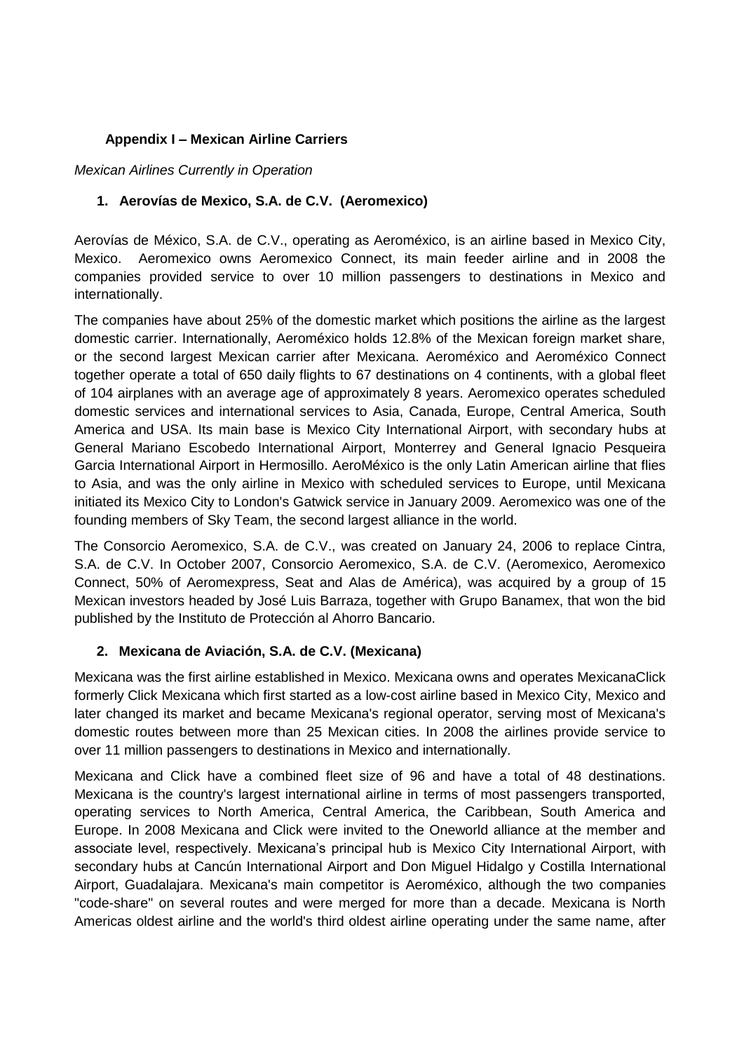## Appendix I – Mexican Airline Carriers

*Mexican Airlines Currently in Operation*

### 1. Aerovías de Mexico, S.A. de C.V. (Aeromexico)

Aerovías de México, S.A. de C.V., operating as Aeroméxico, is an airline based in Mexico City, Mexico. Aeromexico owns Aeromexico Connect, its main feeder airline and in 2008 the companies provided service to over 10 million passengers to destinations in Mexico and internationally.

The companies have about 25% of the domestic market which positions the airline as the largest domestic carrier. Internationally, Aeroméxico holds 12.8% of the Mexican foreign market share, or the second largest Mexican carrier after Mexicana. Aeroméxico and Aeroméxico Connect together operate a total of 650 daily flights to 67 destinations on 4 continents, with a global fleet of 104 airplanes with an average age of approximately 8 years. Aeromexico operates scheduled domestic services and international services to Asia, Canada, Europe, Central America, South America and USA. Its main base is Mexico City International Airport, with secondary hubs at General Mariano Escobedo International Airport, Monterrey and General Ignacio Pesqueira Garcia International Airport in Hermosillo. AeroMéxico is the only Latin American airline that flies to Asia, and was the only airline in Mexico with scheduled services to Europe, until Mexicana initiated its Mexico City to London's Gatwick service in January 2009. Aeromexico was one of the founding members of Sky Team, the second largest alliance in the world.

The Consorcio Aeromexico, S.A. de C.V., was created on January 24, 2006 to replace Cintra, S.A. de C.V. In October 2007, Consorcio Aeromexico, S.A. de C.V. (Aeromexico, Aeromexico Connect, 50% of Aeromexpress, Seat and Alas de América), was acquired by a group of 15 Mexican investors headed by José Luis Barraza, together with Grupo Banamex, that won the bid published by the Instituto de Protección al Ahorro Bancario.

### 2. Mexicana de Aviación, S.A. de C.V. (Mexicana)

Mexicana was the first airline established in Mexico. Mexicana owns and operates MexicanaClick formerly Click Mexicana which first started as a low-cost airline based in Mexico City, Mexico and later changed its market and became Mexicana's regional operator, serving most of Mexicana's domestic routes between more than 25 Mexican cities. In 2008 the airlines provide service to over 11 million passengers to destinations in Mexico and internationally.

Mexicana and Click have a combined fleet size of 96 and have a total of 48 destinations. Mexicana is the country's largest international airline in terms of most passengers transported, operating services to North America, Central America, the Caribbean, South America and Europe. In 2008 Mexicana and Click were invited to the Oneworld alliance at the member and associate level, respectively. Mexicana's principal hub is Mexico City International Airport, with secondary hubs at Cancún International Airport and Don Miguel Hidalgo y Costilla International Airport, Guadalajara. Mexicana's main competitor is Aeroméxico, although the two companies "code-share" on several routes and were merged for more than a decade. Mexicana is North Americas oldest airline and the world's third oldest airline operating under the same name, after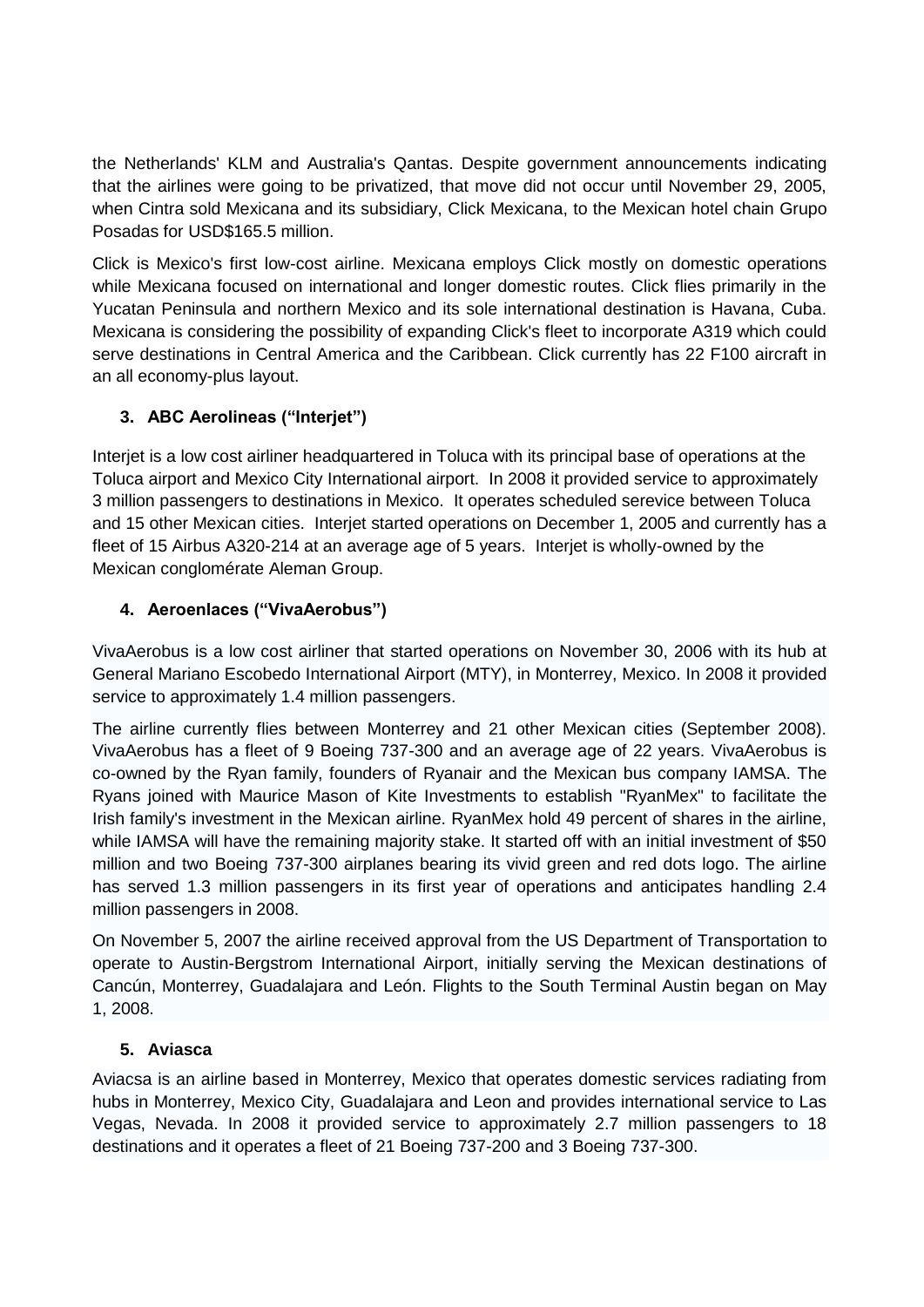the Netherlands' KLM and Australia's Qantas. Despite government announcements indicating that the airlines were going to be privatized, that move did not occur until November 29, 2005, when Cintra sold Mexicana and its subsidiary, Click Mexicana, to the Mexican hotel chain Grupo Posadas for USD$165.5 million.

Click is Mexico's first low-cost airline. Mexicana employs Click mostly on domestic operations while Mexicana focused on international and longer domestic routes. Click flies primarily in the Yucatan Peninsula and northern Mexico and its sole international destination is Havana, Cuba. Mexicana is considering the possibility of expanding Click's fleet to incorporate A319 which could serve destinations in Central America and the Caribbean. Click currently has 22 F100 aircraft in an all economy-plus layout.

### 3. ABC Aerolineas ("Interjet")

Interjet is a low cost airliner headquartered in Toluca with its principal base of operations at the Toluca airport and Mexico City International airport. In 2008 it provided service to approximately 3 million passengers to destinations in Mexico. It operates scheduled serevice between Toluca and 15 other Mexican cities. Interjet started operations on December 1, 2005 and currently has a fleet of 15 Airbus A320-214 at an average age of 5 years. Interjet is wholly-owned by the Mexican conglomérate Aleman Group.

### 4. Aeroenlaces ("VivaAerobus")

VivaAerobus is a low cost airliner that started operations on November 30, 2006 with its hub at General Mariano Escobedo International Airport (MTY), in Monterrey, Mexico. In 2008 it provided service to approximately 1.4 million passengers.

The airline currently flies between Monterrey and 21 other Mexican cities (September 2008). VivaAerobus has a fleet of 9 Boeing 737-300 and an average age of 22 years. VivaAerobus is co-owned by the Ryan family, founders of Ryanair and the Mexican bus company IAMSA. The Ryans joined with Maurice Mason of Kite Investments to establish "RyanMex" to facilitate the Irish family's investment in the Mexican airline. RyanMex hold 49 percent of shares in the airline, while IAMSA will have the remaining majority stake. It started off with an initial investment of $50 million and two Boeing 737-300 airplanes bearing its vivid green and red dots logo. The airline has served 1.3 million passengers in its first year of operations and anticipates handling 2.4 million passengers in 2008.

On November 5, 2007 the airline received approval from the US Department of Transportation to operate to Austin-Bergstrom International Airport, initially serving the Mexican destinations of Cancún, Monterrey, Guadalajara and León. Flights to the South Terminal Austin began on May 1, 2008.

### 5. Aviasca

Aviacsa is an airline based in Monterrey, Mexico that operates domestic services radiating from hubs in Monterrey, Mexico City, Guadalajara and Leon and provides international service to Las Vegas, Nevada. In 2008 it provided service to approximately 2.7 million passengers to 18 destinations and it operates a fleet of 21 Boeing 737-200 and 3 Boeing 737-300.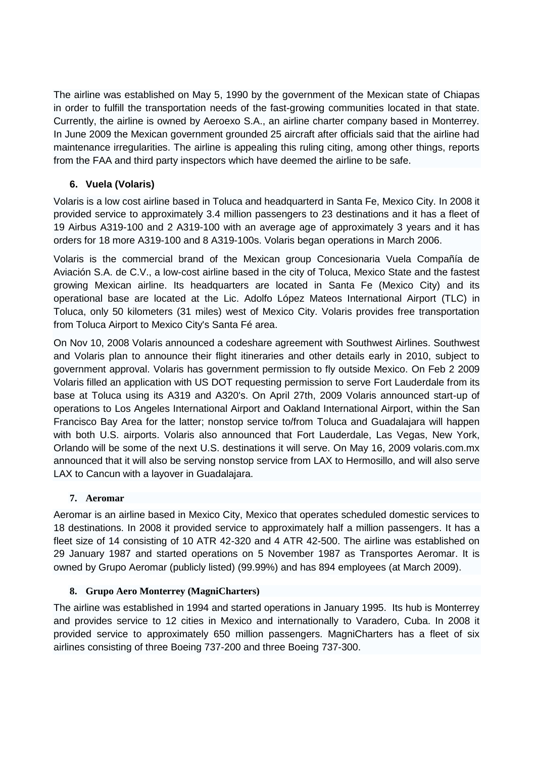The airline was established on May 5, 1990 by the government of the Mexican state of Chiapas in order to fulfill the transportation needs of the fast-growing communities located in that state. Currently, the airline is owned by Aeroexo S.A., an airline charter company based in Monterrey. In June 2009 the Mexican government grounded 25 aircraft after officials said that the airline had maintenance irregularities. The airline is appealing this ruling citing, among other things, reports from the FAA and third party inspectors which have deemed the airline to be safe.

### 6. Vuela (Volaris)

Volaris is a low cost airline based in Toluca and headquarterd in Santa Fe, Mexico City. In 2008 it provided service to approximately 3.4 million passengers to 23 destinations and it has a fleet of 19 Airbus A319-100 and 2 A319-100 with an average age of approximately 3 years and it has orders for 18 more A319-100 and 8 A319-100s. Volaris began operations in March 2006.

Volaris is the commercial brand of the Mexican group Concesionaria Vuela Compañía de Aviación S.A. de C.V., a low-cost airline based in the city of Toluca, Mexico State and the fastest growing Mexican airline. Its headquarters are located in Santa Fe (Mexico City) and its operational base are located at the Lic. Adolfo López Mateos International Airport (TLC) in Toluca, only 50 kilometers (31 miles) west of Mexico City. Volaris provides free transportation from Toluca Airport to Mexico City's Santa Fé area.

On Nov 10, 2008 Volaris announced a codeshare agreement with Southwest Airlines. Southwest and Volaris plan to announce their flight itineraries and other details early in 2010, subject to government approval. Volaris has government permission to fly outside Mexico. On Feb 2 2009 Volaris filled an application with US DOT requesting permission to serve Fort Lauderdale from its base at Toluca using its A319 and A320's. On April 27th, 2009 Volaris announced start-up of operations to Los Angeles International Airport and Oakland International Airport, within the San Francisco Bay Area for the latter; nonstop service to/from Toluca and Guadalajara will happen with both U.S. airports. Volaris also announced that Fort Lauderdale, Las Vegas, New York, Orlando will be some of the next U.S. destinations it will serve. On May 16, 2009 volaris.com.mx announced that it will also be serving nonstop service from LAX to Hermosillo, and will also serve LAX to Cancun with a layover in Guadalajara.

### 7. Aeromar

Aeromar is an airline based in Mexico City, Mexico that operates scheduled domestic services to 18 destinations. In 2008 it provided service to approximately half a million passengers. It has a fleet size of 14 consisting of 10 ATR 42-320 and 4 ATR 42-500. The airline was established on 29 January 1987 and started operations on 5 November 1987 as Transportes Aeromar. It is owned by Grupo Aeromar (publicly listed) (99.99%) and has 894 employees (at March 2009).

### 8. Grupo Aero Monterrey (MagniCharters)

The airline was established in 1994 and started operations in January 1995. Its hub is Monterrey and provides service to 12 cities in Mexico and internationally to Varadero, Cuba. In 2008 it provided service to approximately 650 million passengers. MagniCharters has a fleet of six airlines consisting of three Boeing 737-200 and three Boeing 737-300.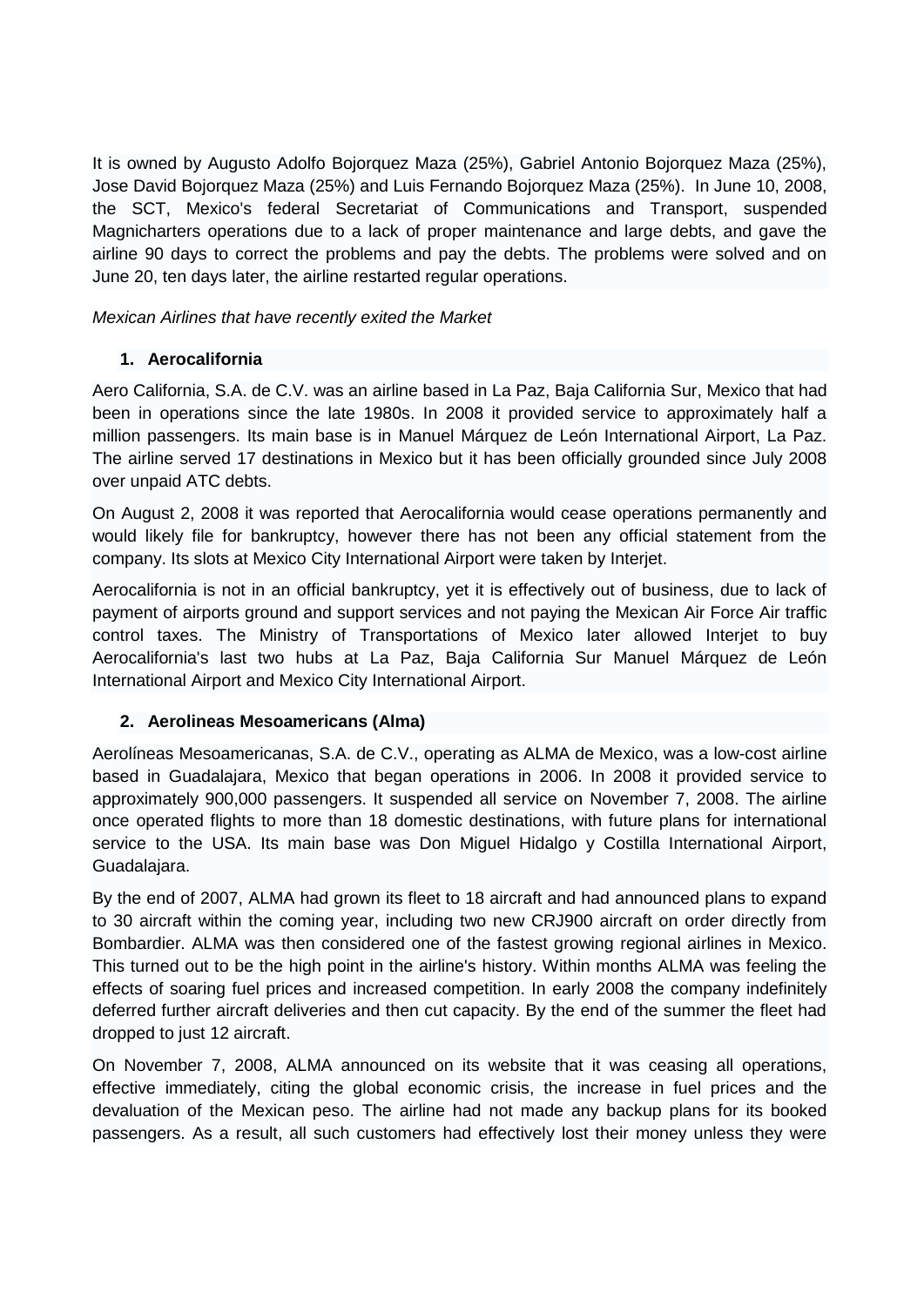It is owned by Augusto Adolfo Bojorquez Maza (25%), Gabriel Antonio Bojorquez Maza (25%), Jose David Bojorquez Maza (25%) and Luis Fernando Bojorquez Maza (25%). In June 10, 2008, the SCT, Mexico's federal Secretariat of Communications and Transport, suspended Magnicharters operations due to a lack of proper maintenance and large debts, and gave the airline 90 days to correct the problems and pay the debts. The problems were solved and on June 20, ten days later, the airline restarted regular operations.

*Mexican Airlines that have recently exited the Market*

1. **Aerocalifornia**

Aero California, S.A. de C.V. was an airline based in La Paz, Baja California Sur, Mexico that had been in operations since the late 1980s. In 2008 it provided service to approximately half a million passengers. Its main base is in Manuel Márquez de León International Airport, La Paz. The airline served 17 destinations in Mexico but it has been officially grounded since July 2008 over unpaid ATC debts.

On August 2, 2008 it was reported that Aerocalifornia would cease operations permanently and would likely file for bankruptcy, however there has not been any official statement from the company. Its slots at Mexico City International Airport were taken by Interjet.

Aerocalifornia is not in an official bankruptcy, yet it is effectively out of business, due to lack of payment of airports ground and support services and not paying the Mexican Air Force Air traffic control taxes. The Ministry of Transportations of Mexico later allowed Interjet to buy Aerocalifornia's last two hubs at La Paz, Baja California Sur Manuel Márquez de León International Airport and Mexico City International Airport.

2. **Aerolineas Mesoamericans (Alma)**

Aerolíneas Mesoamericanas, S.A. de C.V., operating as ALMA de Mexico, was a low-cost airline based in Guadalajara, Mexico that began operations in 2006. In 2008 it provided service to approximately 900,000 passengers. It suspended all service on November 7, 2008. The airline once operated flights to more than 18 domestic destinations, with future plans for international service to the USA. Its main base was Don Miguel Hidalgo y Costilla International Airport, Guadalajara.

By the end of 2007, ALMA had grown its fleet to 18 aircraft and had announced plans to expand to 30 aircraft within the coming year, including two new CRJ900 aircraft on order directly from Bombardier. ALMA was then considered one of the fastest growing regional airlines in Mexico. This turned out to be the high point in the airline's history. Within months ALMA was feeling the effects of soaring fuel prices and increased competition. In early 2008 the company indefinitely deferred further aircraft deliveries and then cut capacity. By the end of the summer the fleet had dropped to just 12 aircraft.

On November 7, 2008, ALMA announced on its website that it was ceasing all operations, effective immediately, citing the global economic crisis, the increase in fuel prices and the devaluation of the Mexican peso. The airline had not made any backup plans for its booked passengers. As a result, all such customers had effectively lost their money unless they were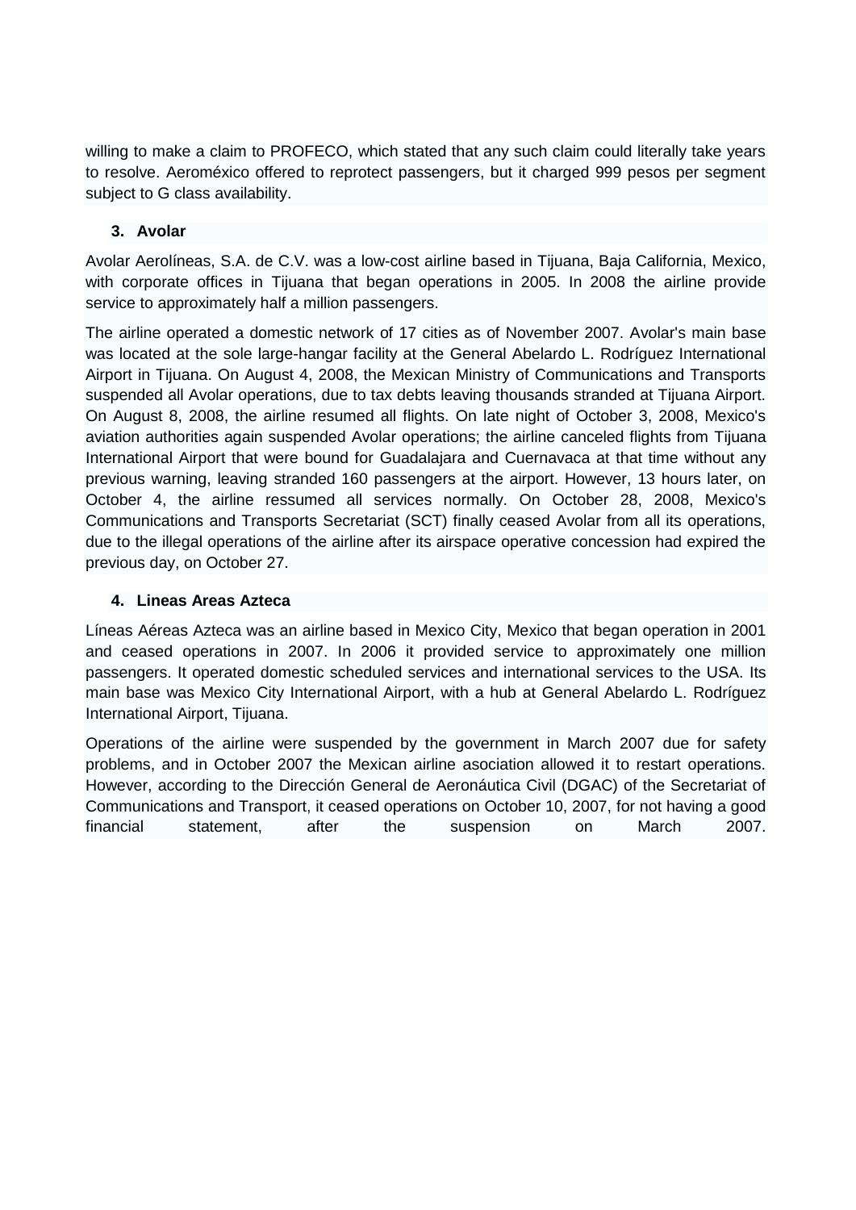willing to make a claim to PROFECO, which stated that any such claim could literally take years to resolve. Aeroméxico offered to reprotect passengers, but it charged 999 pesos per segment subject to G class availability.

### 3. Avolar

Avolar Aerolíneas, S.A. de C.V. was a low-cost airline based in Tijuana, Baja California, Mexico, with corporate offices in Tijuana that began operations in 2005. In 2008 the airline provide service to approximately half a million passengers.

The airline operated a domestic network of 17 cities as of November 2007. Avolar's main base was located at the sole large-hangar facility at the General Abelardo L. Rodríguez International Airport in Tijuana. On August 4, 2008, the Mexican Ministry of Communications and Transports suspended all Avolar operations, due to tax debts leaving thousands stranded at Tijuana Airport. On August 8, 2008, the airline resumed all flights. On late night of October 3, 2008, Mexico's aviation authorities again suspended Avolar operations; the airline canceled flights from Tijuana International Airport that were bound for Guadalajara and Cuernavaca at that time without any previous warning, leaving stranded 160 passengers at the airport. However, 13 hours later, on October 4, the airline ressumed all services normally. On October 28, 2008, Mexico's Communications and Transports Secretariat (SCT) finally ceased Avolar from all its operations, due to the illegal operations of the airline after its airspace operative concession had expired the previous day, on October 27.

### 4. Lineas Areas Azteca

Líneas Aéreas Azteca was an airline based in Mexico City, Mexico that began operation in 2001 and ceased operations in 2007. In 2006 it provided service to approximately one million passengers. It operated domestic scheduled services and international services to the USA. Its main base was Mexico City International Airport, with a hub at General Abelardo L. Rodríguez International Airport, Tijuana.

Operations of the airline were suspended by the government in March 2007 due for safety problems, and in October 2007 the Mexican airline asociation allowed it to restart operations. However, according to the Dirección General de Aeronáutica Civil (DGAC) of the Secretariat of Communications and Transport, it ceased operations on October 10, 2007, for not having a good financial statement, after the suspension on March 2007.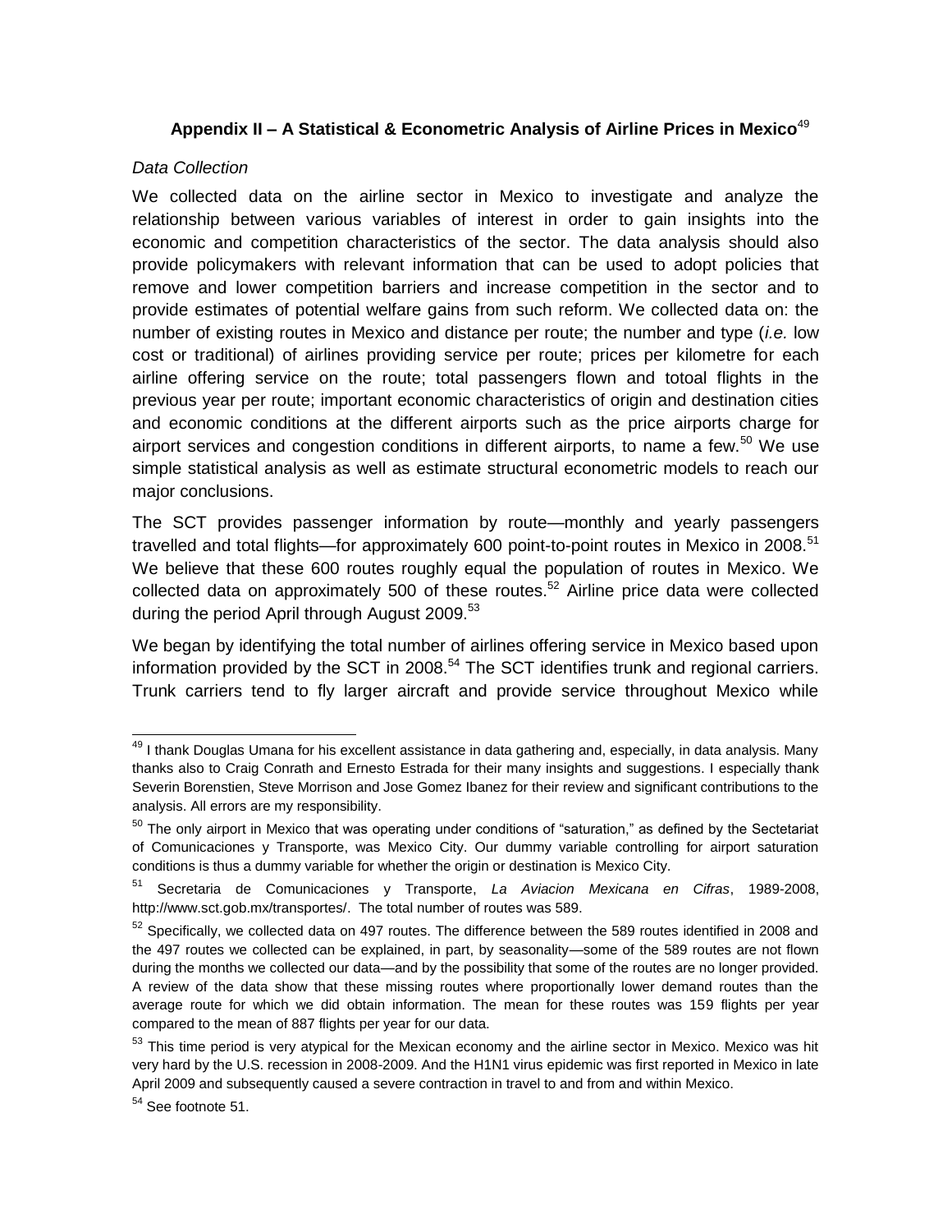## Appendix II – A Statistical & Econometric Analysis of Airline Prices in Mexico[49]

*Data Collection*

We collected data on the airline sector in Mexico to investigate and analyze the relationship between various variables of interest in order to gain insights into the economic and competition characteristics of the sector. The data analysis should also provide policymakers with relevant information that can be used to adopt policies that remove and lower competition barriers and increase competition in the sector and to provide estimates of potential welfare gains from such reform. We collected data on: the number of existing routes in Mexico and distance per route; the number and type (*i.e.* low cost or traditional) of airlines providing service per route; prices per kilometre for each airline offering service on the route; total passengers flown and totoal flights in the previous year per route; important economic characteristics of origin and destination cities and economic conditions at the different airports such as the price airports charge for airport services and congestion conditions in different airports, to name a few.[50] We use simple statistical analysis as well as estimate structural econometric models to reach our major conclusions.

The SCT provides passenger information by route—monthly and yearly passengers travelled and total flights—for approximately 600 point-to-point routes in Mexico in 2008.[51] We believe that these 600 routes roughly equal the population of routes in Mexico. We collected data on approximately 500 of these routes.[52] Airline price data were collected during the period April through August 2009.[53]

We began by identifying the total number of airlines offering service in Mexico based upon information provided by the SCT in 2008.[54] The SCT identifies trunk and regional carriers. Trunk carriers tend to fly larger aircraft and provide service throughout Mexico while

---

[49] I thank Douglas Umana for his excellent assistance in data gathering and, especially, in data analysis. Many thanks also to Craig Conrath and Ernesto Estrada for their many insights and suggestions. I especially thank Severin Borenstien, Steve Morrison and Jose Gomez Ibanez for their review and significant contributions to the analysis. All errors are my responsibility.

[50] The only airport in Mexico that was operating under conditions of "saturation," as defined by the Sectetariat of Comunicaciones y Transporte, was Mexico City. Our dummy variable controlling for airport saturation conditions is thus a dummy variable for whether the origin or destination is Mexico City.

[51] Secretaria de Comunicaciones y Transporte, *La Aviacion Mexicana en Cifras*, 1989-2008, http://www.sct.gob.mx/transportes/. The total number of routes was 589.

[52] Specifically, we collected data on 497 routes. The difference between the 589 routes identified in 2008 and the 497 routes we collected can be explained, in part, by seasonality—some of the 589 routes are not flown during the months we collected our data—and by the possibility that some of the routes are no longer provided. A review of the data show that these missing routes where proportionally lower demand routes than the average route for which we did obtain information. The mean for these routes was 159 flights per year compared to the mean of 887 flights per year for our data.

[53] This time period is very atypical for the Mexican economy and the airline sector in Mexico. Mexico was hit very hard by the U.S. recession in 2008-2009. And the H1N1 virus epidemic was first reported in Mexico in late April 2009 and subsequently caused a severe contraction in travel to and from and within Mexico.

[54] See footnote 51.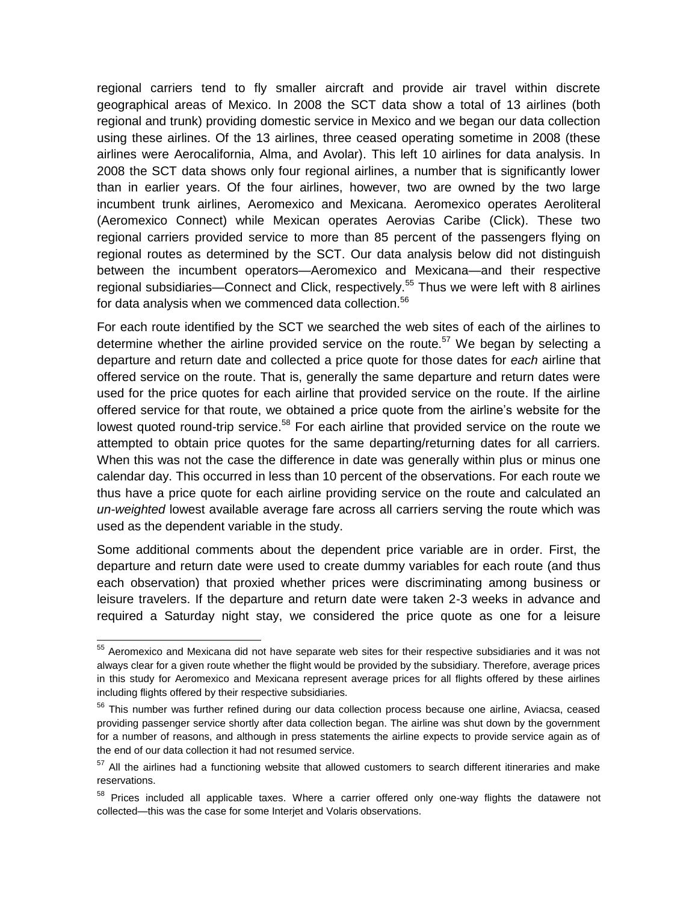regional carriers tend to fly smaller aircraft and provide air travel within discrete geographical areas of Mexico. In 2008 the SCT data show a total of 13 airlines (both regional and trunk) providing domestic service in Mexico and we began our data collection using these airlines. Of the 13 airlines, three ceased operating sometime in 2008 (these airlines were Aerocalifornia, Alma, and Avolar). This left 10 airlines for data analysis. In 2008 the SCT data shows only four regional airlines, a number that is significantly lower than in earlier years. Of the four airlines, however, two are owned by the two large incumbent trunk airlines, Aeromexico and Mexicana. Aeromexico operates Aeroliteral (Aeromexico Connect) while Mexican operates Aerovias Caribe (Click). These two regional carriers provided service to more than 85 percent of the passengers flying on regional routes as determined by the SCT. Our data analysis below did not distinguish between the incumbent operators—Aeromexico and Mexicana—and their respective regional subsidiaries—Connect and Click, respectively.[55] Thus we were left with 8 airlines for data analysis when we commenced data collection.[56]

For each route identified by the SCT we searched the web sites of each of the airlines to determine whether the airline provided service on the route.[57] We began by selecting a departure and return date and collected a price quote for those dates for *each* airline that offered service on the route. That is, generally the same departure and return dates were used for the price quotes for each airline that provided service on the route. If the airline offered service for that route, we obtained a price quote from the airline's website for the lowest quoted round-trip service.[58] For each airline that provided service on the route we attempted to obtain price quotes for the same departing/returning dates for all carriers. When this was not the case the difference in date was generally within plus or minus one calendar day. This occurred in less than 10 percent of the observations. For each route we thus have a price quote for each airline providing service on the route and calculated an *un-weighted* lowest available average fare across all carriers serving the route which was used as the dependent variable in the study.

Some additional comments about the dependent price variable are in order. First, the departure and return date were used to create dummy variables for each route (and thus each observation) that proxied whether prices were discriminating among business or leisure travelers. If the departure and return date were taken 2-3 weeks in advance and required a Saturday night stay, we considered the price quote as one for a leisure

---

[55] Aeromexico and Mexicana did not have separate web sites for their respective subsidiaries and it was not always clear for a given route whether the flight would be provided by the subsidiary. Therefore, average prices in this study for Aeromexico and Mexicana represent average prices for all flights offered by these airlines including flights offered by their respective subsidiaries.

[56] This number was further refined during our data collection process because one airline, Aviacsa, ceased providing passenger service shortly after data collection began. The airline was shut down by the government for a number of reasons, and although in press statements the airline expects to provide service again as of the end of our data collection it had not resumed service.

[57] All the airlines had a functioning website that allowed customers to search different itineraries and make reservations.

[58] Prices included all applicable taxes. Where a carrier offered only one-way flights the datawere not collected—this was the case for some Interjet and Volaris observations.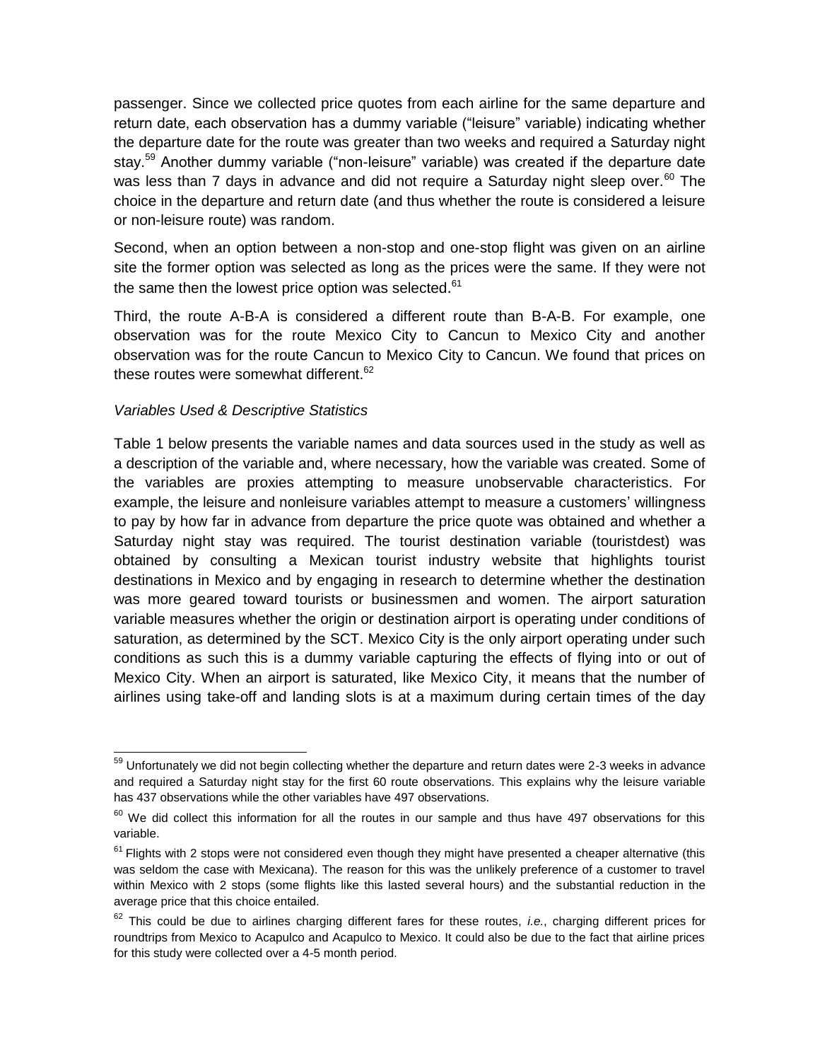passenger. Since we collected price quotes from each airline for the same departure and return date, each observation has a dummy variable ("leisure" variable) indicating whether the departure date for the route was greater than two weeks and required a Saturday night stay.[59] Another dummy variable ("non-leisure" variable) was created if the departure date was less than 7 days in advance and did not require a Saturday night sleep over.[60] The choice in the departure and return date (and thus whether the route is considered a leisure or non-leisure route) was random.

Second, when an option between a non-stop and one-stop flight was given on an airline site the former option was selected as long as the prices were the same. If they were not the same then the lowest price option was selected.[61]

Third, the route A-B-A is considered a different route than B-A-B. For example, one observation was for the route Mexico City to Cancun to Mexico City and another observation was for the route Cancun to Mexico City to Cancun. We found that prices on these routes were somewhat different.[62]

*Variables Used & Descriptive Statistics*

Table 1 below presents the variable names and data sources used in the study as well as a description of the variable and, where necessary, how the variable was created. Some of the variables are proxies attempting to measure unobservable characteristics. For example, the leisure and nonleisure variables attempt to measure a customers' willingness to pay by how far in advance from departure the price quote was obtained and whether a Saturday night stay was required. The tourist destination variable (touristdest) was obtained by consulting a Mexican tourist industry website that highlights tourist destinations in Mexico and by engaging in research to determine whether the destination was more geared toward tourists or businessmen and women. The airport saturation variable measures whether the origin or destination airport is operating under conditions of saturation, as determined by the SCT. Mexico City is the only airport operating under such conditions as such this is a dummy variable capturing the effects of flying into or out of Mexico City. When an airport is saturated, like Mexico City, it means that the number of airlines using take-off and landing slots is at a maximum during certain times of the day

---

[59] Unfortunately we did not begin collecting whether the departure and return dates were 2-3 weeks in advance and required a Saturday night stay for the first 60 route observations. This explains why the leisure variable has 437 observations while the other variables have 497 observations.

[60] We did collect this information for all the routes in our sample and thus have 497 observations for this variable.

[61] Flights with 2 stops were not considered even though they might have presented a cheaper alternative (this was seldom the case with Mexicana). The reason for this was the unlikely preference of a customer to travel within Mexico with 2 stops (some flights like this lasted several hours) and the substantial reduction in the average price that this choice entailed.

[62] This could be due to airlines charging different fares for these routes, *i.e.*, charging different prices for roundtrips from Mexico to Acapulco and Acapulco to Mexico. It could also be due to the fact that airline prices for this study were collected over a 4-5 month period.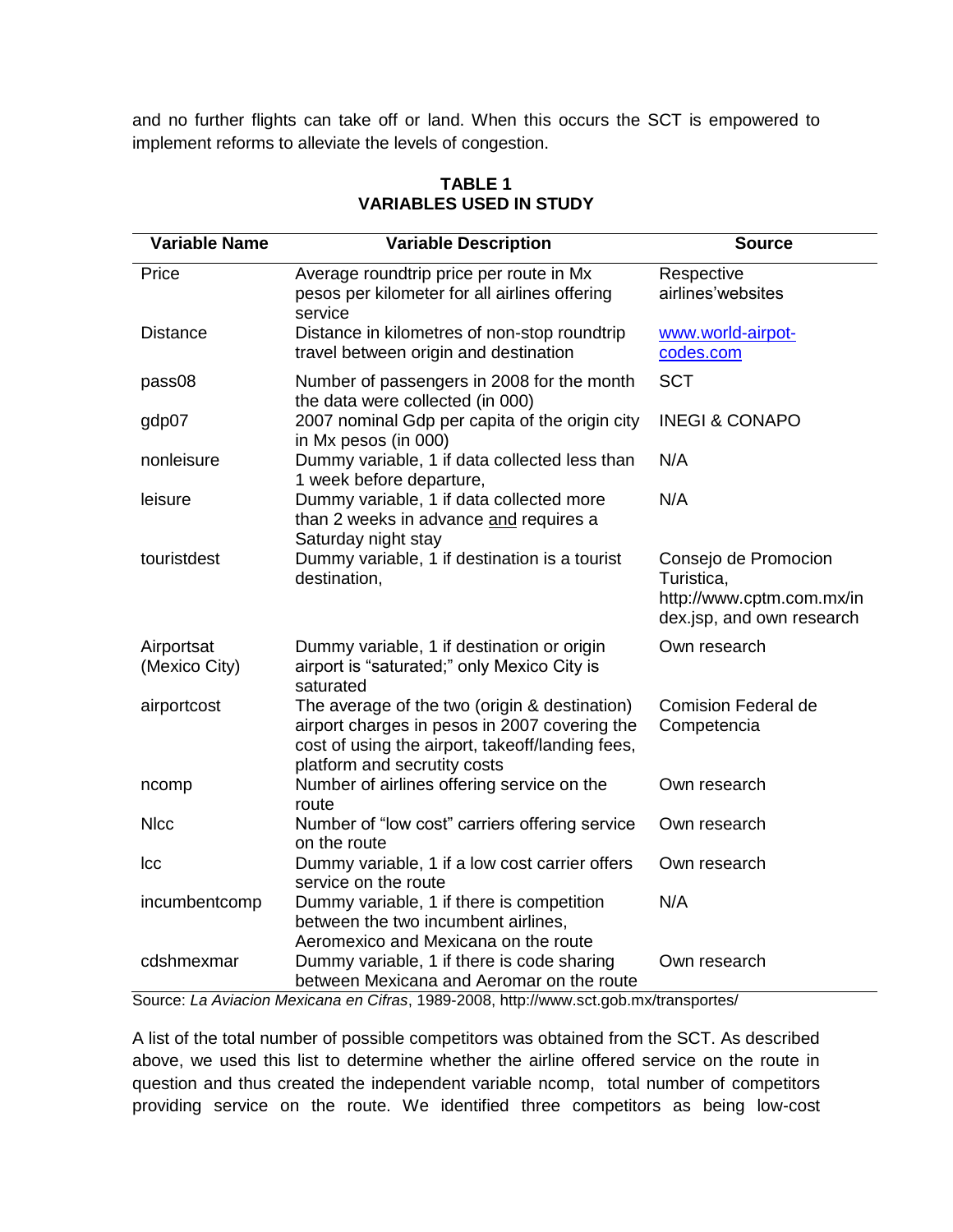and no further flights can take off or land. When this occurs the SCT is empowered to implement reforms to alleviate the levels of congestion.

**TABLE 1**
**VARIABLES USED IN STUDY**

| Variable Name | Variable Description | Source |
|---|---|---|
| Price | Average roundtrip price per route in Mx pesos per kilometer for all airlines offering service | Respective airlines'websites |
| Distance | Distance in kilometres of non-stop roundtrip travel between origin and destination | www.world-airpot-codes.com |
| pass08 | Number of passengers in 2008 for the month the data were collected (in 000) | SCT |
| gdp07 | 2007 nominal Gdp per capita of the origin city in Mx pesos (in 000) | INEGI & CONAPO |
| nonleisure | Dummy variable, 1 if data collected less than 1 week before departure, | N/A |
| leisure | Dummy variable, 1 if data collected more than 2 weeks in advance and requires a Saturday night stay | N/A |
| touristdest | Dummy variable, 1 if destination is a tourist destination, | Consejo de Promocion Turistica, http://www.cptm.com.mx/index.jsp, and own research |
| Airportsat (Mexico City) | Dummy variable, 1 if destination or origin airport is "saturated;" only Mexico City is saturated | Own research |
| airportcost | The average of the two (origin & destination) airport charges in pesos in 2007 covering the cost of using the airport, takeoff/landing fees, platform and secrutity costs | Comision Federal de Competencia |
| ncomp | Number of airlines offering service on the route | Own research |
| Nlcc | Number of "low cost" carriers offering service on the route | Own research |
| lcc | Dummy variable, 1 if a low cost carrier offers service on the route | Own research |
| incumbentcomp | Dummy variable, 1 if there is competition between the two incumbent airlines, Aeromexico and Mexicana on the route | N/A |
| cdshmexmar | Dummy variable, 1 if there is code sharing between Mexicana and Aeromar on the route | Own research |

Source: *La Aviacion Mexicana en Cifras*, 1989-2008, http://www.sct.gob.mx/transportes/

A list of the total number of possible competitors was obtained from the SCT. As described above, we used this list to determine whether the airline offered service on the route in question and thus created the independent variable ncomp, total number of competitors providing service on the route. We identified three competitors as being low-cost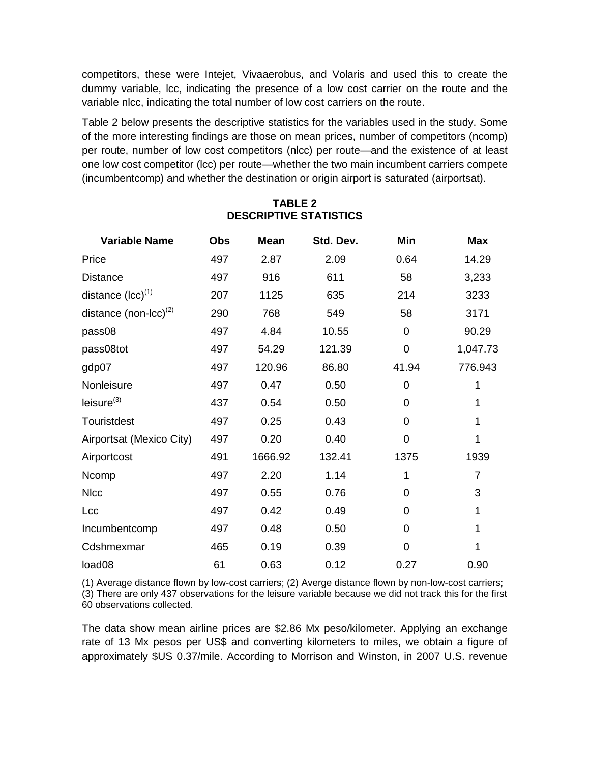competitors, these were Intejet, Vivaaerobus, and Volaris and used this to create the dummy variable, lcc, indicating the presence of a low cost carrier on the route and the variable nlcc, indicating the total number of low cost carriers on the route.

Table 2 below presents the descriptive statistics for the variables used in the study. Some of the more interesting findings are those on mean prices, number of competitors (ncomp) per route, number of low cost competitors (nlcc) per route—and the existence of at least one low cost competitor (lcc) per route—whether the two main incumbent carriers compete (incumbentcomp) and whether the destination or origin airport is saturated (airportsat).

**TABLE 2**
**DESCRIPTIVE STATISTICS**

| Variable Name | Obs | Mean | Std. Dev. | Min | Max |
|---|---|---|---|---|---|
| Price | 497 | 2.87 | 2.09 | 0.64 | 14.29 |
| Distance | 497 | 916 | 611 | 58 | 3,233 |
| distance (lcc)(1) | 207 | 1125 | 635 | 214 | 3233 |
| distance (non-lcc)(2) | 290 | 768 | 549 | 58 | 3171 |
| pass08 | 497 | 4.84 | 10.55 | 0 | 90.29 |
| pass08tot | 497 | 54.29 | 121.39 | 0 | 1,047.73 |
| gdp07 | 497 | 120.96 | 86.80 | 41.94 | 776.943 |
| Nonleisure | 497 | 0.47 | 0.50 | 0 | 1 |
| leisure(3) | 437 | 0.54 | 0.50 | 0 | 1 |
| Touristdest | 497 | 0.25 | 0.43 | 0 | 1 |
| Airportsat (Mexico City) | 497 | 0.20 | 0.40 | 0 | 1 |
| Airportcost | 491 | 1666.92 | 132.41 | 1375 | 1939 |
| Ncomp | 497 | 2.20 | 1.14 | 1 | 7 |
| Nlcc | 497 | 0.55 | 0.76 | 0 | 3 |
| Lcc | 497 | 0.42 | 0.49 | 0 | 1 |
| Incumbentcomp | 497 | 0.48 | 0.50 | 0 | 1 |
| Cdshmexmar | 465 | 0.19 | 0.39 | 0 | 1 |
| load08 | 61 | 0.63 | 0.12 | 0.27 | 0.90 |

(1) Average distance flown by low-cost carriers; (2) Averge distance flown by non-low-cost carriers; (3) There are only 437 observations for the leisure variable because we did not track this for the first 60 observations collected.

The data show mean airline prices are $2.86 Mx peso/kilometer. Applying an exchange rate of 13 Mx pesos per US$ and converting kilometers to miles, we obtain a figure of approximately $US 0.37/mile. According to Morrison and Winston, in 2007 U.S. revenue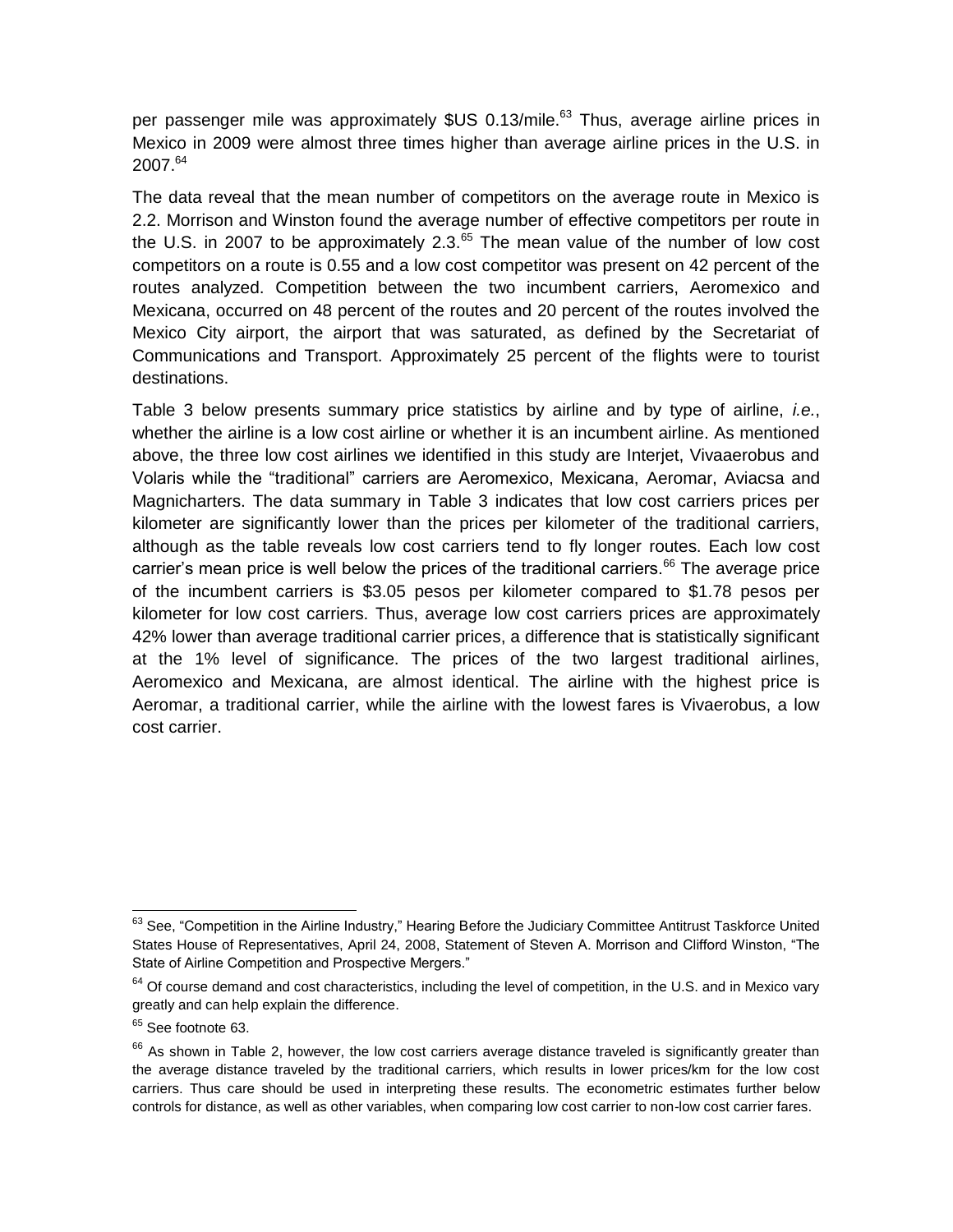per passenger mile was approximately $US 0.13/mile.[63] Thus, average airline prices in Mexico in 2009 were almost three times higher than average airline prices in the U.S. in 2007.[64]

The data reveal that the mean number of competitors on the average route in Mexico is 2.2. Morrison and Winston found the average number of effective competitors per route in the U.S. in 2007 to be approximately 2.3.[65] The mean value of the number of low cost competitors on a route is 0.55 and a low cost competitor was present on 42 percent of the routes analyzed. Competition between the two incumbent carriers, Aeromexico and Mexicana, occurred on 48 percent of the routes and 20 percent of the routes involved the Mexico City airport, the airport that was saturated, as defined by the Secretariat of Communications and Transport. Approximately 25 percent of the flights were to tourist destinations.

Table 3 below presents summary price statistics by airline and by type of airline, *i.e.*, whether the airline is a low cost airline or whether it is an incumbent airline. As mentioned above, the three low cost airlines we identified in this study are Interjet, Vivaaerobus and Volaris while the "traditional" carriers are Aeromexico, Mexicana, Aeromar, Aviacsa and Magnicharters. The data summary in Table 3 indicates that low cost carriers prices per kilometer are significantly lower than the prices per kilometer of the traditional carriers, although as the table reveals low cost carriers tend to fly longer routes. Each low cost carrier's mean price is well below the prices of the traditional carriers.[66] The average price of the incumbent carriers is $3.05 pesos per kilometer compared to $1.78 pesos per kilometer for low cost carriers. Thus, average low cost carriers prices are approximately 42% lower than average traditional carrier prices, a difference that is statistically significant at the 1% level of significance. The prices of the two largest traditional airlines, Aeromexico and Mexicana, are almost identical. The airline with the highest price is Aeromar, a traditional carrier, while the airline with the lowest fares is Vivaerobus, a low cost carrier.

---

[63] See, "Competition in the Airline Industry," Hearing Before the Judiciary Committee Antitrust Taskforce United States House of Representatives, April 24, 2008, Statement of Steven A. Morrison and Clifford Winston, "The State of Airline Competition and Prospective Mergers."

[64] Of course demand and cost characteristics, including the level of competition, in the U.S. and in Mexico vary greatly and can help explain the difference.

[65] See footnote 63.

[66] As shown in Table 2, however, the low cost carriers average distance traveled is significantly greater than the average distance traveled by the traditional carriers, which results in lower prices/km for the low cost carriers. Thus care should be used in interpreting these results. The econometric estimates further below controls for distance, as well as other variables, when comparing low cost carrier to non-low cost carrier fares.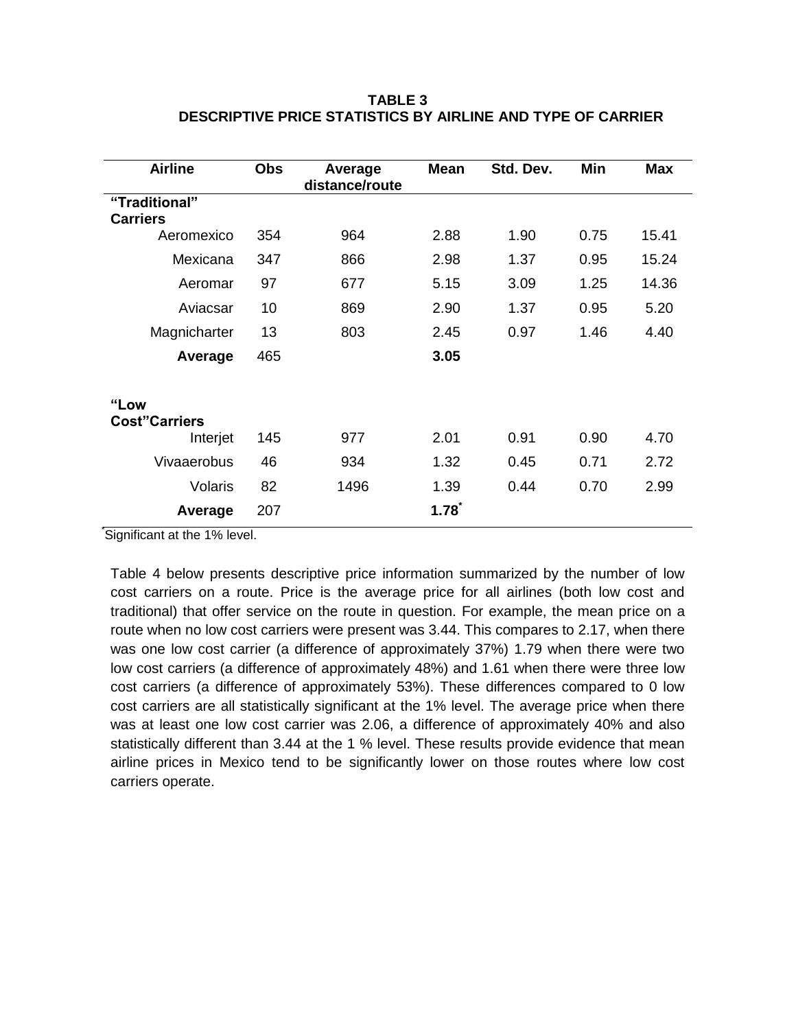**TABLE 3**
**DESCRIPTIVE PRICE STATISTICS BY AIRLINE AND TYPE OF CARRIER**

| Airline | Obs | Average distance/route | Mean | Std. Dev. | Min | Max |
|---|---|---|---|---|---|---|
| **"Traditional" Carriers** | | | | | | |
| Aeromexico | 354 | 964 | 2.88 | 1.90 | 0.75 | 15.41 |
| Mexicana | 347 | 866 | 2.98 | 1.37 | 0.95 | 15.24 |
| Aeromar | 97 | 677 | 5.15 | 3.09 | 1.25 | 14.36 |
| Aviacsar | 10 | 869 | 2.90 | 1.37 | 0.95 | 5.20 |
| Magnicharter | 13 | 803 | 2.45 | 0.97 | 1.46 | 4.40 |
| **Average** | 465 | | **3.05** | | | |
| **"Low Cost"Carriers** | | | | | | |
| Interjet | 145 | 977 | 2.01 | 0.91 | 0.90 | 4.70 |
| Vivaaerobus | 46 | 934 | 1.32 | 0.45 | 0.71 | 2.72 |
| Volaris | 82 | 1496 | 1.39 | 0.44 | 0.70 | 2.99 |
| **Average** | 207 | | **1.78*** | | | |

*Significant at the 1% level.

Table 4 below presents descriptive price information summarized by the number of low cost carriers on a route. Price is the average price for all airlines (both low cost and traditional) that offer service on the route in question. For example, the mean price on a route when no low cost carriers were present was 3.44. This compares to 2.17, when there was one low cost carrier (a difference of approximately 37%) 1.79 when there were two low cost carriers (a difference of approximately 48%) and 1.61 when there were three low cost carriers (a difference of approximately 53%). These differences compared to 0 low cost carriers are all statistically significant at the 1% level. The average price when there was at least one low cost carrier was 2.06, a difference of approximately 40% and also statistically different than 3.44 at the 1 % level. These results provide evidence that mean airline prices in Mexico tend to be significantly lower on those routes where low cost carriers operate.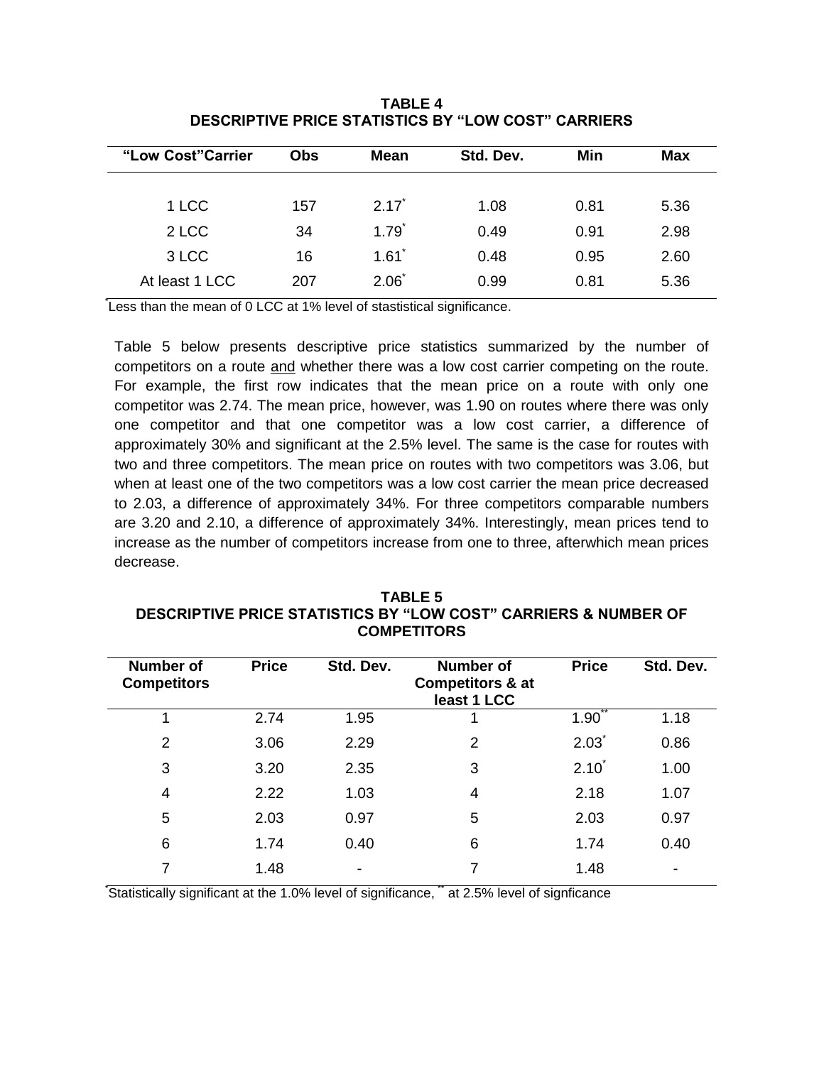**TABLE 4**
**DESCRIPTIVE PRICE STATISTICS BY "LOW COST" CARRIERS**

| "Low Cost" Carrier | Obs | Mean | Std. Dev. | Min | Max |
|---|---|---|---|---|---|
| 1 LCC | 157 | 2.17* | 1.08 | 0.81 | 5.36 |
| 2 LCC | 34 | 1.79* | 0.49 | 0.91 | 2.98 |
| 3 LCC | 16 | 1.61* | 0.48 | 0.95 | 2.60 |
| At least 1 LCC | 207 | 2.06* | 0.99 | 0.81 | 5.36 |

*Less than the mean of 0 LCC at 1% level of stastistical significance.

Table 5 below presents descriptive price statistics summarized by the number of competitors on a route and whether there was a low cost carrier competing on the route. For example, the first row indicates that the mean price on a route with only one competitor was 2.74. The mean price, however, was 1.90 on routes where there was only one competitor and that one competitor was a low cost carrier, a difference of approximately 30% and significant at the 2.5% level. The same is the case for routes with two and three competitors. The mean price on routes with two competitors was 3.06, but when at least one of the two competitors was a low cost carrier the mean price decreased to 2.03, a difference of approximately 34%. For three competitors comparable numbers are 3.20 and 2.10, a difference of approximately 34%. Interestingly, mean prices tend to increase as the number of competitors increase from one to three, afterwhich mean prices decrease.

**TABLE 5**
**DESCRIPTIVE PRICE STATISTICS BY "LOW COST" CARRIERS & NUMBER OF COMPETITORS**

| Number of Competitors | Price | Std. Dev. | Number of Competitors & at least 1 LCC | Price | Std. Dev. |
|---|---|---|---|---|---|
| 1 | 2.74 | 1.95 | 1 | 1.90** | 1.18 |
| 2 | 3.06 | 2.29 | 2 | 2.03* | 0.86 |
| 3 | 3.20 | 2.35 | 3 | 2.10* | 1.00 |
| 4 | 2.22 | 1.03 | 4 | 2.18 | 1.07 |
| 5 | 2.03 | 0.97 | 5 | 2.03 | 0.97 |
| 6 | 1.74 | 0.40 | 6 | 1.74 | 0.40 |
| 7 | 1.48 | - | 7 | 1.48 | - |

*Statistically significant at the 1.0% level of significance, ** at 2.5% level of signficance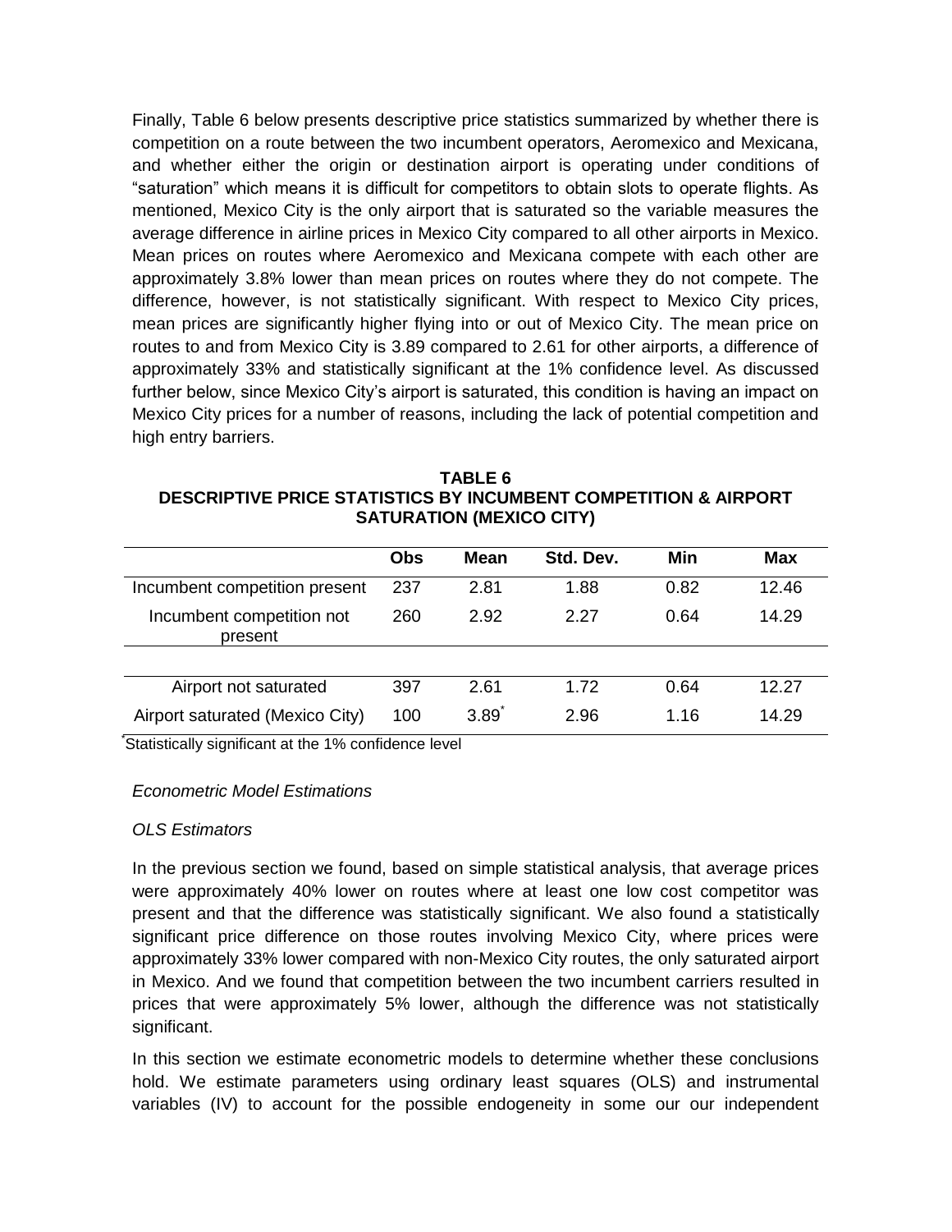Finally, Table 6 below presents descriptive price statistics summarized by whether there is competition on a route between the two incumbent operators, Aeromexico and Mexicana, and whether either the origin or destination airport is operating under conditions of "saturation" which means it is difficult for competitors to obtain slots to operate flights. As mentioned, Mexico City is the only airport that is saturated so the variable measures the average difference in airline prices in Mexico City compared to all other airports in Mexico. Mean prices on routes where Aeromexico and Mexicana compete with each other are approximately 3.8% lower than mean prices on routes where they do not compete. The difference, however, is not statistically significant. With respect to Mexico City prices, mean prices are significantly higher flying into or out of Mexico City. The mean price on routes to and from Mexico City is 3.89 compared to 2.61 for other airports, a difference of approximately 33% and statistically significant at the 1% confidence level. As discussed further below, since Mexico City's airport is saturated, this condition is having an impact on Mexico City prices for a number of reasons, including the lack of potential competition and high entry barriers.

**TABLE 6**
**DESCRIPTIVE PRICE STATISTICS BY INCUMBENT COMPETITION & AIRPORT SATURATION (MEXICO CITY)**

| | Obs | Mean | Std. Dev. | Min | Max |
|---|---|---|---|---|---|
| Incumbent competition present | 237 | 2.81 | 1.88 | 0.82 | 12.46 |
| Incumbent competition not present | 260 | 2.92 | 2.27 | 0.64 | 14.29 |
| | | | | | |
| Airport not saturated | 397 | 2.61 | 1.72 | 0.64 | 12.27 |
| Airport saturated (Mexico City) | 100 | 3.89* | 2.96 | 1.16 | 14.29 |

*Statistically significant at the 1% confidence level

*Econometric Model Estimations*

*OLS Estimators*

In the previous section we found, based on simple statistical analysis, that average prices were approximately 40% lower on routes where at least one low cost competitor was present and that the difference was statistically significant. We also found a statistically significant price difference on those routes involving Mexico City, where prices were approximately 33% lower compared with non-Mexico City routes, the only saturated airport in Mexico. And we found that competition between the two incumbent carriers resulted in prices that were approximately 5% lower, although the difference was not statistically significant.

In this section we estimate econometric models to determine whether these conclusions hold. We estimate parameters using ordinary least squares (OLS) and instrumental variables (IV) to account for the possible endogeneity in some our our independent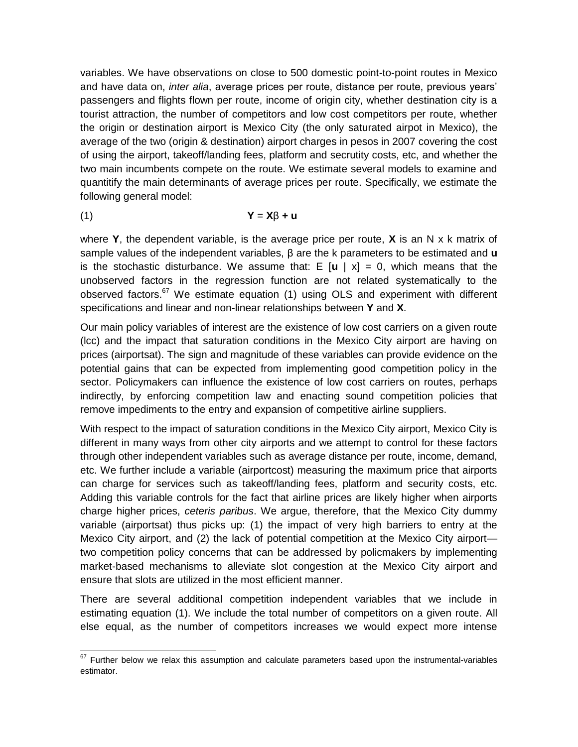variables. We have observations on close to 500 domestic point-to-point routes in Mexico and have data on, *inter alia*, average prices per route, distance per route, previous years' passengers and flights flown per route, income of origin city, whether destination city is a tourist attraction, the number of competitors and low cost competitors per route, whether the origin or destination airport is Mexico City (the only saturated airpot in Mexico), the average of the two (origin & destination) airport charges in pesos in 2007 covering the cost of using the airport, takeoff/landing fees, platform and secrutity costs, etc, and whether the two main incumbents compete on the route. We estimate several models to examine and quantitify the main determinants of average prices per route. Specifically, we estimate the following general model:

$$\mathbf{Y} = \mathbf{X}\beta + \mathbf{u} \quad (1)$$

where **Y**, the dependent variable, is the average price per route, **X** is an N x k matrix of sample values of the independent variables, β are the k parameters to be estimated and **u** is the stochastic disturbance. We assume that: $E[\mathbf{u} \mid x] = 0$, which means that the unobserved factors in the regression function are not related systematically to the observed factors.[67] We estimate equation (1) using OLS and experiment with different specifications and linear and non-linear relationships between **Y** and **X**.

Our main policy variables of interest are the existence of low cost carriers on a given route (lcc) and the impact that saturation conditions in the Mexico City airport are having on prices (airportsat). The sign and magnitude of these variables can provide evidence on the potential gains that can be expected from implementing good competition policy in the sector. Policymakers can influence the existence of low cost carriers on routes, perhaps indirectly, by enforcing competition law and enacting sound competition policies that remove impediments to the entry and expansion of competitive airline suppliers.

With respect to the impact of saturation conditions in the Mexico City airport, Mexico City is different in many ways from other city airports and we attempt to control for these factors through other independent variables such as average distance per route, income, demand, etc. We further include a variable (airportcost) measuring the maximum price that airports can charge for services such as takeoff/landing fees, platform and security costs, etc. Adding this variable controls for the fact that airline prices are likely higher when airports charge higher prices, *ceteris paribus*. We argue, therefore, that the Mexico City dummy variable (airportsat) thus picks up: (1) the impact of very high barriers to entry at the Mexico City airport, and (2) the lack of potential competition at the Mexico City airport—two competition policy concerns that can be addressed by policmakers by implementing market-based mechanisms to alleviate slot congestion at the Mexico City airport and ensure that slots are utilized in the most efficient manner.

There are several additional competition independent variables that we include in estimating equation (1). We include the total number of competitors on a given route. All else equal, as the number of competitors increases we would expect more intense

[67] Further below we relax this assumption and calculate parameters based upon the instrumental-variables estimator.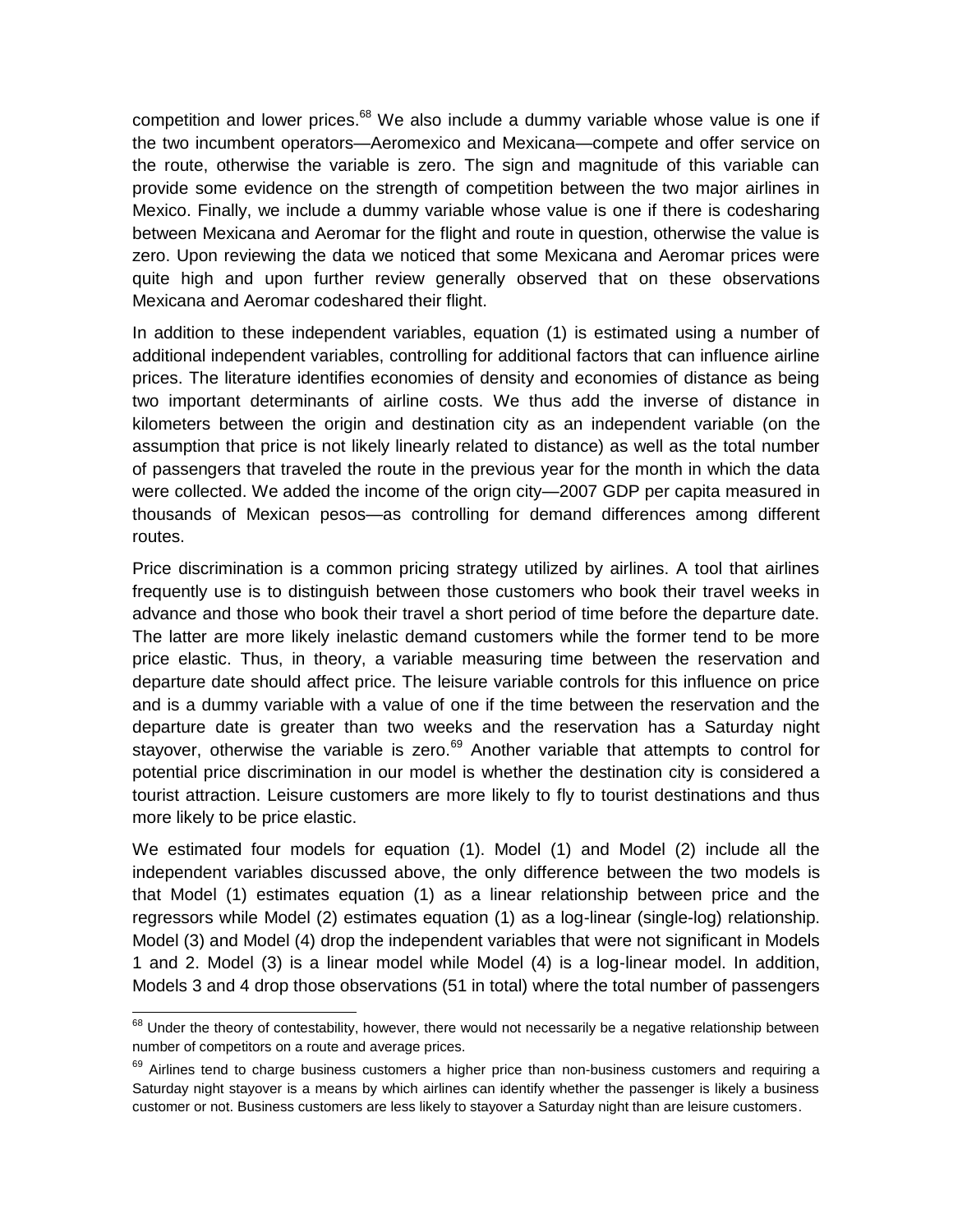competition and lower prices.[68] We also include a dummy variable whose value is one if the two incumbent operators—Aeromexico and Mexicana—compete and offer service on the route, otherwise the variable is zero. The sign and magnitude of this variable can provide some evidence on the strength of competition between the two major airlines in Mexico. Finally, we include a dummy variable whose value is one if there is codesharing between Mexicana and Aeromar for the flight and route in question, otherwise the value is zero. Upon reviewing the data we noticed that some Mexicana and Aeromar prices were quite high and upon further review generally observed that on these observations Mexicana and Aeromar codeshared their flight.

In addition to these independent variables, equation (1) is estimated using a number of additional independent variables, controlling for additional factors that can influence airline prices. The literature identifies economies of density and economies of distance as being two important determinants of airline costs. We thus add the inverse of distance in kilometers between the origin and destination city as an independent variable (on the assumption that price is not likely linearly related to distance) as well as the total number of passengers that traveled the route in the previous year for the month in which the data were collected. We added the income of the orign city—2007 GDP per capita measured in thousands of Mexican pesos—as controlling for demand differences among different routes.

Price discrimination is a common pricing strategy utilized by airlines. A tool that airlines frequently use is to distinguish between those customers who book their travel weeks in advance and those who book their travel a short period of time before the departure date. The latter are more likely inelastic demand customers while the former tend to be more price elastic. Thus, in theory, a variable measuring time between the reservation and departure date should affect price. The leisure variable controls for this influence on price and is a dummy variable with a value of one if the time between the reservation and the departure date is greater than two weeks and the reservation has a Saturday night stayover, otherwise the variable is zero.[69] Another variable that attempts to control for potential price discrimination in our model is whether the destination city is considered a tourist attraction. Leisure customers are more likely to fly to tourist destinations and thus more likely to be price elastic.

We estimated four models for equation (1). Model (1) and Model (2) include all the independent variables discussed above, the only difference between the two models is that Model (1) estimates equation (1) as a linear relationship between price and the regressors while Model (2) estimates equation (1) as a log-linear (single-log) relationship. Model (3) and Model (4) drop the independent variables that were not significant in Models 1 and 2. Model (3) is a linear model while Model (4) is a log-linear model. In addition, Models 3 and 4 drop those observations (51 in total) where the total number of passengers

---

[68] Under the theory of contestability, however, there would not necessarily be a negative relationship between number of competitors on a route and average prices.

[69] Airlines tend to charge business customers a higher price than non-business customers and requiring a Saturday night stayover is a means by which airlines can identify whether the passenger is likely a business customer or not. Business customers are less likely to stayover a Saturday night than are leisure customers.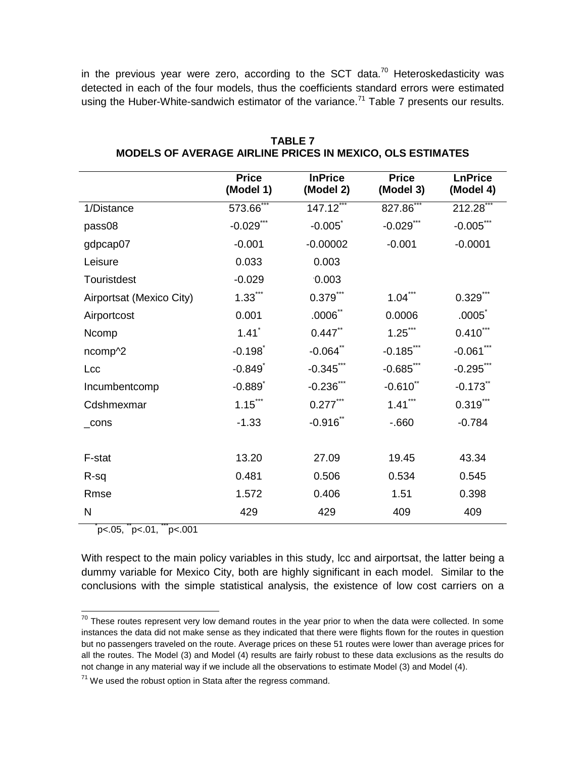in the previous year were zero, according to the SCT data.[70] Heteroskedasticity was detected in each of the four models, thus the coefficients standard errors were estimated using the Huber-White-sandwich estimator of the variance.[71] Table 7 presents our results.

**TABLE 7**
**MODELS OF AVERAGE AIRLINE PRICES IN MEXICO, OLS ESTIMATES**

| | Price (Model 1) | lnPrice (Model 2) | Price (Model 3) | LnPrice (Model 4) |
|---|---|---|---|---|
| 1/Distance | 573.66*** | 147.12*** | 827.86*** | 212.28*** |
| pass08 | -0.029*** | -0.005* | -0.029*** | -0.005*** |
| gdpcap07 | -0.001 | -0.00002 | -0.001 | -0.0001 |
| Leisure | 0.033 | 0.003 | | |
| Touristdest | -0.029 | ·0.003 | | |
| Airportsat (Mexico City) | 1.33*** | 0.379*** | 1.04*** | 0.329*** |
| Airportcost | 0.001 | .0006** | 0.0006 | .0005* |
| Ncomp | 1.41* | 0.447** | 1.25*** | 0.410*** |
| ncomp^2 | -0.198* | -0.064** | -0.185*** | -0.061*** |
| Lcc | -0.849* | -0.345*** | -0.685*** | -0.295*** |
| Incumbentcomp | -0.889* | -0.236*** | -0.610** | -0.173** |
| Cdshmexmar | 1.15*** | 0.277*** | 1.41*** | 0.319*** |
| _cons | -1.33 | -0.916** | -.660 | -0.784 |
| | | | | |
| F-stat | 13.20 | 27.09 | 19.45 | 43.34 |
| R-sq | 0.481 | 0.506 | 0.534 | 0.545 |
| Rmse | 1.572 | 0.406 | 1.51 | 0.398 |
| N | 429 | 429 | 409 | 409 |

*p<.05, **p<.01, ***p<.001

With respect to the main policy variables in this study, lcc and airportsat, the latter being a dummy variable for Mexico City, both are highly significant in each model. Similar to the conclusions with the simple statistical analysis, the existence of low cost carriers on a

[70] These routes represent very low demand routes in the year prior to when the data were collected. In some instances the data did not make sense as they indicated that there were flights flown for the routes in question but no passengers traveled on the route. Average prices on these 51 routes were lower than average prices for all the routes. The Model (3) and Model (4) results are fairly robust to these data exclusions as the results do not change in any material way if we include all the observations to estimate Model (3) and Model (4).

[71] We used the robust option in Stata after the regress command.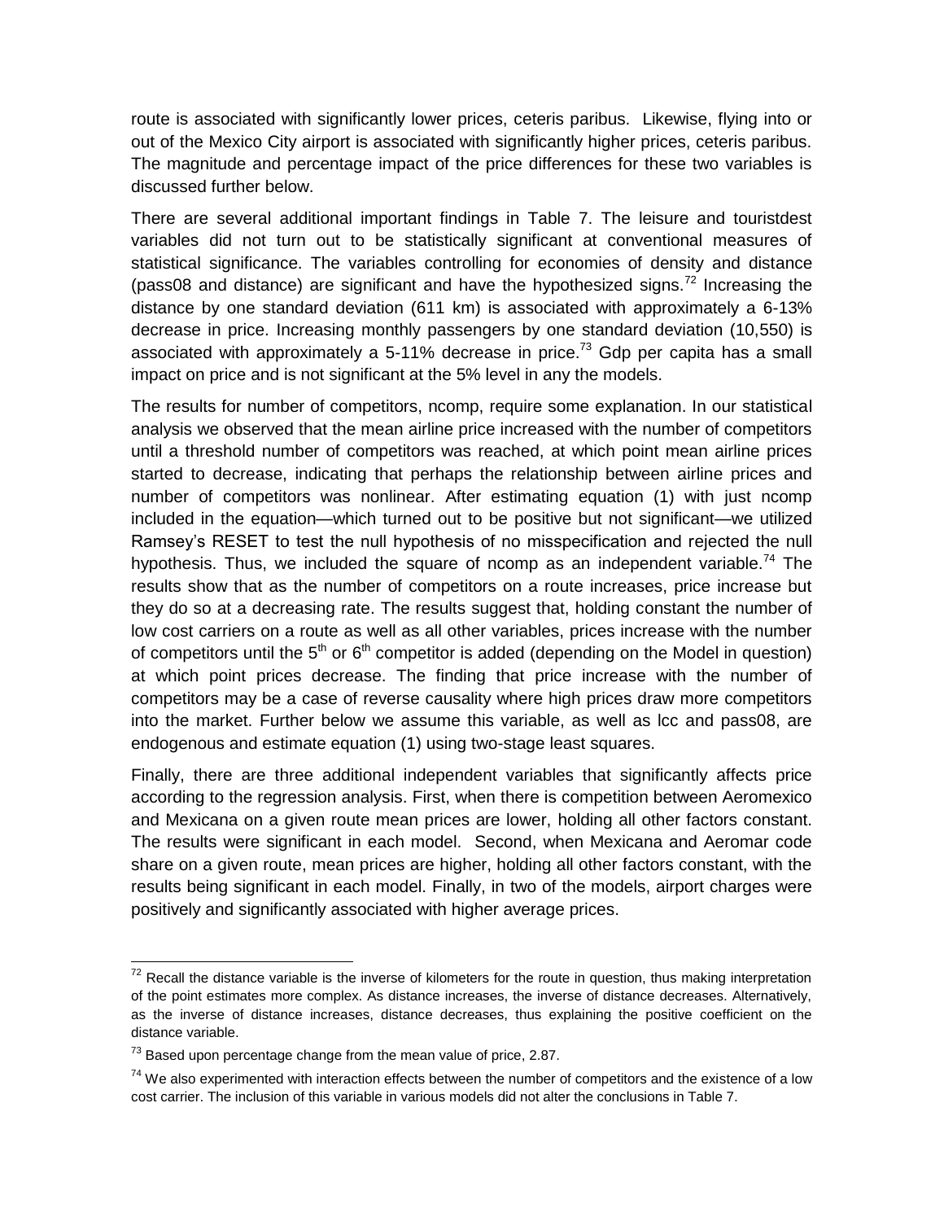route is associated with significantly lower prices, ceteris paribus. Likewise, flying into or out of the Mexico City airport is associated with significantly higher prices, ceteris paribus. The magnitude and percentage impact of the price differences for these two variables is discussed further below.

There are several additional important findings in Table 7. The leisure and touristdest variables did not turn out to be statistically significant at conventional measures of statistical significance. The variables controlling for economies of density and distance (pass08 and distance) are significant and have the hypothesized signs.[72] Increasing the distance by one standard deviation (611 km) is associated with approximately a 6-13% decrease in price. Increasing monthly passengers by one standard deviation (10,550) is associated with approximately a 5-11% decrease in price.[73] Gdp per capita has a small impact on price and is not significant at the 5% level in any the models.

The results for number of competitors, ncomp, require some explanation. In our statistical analysis we observed that the mean airline price increased with the number of competitors until a threshold number of competitors was reached, at which point mean airline prices started to decrease, indicating that perhaps the relationship between airline prices and number of competitors was nonlinear. After estimating equation (1) with just ncomp included in the equation—which turned out to be positive but not significant—we utilized Ramsey's RESET to test the null hypothesis of no misspecification and rejected the null hypothesis. Thus, we included the square of ncomp as an independent variable.[74] The results show that as the number of competitors on a route increases, price increase but they do so at a decreasing rate. The results suggest that, holding constant the number of low cost carriers on a route as well as all other variables, prices increase with the number of competitors until the 5th or 6th competitor is added (depending on the Model in question) at which point prices decrease. The finding that price increase with the number of competitors may be a case of reverse causality where high prices draw more competitors into the market. Further below we assume this variable, as well as lcc and pass08, are endogenous and estimate equation (1) using two-stage least squares.

Finally, there are three additional independent variables that significantly affects price according to the regression analysis. First, when there is competition between Aeromexico and Mexicana on a given route mean prices are lower, holding all other factors constant. The results were significant in each model. Second, when Mexicana and Aeromar code share on a given route, mean prices are higher, holding all other factors constant, with the results being significant in each model. Finally, in two of the models, airport charges were positively and significantly associated with higher average prices.

---

[72] Recall the distance variable is the inverse of kilometers for the route in question, thus making interpretation of the point estimates more complex. As distance increases, the inverse of distance decreases. Alternatively, as the inverse of distance increases, distance decreases, thus explaining the positive coefficient on the distance variable.

[73] Based upon percentage change from the mean value of price, 2.87.

[74] We also experimented with interaction effects between the number of competitors and the existence of a low cost carrier. The inclusion of this variable in various models did not alter the conclusions in Table 7.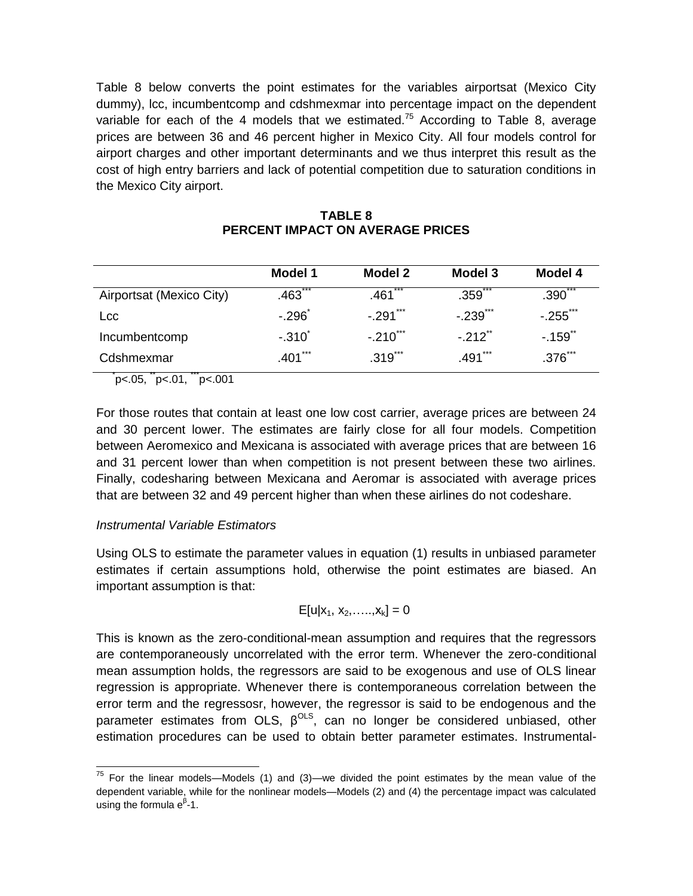Table 8 below converts the point estimates for the variables airportsat (Mexico City dummy), lcc, incumbentcomp and cdshmexmar into percentage impact on the dependent variable for each of the 4 models that we estimated.[75] According to Table 8, average prices are between 36 and 46 percent higher in Mexico City. All four models control for airport charges and other important determinants and we thus interpret this result as the cost of high entry barriers and lack of potential competition due to saturation conditions in the Mexico City airport.

**TABLE 8**
**PERCENT IMPACT ON AVERAGE PRICES**

| | Model 1 | Model 2 | Model 3 | Model 4 |
|---|---|---|---|---|
| Airportsat (Mexico City) | .463*** | .461*** | .359*** | .390*** |
| Lcc | -.296* | -.291*** | -.239*** | -.255*** |
| Incumbentcomp | -.310* | -.210*** | -.212** | -.159** |
| Cdshmexmar | .401*** | .319*** | .491*** | .376*** |

*p<.05, **p<.01, ***p<.001

For those routes that contain at least one low cost carrier, average prices are between 24 and 30 percent lower. The estimates are fairly close for all four models. Competition between Aeromexico and Mexicana is associated with average prices that are between 16 and 31 percent lower than when competition is not present between these two airlines. Finally, codesharing between Mexicana and Aeromar is associated with average prices that are between 32 and 49 percent higher than when these airlines do not codeshare.

*Instrumental Variable Estimators*

Using OLS to estimate the parameter values in equation (1) results in unbiased parameter estimates if certain assumptions hold, otherwise the point estimates are biased. An important assumption is that:

$$E[u|x_1, x_2, \ldots, x_k] = 0$$

This is known as the zero-conditional-mean assumption and requires that the regressors are contemporaneously uncorrelated with the error term. Whenever the zero-conditional mean assumption holds, the regressors are said to be exogenous and use of OLS linear regression is appropriate. Whenever there is contemporaneous correlation between the error term and the regressosr, however, the regressor is said to be endogenous and the parameter estimates from OLS, $\beta^{OLS}$, can no longer be considered unbiased, other estimation procedures can be used to obtain better parameter estimates. Instrumental-

[75] For the linear models—Models (1) and (3)—we divided the point estimates by the mean value of the dependent variable, while for the nonlinear models—Models (2) and (4) the percentage impact was calculated using the formula $e^{\beta}$-1.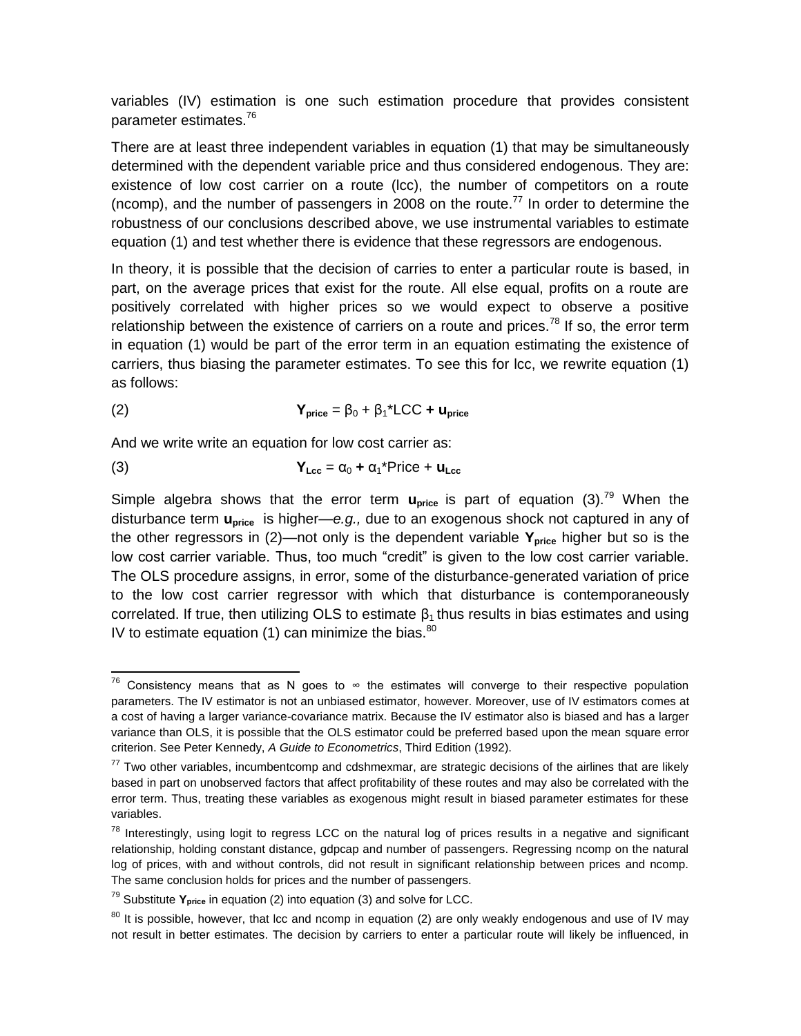variables (IV) estimation is one such estimation procedure that provides consistent parameter estimates.[76]

There are at least three independent variables in equation (1) that may be simultaneously determined with the dependent variable price and thus considered endogenous. They are: existence of low cost carrier on a route (lcc), the number of competitors on a route (ncomp), and the number of passengers in 2008 on the route.[77] In order to determine the robustness of our conclusions described above, we use instrumental variables to estimate equation (1) and test whether there is evidence that these regressors are endogenous.

In theory, it is possible that the decision of carries to enter a particular route is based, in part, on the average prices that exist for the route. All else equal, profits on a route are positively correlated with higher prices so we would expect to observe a positive relationship between the existence of carriers on a route and prices.[78] If so, the error term in equation (1) would be part of the error term in an equation estimating the existence of carriers, thus biasing the parameter estimates. To see this for lcc, we rewrite equation (1) as follows:

$$(2) \qquad \mathbf{Y_{price}} = \beta_0 + \beta_1\text{*LCC} + \mathbf{u_{price}}$$

And we write write an equation for low cost carrier as:

$$(3) \qquad \mathbf{Y_{Lcc}} = \alpha_0 + \alpha_1\text{*Price} + \mathbf{u_{Lcc}}$$

Simple algebra shows that the error term $\mathbf{u_{price}}$ is part of equation (3).[79] When the disturbance term $\mathbf{u_{price}}$ is higher—*e.g.,* due to an exogenous shock not captured in any of the other regressors in (2)—not only is the dependent variable $\mathbf{Y_{price}}$ higher but so is the low cost carrier variable. Thus, too much "credit" is given to the low cost carrier variable. The OLS procedure assigns, in error, some of the disturbance-generated variation of price to the low cost carrier regressor with which that disturbance is contemporaneously correlated. If true, then utilizing OLS to estimate $\beta_1$ thus results in bias estimates and using IV to estimate equation (1) can minimize the bias.[80]

---

[76] Consistency means that as N goes to ∞ the estimates will converge to their respective population parameters. The IV estimator is not an unbiased estimator, however. Moreover, use of IV estimators comes at a cost of having a larger variance-covariance matrix. Because the IV estimator also is biased and has a larger variance than OLS, it is possible that the OLS estimator could be preferred based upon the mean square error criterion. See Peter Kennedy, *A Guide to Econometrics*, Third Edition (1992).

[77] Two other variables, incumbentcomp and cdshmexmar, are strategic decisions of the airlines that are likely based in part on unobserved factors that affect profitability of these routes and may also be correlated with the error term. Thus, treating these variables as exogenous might result in biased parameter estimates for these variables.

[78] Interestingly, using logit to regress LCC on the natural log of prices results in a negative and significant relationship, holding constant distance, gdpcap and number of passengers. Regressing ncomp on the natural log of prices, with and without controls, did not result in significant relationship between prices and ncomp. The same conclusion holds for prices and the number of passengers.

[79] Substitute $\mathbf{Y_{price}}$ in equation (2) into equation (3) and solve for LCC.

[80] It is possible, however, that lcc and ncomp in equation (2) are only weakly endogenous and use of IV may not result in better estimates. The decision by carriers to enter a particular route will likely be influenced, in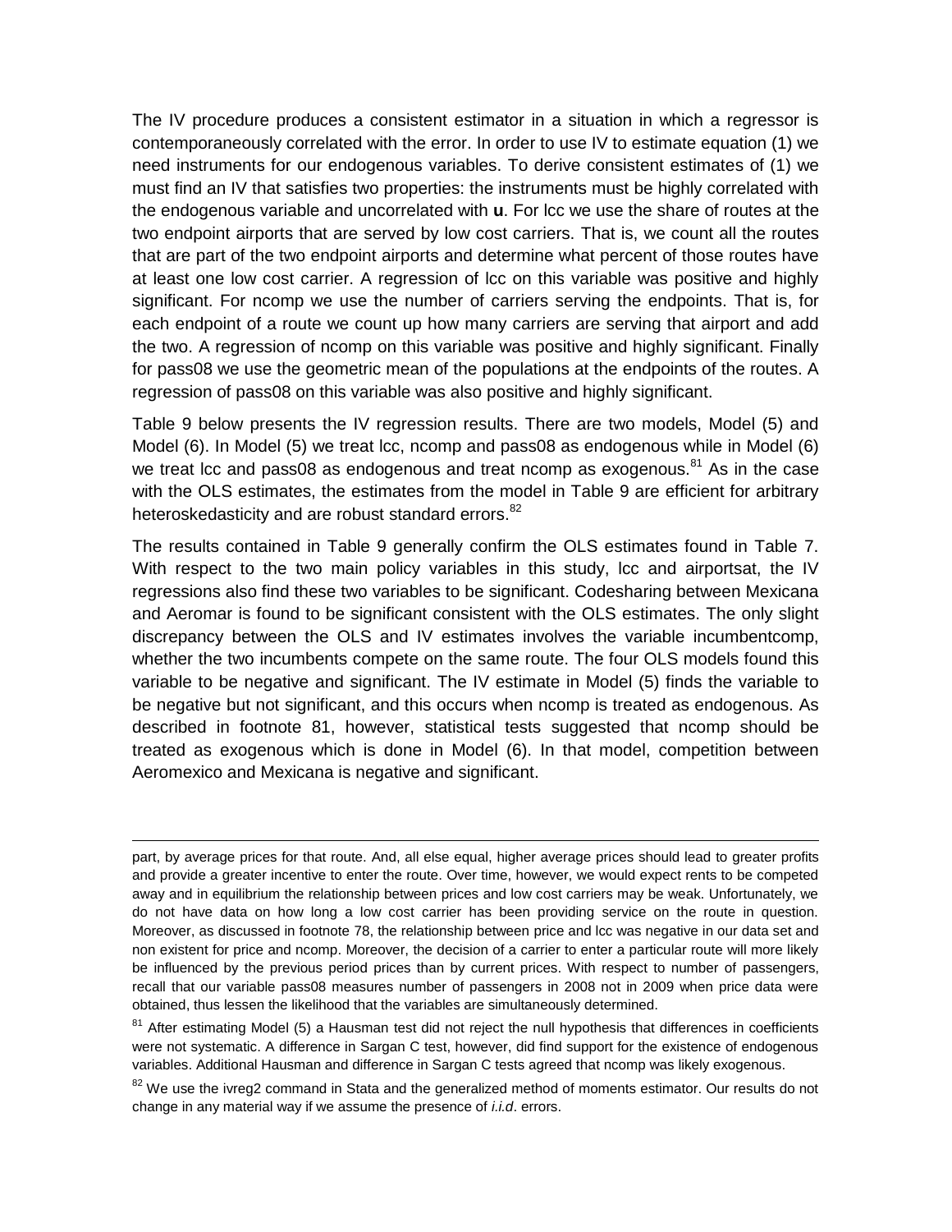The IV procedure produces a consistent estimator in a situation in which a regressor is contemporaneously correlated with the error. In order to use IV to estimate equation (1) we need instruments for our endogenous variables. To derive consistent estimates of (1) we must find an IV that satisfies two properties: the instruments must be highly correlated with the endogenous variable and uncorrelated with **u**. For lcc we use the share of routes at the two endpoint airports that are served by low cost carriers. That is, we count all the routes that are part of the two endpoint airports and determine what percent of those routes have at least one low cost carrier. A regression of lcc on this variable was positive and highly significant. For ncomp we use the number of carriers serving the endpoints. That is, for each endpoint of a route we count up how many carriers are serving that airport and add the two. A regression of ncomp on this variable was positive and highly significant. Finally for pass08 we use the geometric mean of the populations at the endpoints of the routes. A regression of pass08 on this variable was also positive and highly significant.

Table 9 below presents the IV regression results. There are two models, Model (5) and Model (6). In Model (5) we treat lcc, ncomp and pass08 as endogenous while in Model (6) we treat lcc and pass08 as endogenous and treat ncomp as exogenous.[81] As in the case with the OLS estimates, the estimates from the model in Table 9 are efficient for arbitrary heteroskedasticity and are robust standard errors.[82]

The results contained in Table 9 generally confirm the OLS estimates found in Table 7. With respect to the two main policy variables in this study, lcc and airportsat, the IV regressions also find these two variables to be significant. Codesharing between Mexicana and Aeromar is found to be significant consistent with the OLS estimates. The only slight discrepancy between the OLS and IV estimates involves the variable incumbentcomp, whether the two incumbents compete on the same route. The four OLS models found this variable to be negative and significant. The IV estimate in Model (5) finds the variable to be negative but not significant, and this occurs when ncomp is treated as endogenous. As described in footnote 81, however, statistical tests suggested that ncomp should be treated as exogenous which is done in Model (6). In that model, competition between Aeromexico and Mexicana is negative and significant.

---

part, by average prices for that route. And, all else equal, higher average prices should lead to greater profits and provide a greater incentive to enter the route. Over time, however, we would expect rents to be competed away and in equilibrium the relationship between prices and low cost carriers may be weak. Unfortunately, we do not have data on how long a low cost carrier has been providing service on the route in question. Moreover, as discussed in footnote 78, the relationship between price and lcc was negative in our data set and non existent for price and ncomp. Moreover, the decision of a carrier to enter a particular route will more likely be influenced by the previous period prices than by current prices. With respect to number of passengers, recall that our variable pass08 measures number of passengers in 2008 not in 2009 when price data were obtained, thus lessen the likelihood that the variables are simultaneously determined.

[81] After estimating Model (5) a Hausman test did not reject the null hypothesis that differences in coefficients were not systematic. A difference in Sargan C test, however, did find support for the existence of endogenous variables. Additional Hausman and difference in Sargan C tests agreed that ncomp was likely exogenous.

[82] We use the ivreg2 command in Stata and the generalized method of moments estimator. Our results do not change in any material way if we assume the presence of *i.i.d*. errors.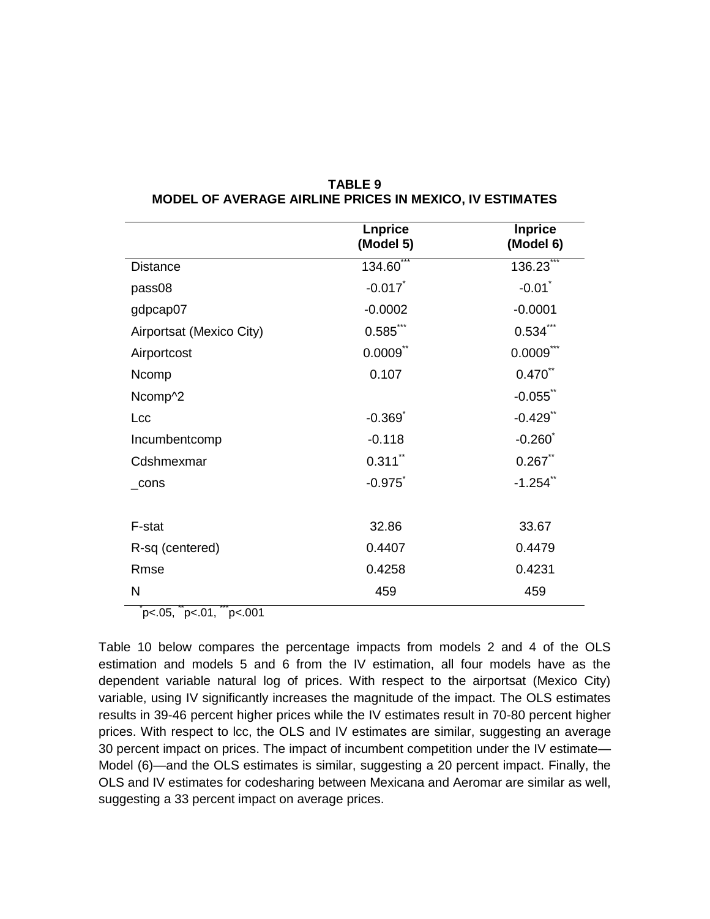**TABLE 9**
**MODEL OF AVERAGE AIRLINE PRICES IN MEXICO, IV ESTIMATES**

| | Lnprice (Model 5) | lnprice (Model 6) |
|---|---|---|
| Distance | 134.60*** | 136.23*** |
| pass08 | -0.017* | -0.01* |
| gdpcap07 | -0.0002 | -0.0001 |
| Airportsat (Mexico City) | 0.585*** | 0.534*** |
| Airportcost | 0.0009** | 0.0009*** |
| Ncomp | 0.107 | 0.470** |
| Ncomp^2 | | -0.055** |
| Lcc | -0.369* | -0.429** |
| Incumbentcomp | -0.118 | -0.260* |
| Cdshmexmar | 0.311** | 0.267** |
| _cons | -0.975* | -1.254** |
| | | |
| F-stat | 32.86 | 33.67 |
| R-sq (centered) | 0.4407 | 0.4479 |
| Rmse | 0.4258 | 0.4231 |
| N | 459 | 459 |

*p<.05, **p<.01, ***p<.001

Table 10 below compares the percentage impacts from models 2 and 4 of the OLS estimation and models 5 and 6 from the IV estimation, all four models have as the dependent variable natural log of prices. With respect to the airportsat (Mexico City) variable, using IV significantly increases the magnitude of the impact. The OLS estimates results in 39-46 percent higher prices while the IV estimates result in 70-80 percent higher prices. With respect to lcc, the OLS and IV estimates are similar, suggesting an average 30 percent impact on prices. The impact of incumbent competition under the IV estimate—Model (6)—and the OLS estimates is similar, suggesting a 20 percent impact. Finally, the OLS and IV estimates for codesharing between Mexicana and Aeromar are similar as well, suggesting a 33 percent impact on average prices.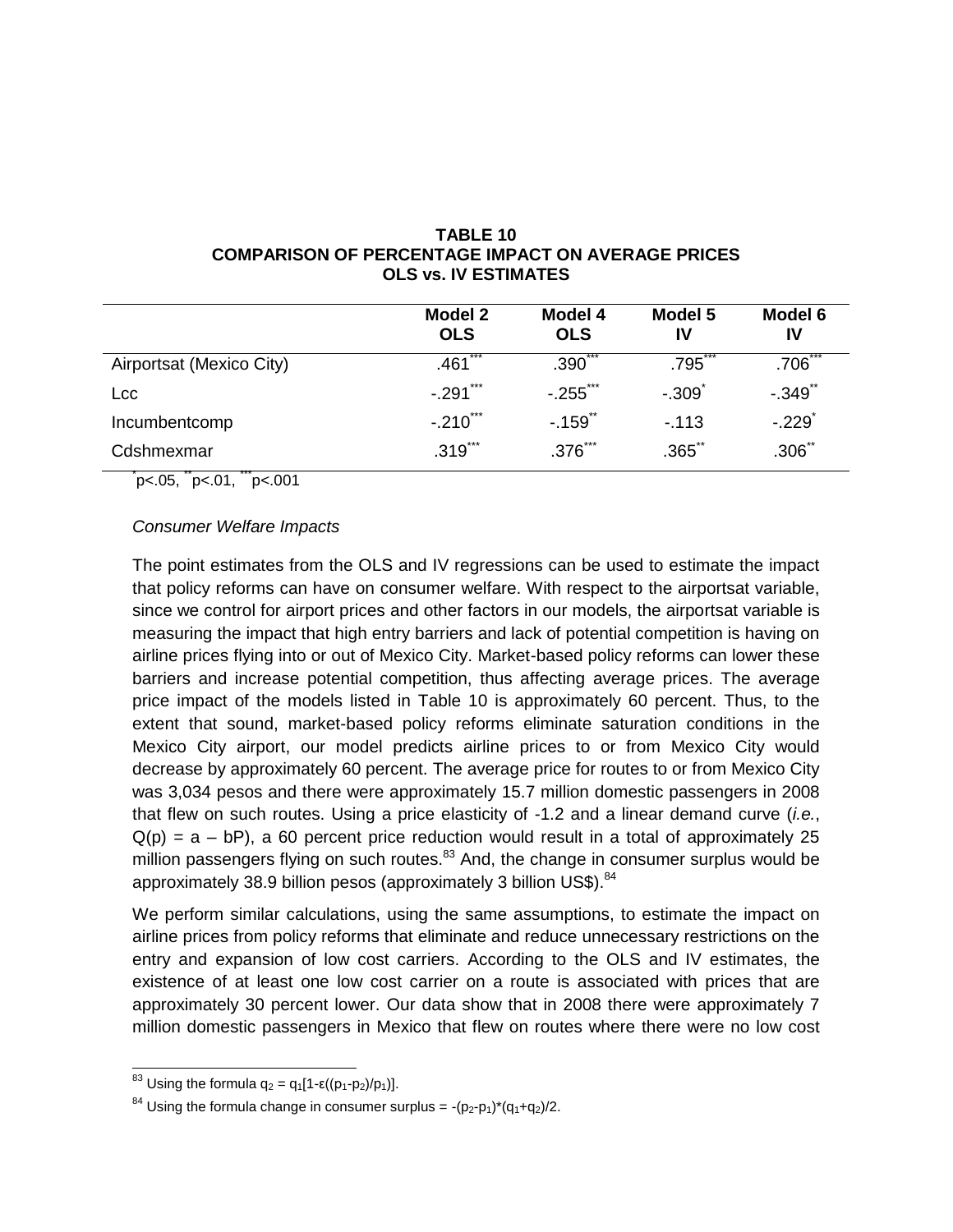**TABLE 10**
**COMPARISON OF PERCENTAGE IMPACT ON AVERAGE PRICES**
**OLS vs. IV ESTIMATES**

| | Model 2 OLS | Model 4 OLS | Model 5 IV | Model 6 IV |
|---|---|---|---|---|
| Airportsat (Mexico City) | .461*** | .390*** | .795*** | .706*** |
| Lcc | -.291*** | -.255*** | -.309* | -.349** |
| Incumbentcomp | -.210*** | -.159** | -.113 | -.229* |
| Cdshmexmar | .319*** | .376*** | .365** | .306** |

*p<.05, **p<.01, ***p<.001

*Consumer Welfare Impacts*

The point estimates from the OLS and IV regressions can be used to estimate the impact that policy reforms can have on consumer welfare. With respect to the airportsat variable, since we control for airport prices and other factors in our models, the airportsat variable is measuring the impact that high entry barriers and lack of potential competition is having on airline prices flying into or out of Mexico City. Market-based policy reforms can lower these barriers and increase potential competition, thus affecting average prices. The average price impact of the models listed in Table 10 is approximately 60 percent. Thus, to the extent that sound, market-based policy reforms eliminate saturation conditions in the Mexico City airport, our model predicts airline prices to or from Mexico City would decrease by approximately 60 percent. The average price for routes to or from Mexico City was 3,034 pesos and there were approximately 15.7 million domestic passengers in 2008 that flew on such routes. Using a price elasticity of -1.2 and a linear demand curve (*i.e.*, $Q(p) = a - bP$), a 60 percent price reduction would result in a total of approximately 25 million passengers flying on such routes.[83] And, the change in consumer surplus would be approximately 38.9 billion pesos (approximately 3 billion US$).[84]

We perform similar calculations, using the same assumptions, to estimate the impact on airline prices from policy reforms that eliminate and reduce unnecessary restrictions on the entry and expansion of low cost carriers. According to the OLS and IV estimates, the existence of at least one low cost carrier on a route is associated with prices that are approximately 30 percent lower. Our data show that in 2008 there were approximately 7 million domestic passengers in Mexico that flew on routes where there were no low cost

---

[83] Using the formula $q_2 = q_1[1\text{-}\varepsilon((p_1\text{-}p_2)/p_1)]$.

[84] Using the formula change in consumer surplus = $-(p_2\text{-}p_1)*(q_1+q_2)/2$.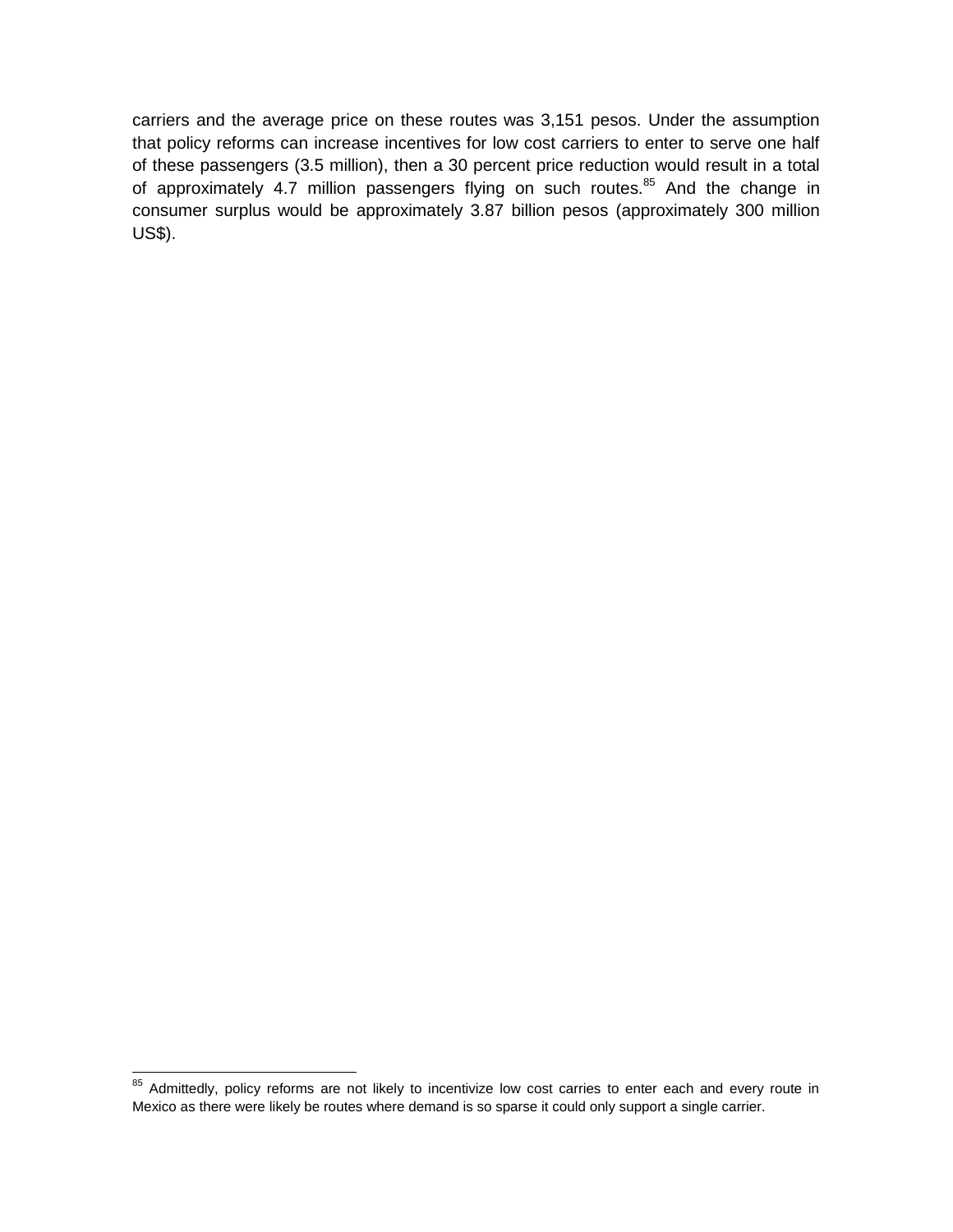carriers and the average price on these routes was 3,151 pesos. Under the assumption that policy reforms can increase incentives for low cost carriers to enter to serve one half of these passengers (3.5 million), then a 30 percent price reduction would result in a total of approximately 4.7 million passengers flying on such routes.[85] And the change in consumer surplus would be approximately 3.87 billion pesos (approximately 300 million US$).

---

[85] Admittedly, policy reforms are not likely to incentivize low cost carries to enter each and every route in Mexico as there were likely be routes where demand is so sparse it could only support a single carrier.